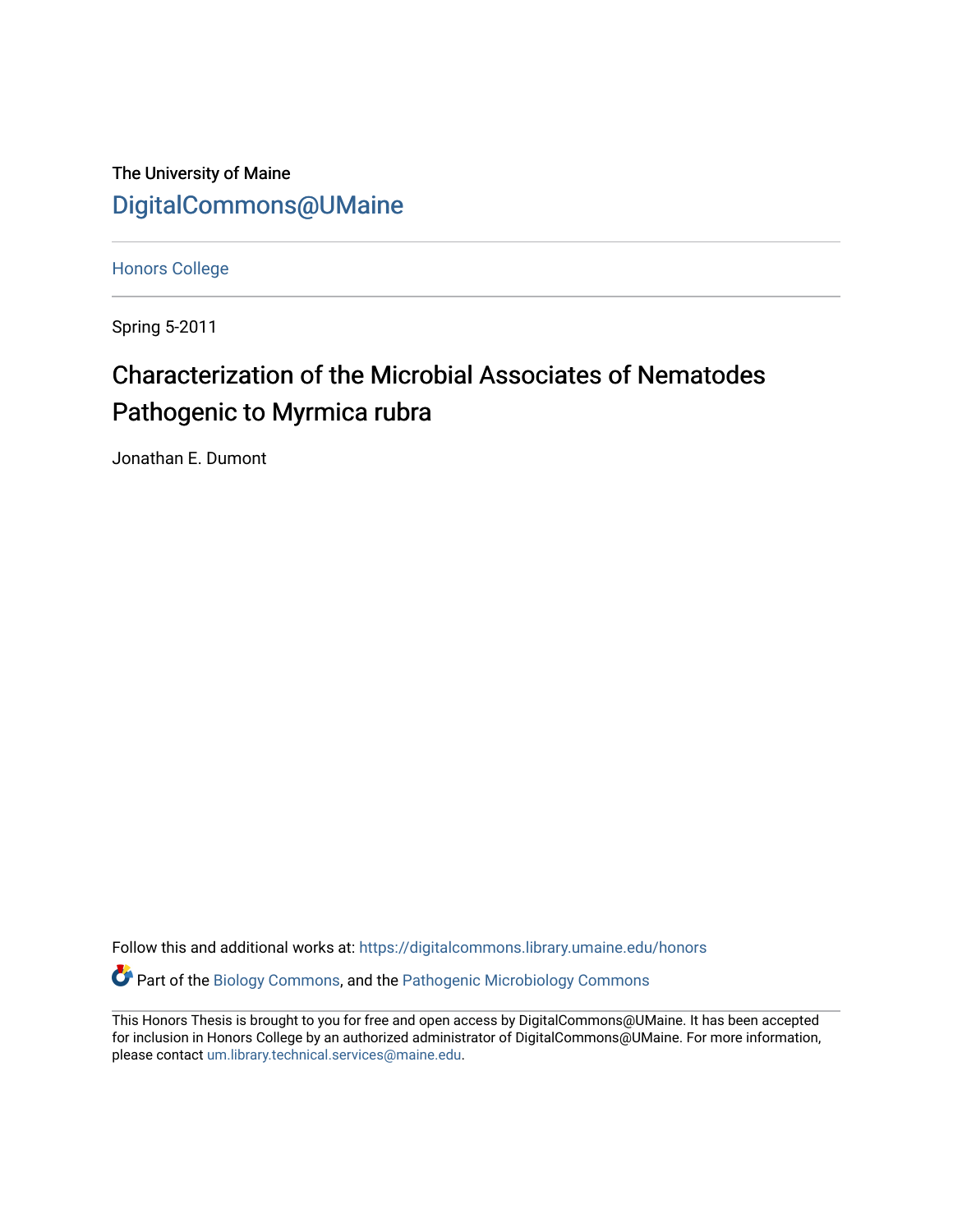The University of Maine

DigitalCommons@UMaine

Honors College

Spring 5-2011

# Characterization of the Microbial Associates of Nematodes Pathogenic to Myrmica rubra

Jonathan E. Dumont

Follow this and additional works at: https://digitalcommons.library.umaine.edu/honors

Part of the Biology Commons, and the Pathogenic Microbiology Commons

This Honors Thesis is brought to you for free and open access by DigitalCommons@UMaine. It has been accepted for inclusion in Honors College by an authorized administrator of DigitalCommons@UMaine. For more information, please contact um.library.technical.services@maine.edu.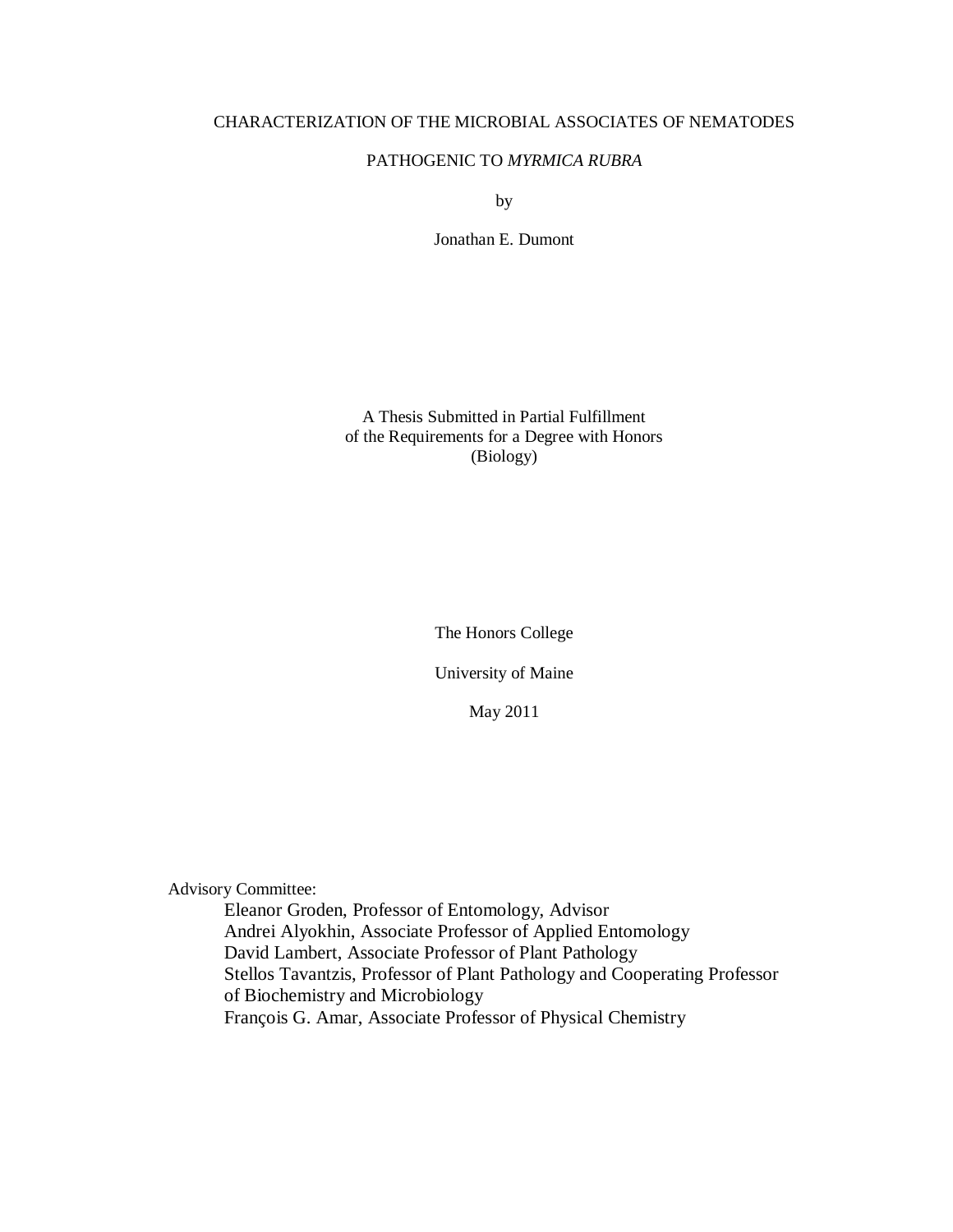# CHARACTERIZATION OF THE MICROBIAL ASSOCIATES OF NEMATODES PATHOGENIC TO *MYRMICA RUBRA*

by

Jonathan E. Dumont

A Thesis Submitted in Partial Fulfillment
of the Requirements for a Degree with Honors
(Biology)

The Honors College

University of Maine

May 2011

Advisory Committee:

Eleanor Groden, Professor of Entomology, Advisor
Andrei Alyokhin, Associate Professor of Applied Entomology
David Lambert, Associate Professor of Plant Pathology
Stellos Tavantzis, Professor of Plant Pathology and Cooperating Professor of Biochemistry and Microbiology
François G. Amar, Associate Professor of Physical Chemistry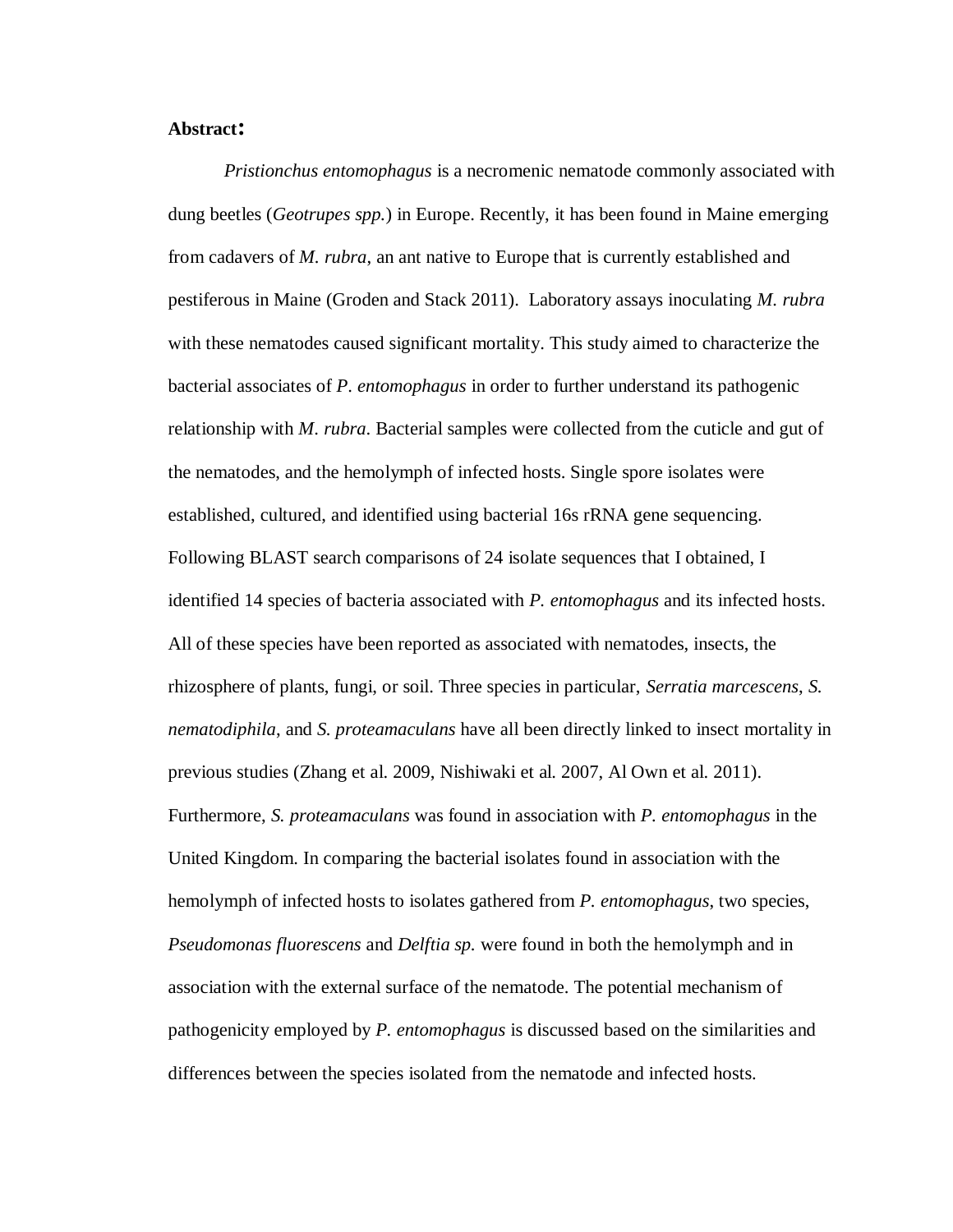## Abstract:

*Pristionchus entomophagus* is a necromenic nematode commonly associated with dung beetles (*Geotrupes spp.*) in Europe. Recently, it has been found in Maine emerging from cadavers of *M. rubra*, an ant native to Europe that is currently established and pestiferous in Maine (Groden and Stack 2011). Laboratory assays inoculating *M. rubra* with these nematodes caused significant mortality. This study aimed to characterize the bacterial associates of *P. entomophagus* in order to further understand its pathogenic relationship with *M. rubra*. Bacterial samples were collected from the cuticle and gut of the nematodes, and the hemolymph of infected hosts. Single spore isolates were established, cultured, and identified using bacterial 16s rRNA gene sequencing. Following BLAST search comparisons of 24 isolate sequences that I obtained, I identified 14 species of bacteria associated with *P. entomophagus* and its infected hosts. All of these species have been reported as associated with nematodes, insects, the rhizosphere of plants, fungi, or soil. Three species in particular, *Serratia marcescens*, *S. nematodiphila*, and *S. proteamaculans* have all been directly linked to insect mortality in previous studies (Zhang et al. 2009, Nishiwaki et al. 2007, Al Own et al. 2011). Furthermore, *S. proteamaculans* was found in association with *P. entomophagus* in the United Kingdom. In comparing the bacterial isolates found in association with the hemolymph of infected hosts to isolates gathered from *P. entomophagus*, two species, *Pseudomonas fluorescens* and *Delftia sp.* were found in both the hemolymph and in association with the external surface of the nematode. The potential mechanism of pathogenicity employed by *P. entomophagus* is discussed based on the similarities and differences between the species isolated from the nematode and infected hosts.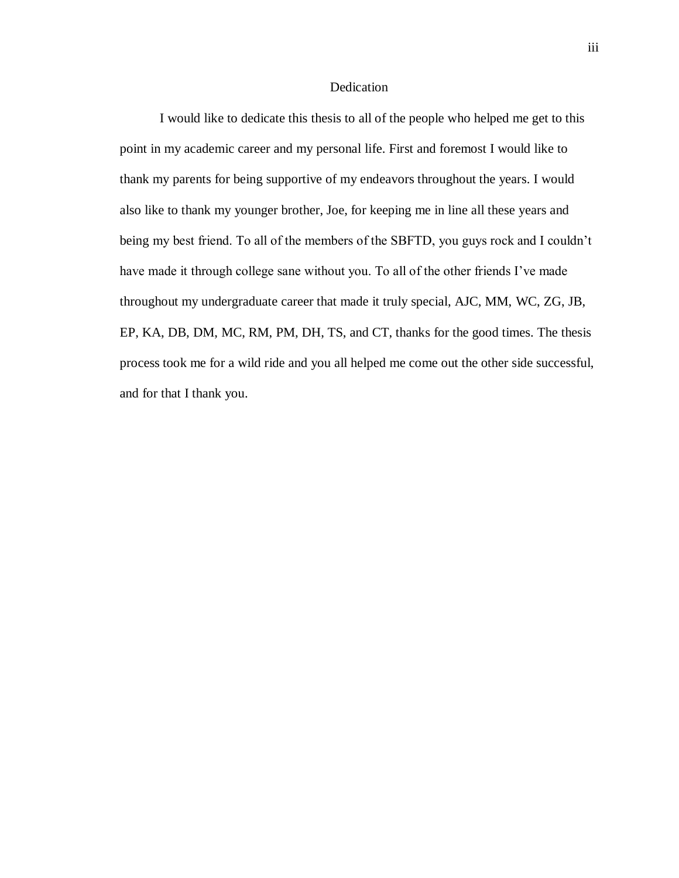# Dedication

I would like to dedicate this thesis to all of the people who helped me get to this point in my academic career and my personal life. First and foremost I would like to thank my parents for being supportive of my endeavors throughout the years. I would also like to thank my younger brother, Joe, for keeping me in line all these years and being my best friend. To all of the members of the SBFTD, you guys rock and I couldn't have made it through college sane without you. To all of the other friends I've made throughout my undergraduate career that made it truly special, AJC, MM, WC, ZG, JB, EP, KA, DB, DM, MC, RM, PM, DH, TS, and CT, thanks for the good times. The thesis process took me for a wild ride and you all helped me come out the other side successful, and for that I thank you.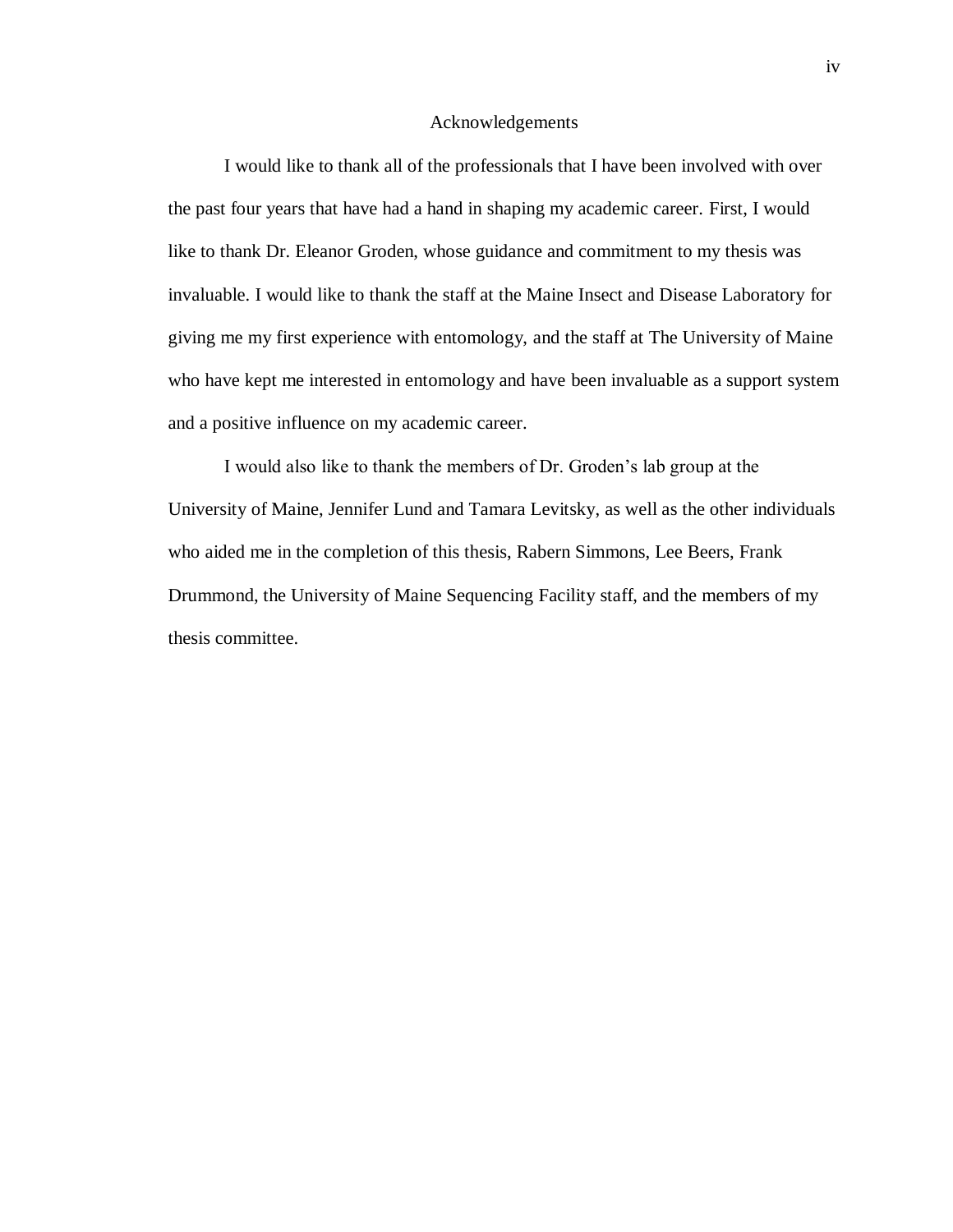# Acknowledgements

I would like to thank all of the professionals that I have been involved with over the past four years that have had a hand in shaping my academic career. First, I would like to thank Dr. Eleanor Groden, whose guidance and commitment to my thesis was invaluable. I would like to thank the staff at the Maine Insect and Disease Laboratory for giving me my first experience with entomology, and the staff at The University of Maine who have kept me interested in entomology and have been invaluable as a support system and a positive influence on my academic career.

I would also like to thank the members of Dr. Groden's lab group at the University of Maine, Jennifer Lund and Tamara Levitsky, as well as the other individuals who aided me in the completion of this thesis, Rabern Simmons, Lee Beers, Frank Drummond, the University of Maine Sequencing Facility staff, and the members of my thesis committee.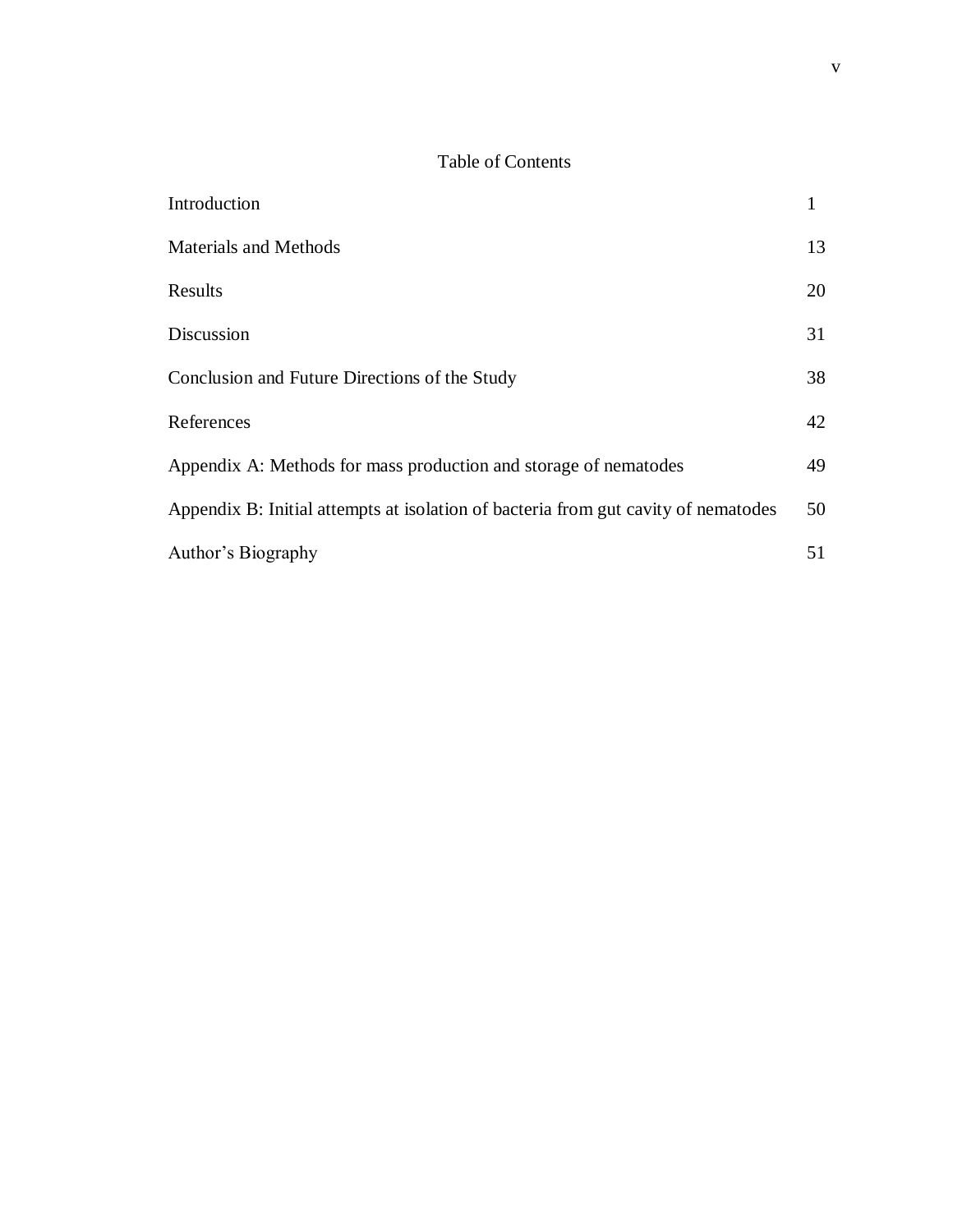# Table of Contents

| | |
|---|---|
| Introduction | 1 |
| Materials and Methods | 13 |
| Results | 20 |
| Discussion | 31 |
| Conclusion and Future Directions of the Study | 38 |
| References | 42 |
| Appendix A: Methods for mass production and storage of nematodes | 49 |
| Appendix B: Initial attempts at isolation of bacteria from gut cavity of nematodes | 50 |
| Author's Biography | 51 |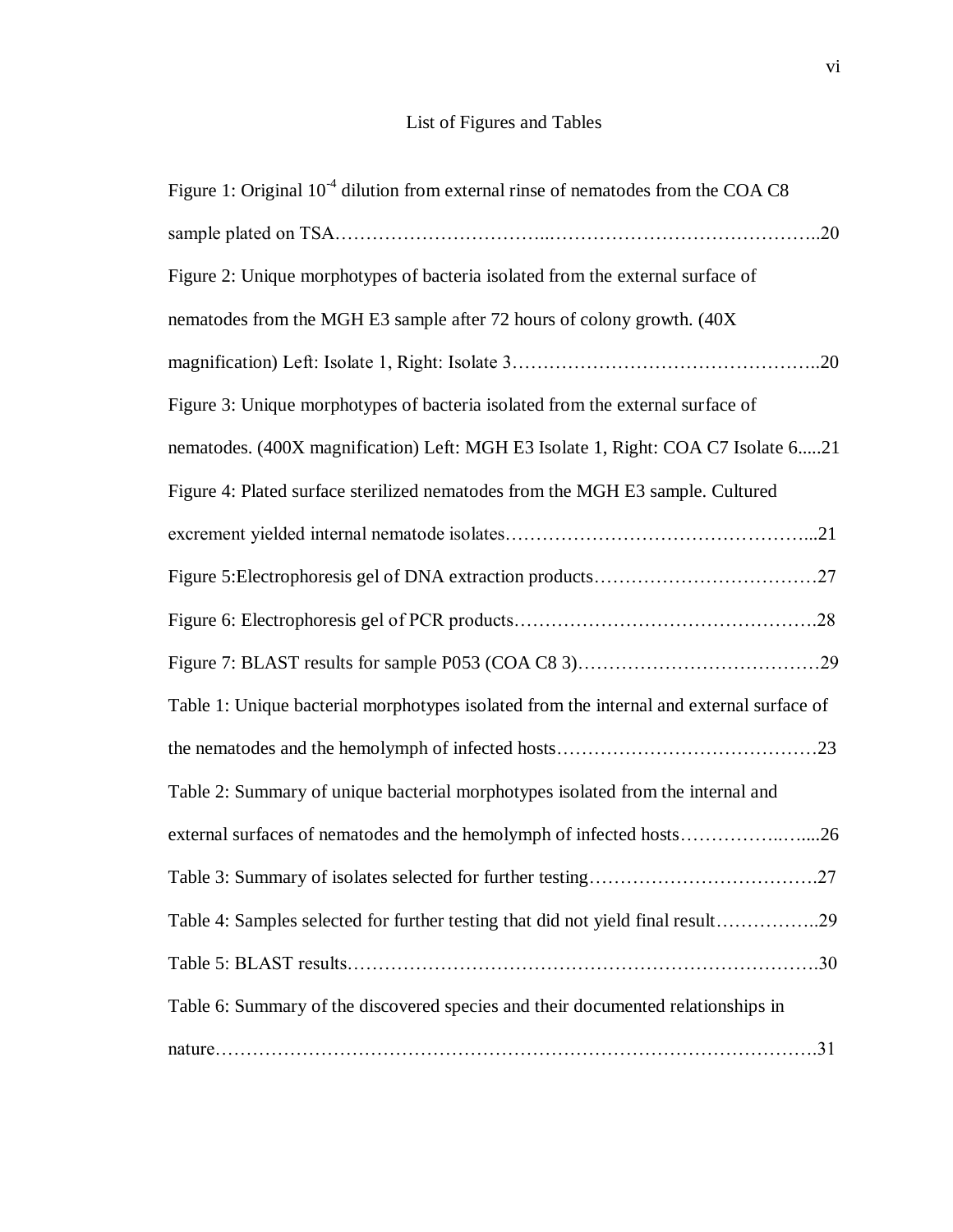# List of Figures and Tables

Figure 1: Original $10^{-4}$ dilution from external rinse of nematodes from the COA C8 sample plated on TSA……………………………..……………………………………..20

Figure 2: Unique morphotypes of bacteria isolated from the external surface of nematodes from the MGH E3 sample after 72 hours of colony growth. (40X magnification) Left: Isolate 1, Right: Isolate 3…………………………………………..20

Figure 3: Unique morphotypes of bacteria isolated from the external surface of nematodes. (400X magnification) Left: MGH E3 Isolate 1, Right: COA C7 Isolate 6.....21

Figure 4: Plated surface sterilized nematodes from the MGH E3 sample. Cultured excrement yielded internal nematode isolates…………………………………………...21

Figure 5:Electrophoresis gel of DNA extraction products………………………………27

Figure 6: Electrophoresis gel of PCR products………………………………………….28

Figure 7: BLAST results for sample P053 (COA C8 3)…………………………………29

Table 1: Unique bacterial morphotypes isolated from the internal and external surface of the nematodes and the hemolymph of infected hosts……………………………………23

Table 2: Summary of unique bacterial morphotypes isolated from the internal and external surfaces of nematodes and the hemolymph of infected hosts……………..…....26

Table 3: Summary of isolates selected for further testing……………………………….27

Table 4: Samples selected for further testing that did not yield final result……………..29

Table 5: BLAST results………………………………………………………………….30

Table 6: Summary of the discovered species and their documented relationships in nature…………………………………………………………………………………….31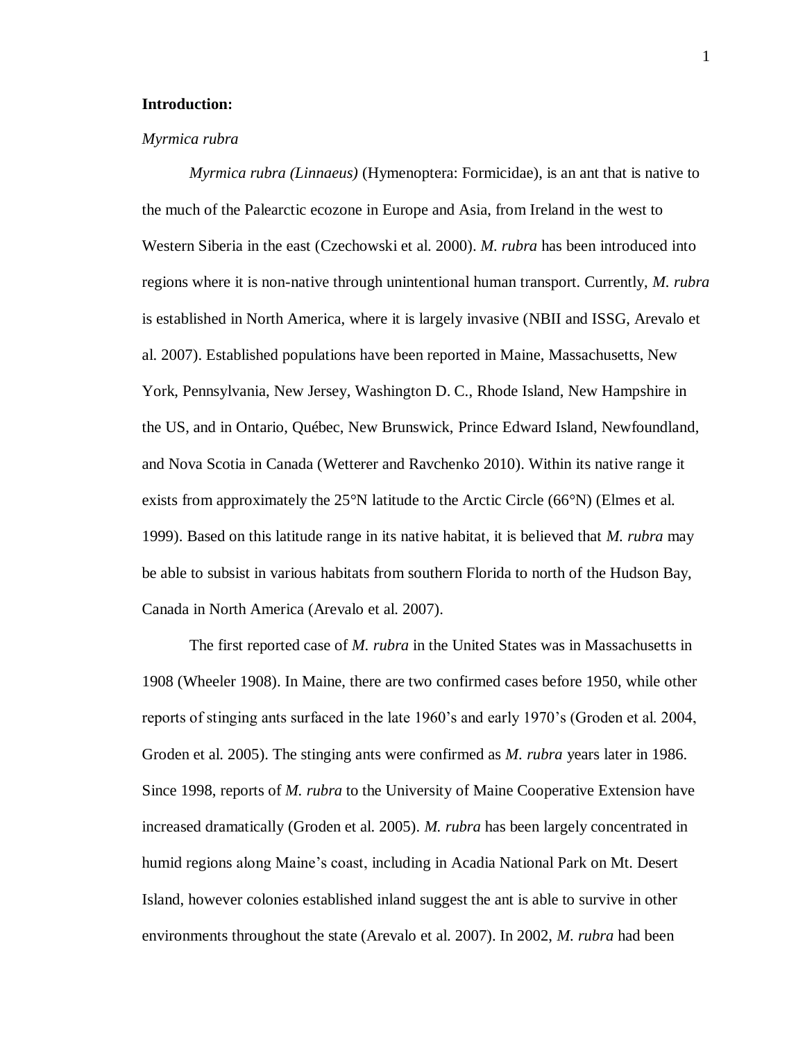**Introduction:**

*Myrmica rubra*

*Myrmica rubra (Linnaeus)* (Hymenoptera: Formicidae), is an ant that is native to the much of the Palearctic ecozone in Europe and Asia, from Ireland in the west to Western Siberia in the east (Czechowski et al. 2000). *M. rubra* has been introduced into regions where it is non-native through unintentional human transport. Currently, *M. rubra* is established in North America, where it is largely invasive (NBII and ISSG, Arevalo et al. 2007). Established populations have been reported in Maine, Massachusetts, New York, Pennsylvania, New Jersey, Washington D. C., Rhode Island, New Hampshire in the US, and in Ontario, Québec, New Brunswick, Prince Edward Island, Newfoundland, and Nova Scotia in Canada (Wetterer and Ravchenko 2010). Within its native range it exists from approximately the 25°N latitude to the Arctic Circle (66°N) (Elmes et al. 1999). Based on this latitude range in its native habitat, it is believed that *M. rubra* may be able to subsist in various habitats from southern Florida to north of the Hudson Bay, Canada in North America (Arevalo et al. 2007).

The first reported case of *M. rubra* in the United States was in Massachusetts in 1908 (Wheeler 1908). In Maine, there are two confirmed cases before 1950, while other reports of stinging ants surfaced in the late 1960's and early 1970's (Groden et al. 2004, Groden et al. 2005). The stinging ants were confirmed as *M. rubra* years later in 1986. Since 1998, reports of *M. rubra* to the University of Maine Cooperative Extension have increased dramatically (Groden et al. 2005). *M. rubra* has been largely concentrated in humid regions along Maine's coast, including in Acadia National Park on Mt. Desert Island, however colonies established inland suggest the ant is able to survive in other environments throughout the state (Arevalo et al. 2007). In 2002, *M. rubra* had been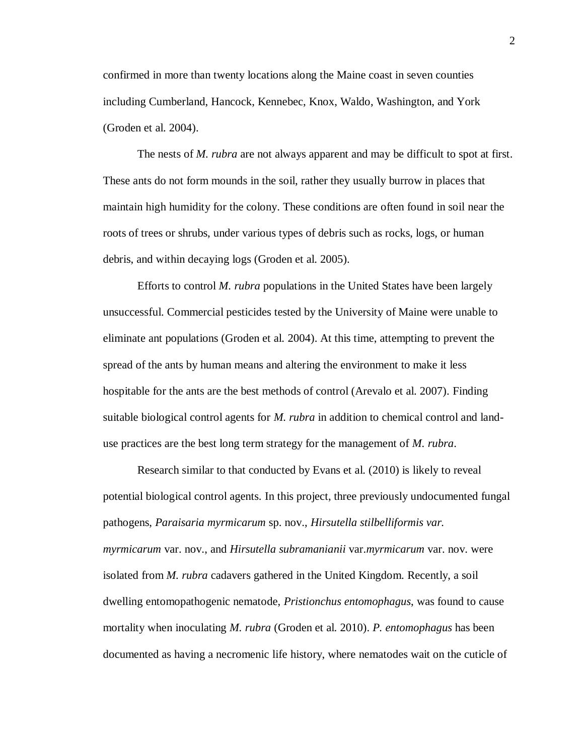confirmed in more than twenty locations along the Maine coast in seven counties including Cumberland, Hancock, Kennebec, Knox, Waldo, Washington, and York (Groden et al. 2004).

The nests of *M. rubra* are not always apparent and may be difficult to spot at first. These ants do not form mounds in the soil, rather they usually burrow in places that maintain high humidity for the colony. These conditions are often found in soil near the roots of trees or shrubs, under various types of debris such as rocks, logs, or human debris, and within decaying logs (Groden et al. 2005).

Efforts to control *M. rubra* populations in the United States have been largely unsuccessful. Commercial pesticides tested by the University of Maine were unable to eliminate ant populations (Groden et al. 2004). At this time, attempting to prevent the spread of the ants by human means and altering the environment to make it less hospitable for the ants are the best methods of control (Arevalo et al. 2007). Finding suitable biological control agents for *M. rubra* in addition to chemical control and land-use practices are the best long term strategy for the management of *M. rubra*.

Research similar to that conducted by Evans et al. (2010) is likely to reveal potential biological control agents. In this project, three previously undocumented fungal pathogens, *Paraisaria myrmicarum* sp. nov., *Hirsutella stilbelliformis var. myrmicarum* var. nov., and *Hirsutella subramanianii* var.*myrmicarum* var. nov. were isolated from *M. rubra* cadavers gathered in the United Kingdom. Recently, a soil dwelling entomopathogenic nematode, *Pristionchus entomophagus*, was found to cause mortality when inoculating *M. rubra* (Groden et al. 2010). *P. entomophagus* has been documented as having a necromenic life history, where nematodes wait on the cuticle of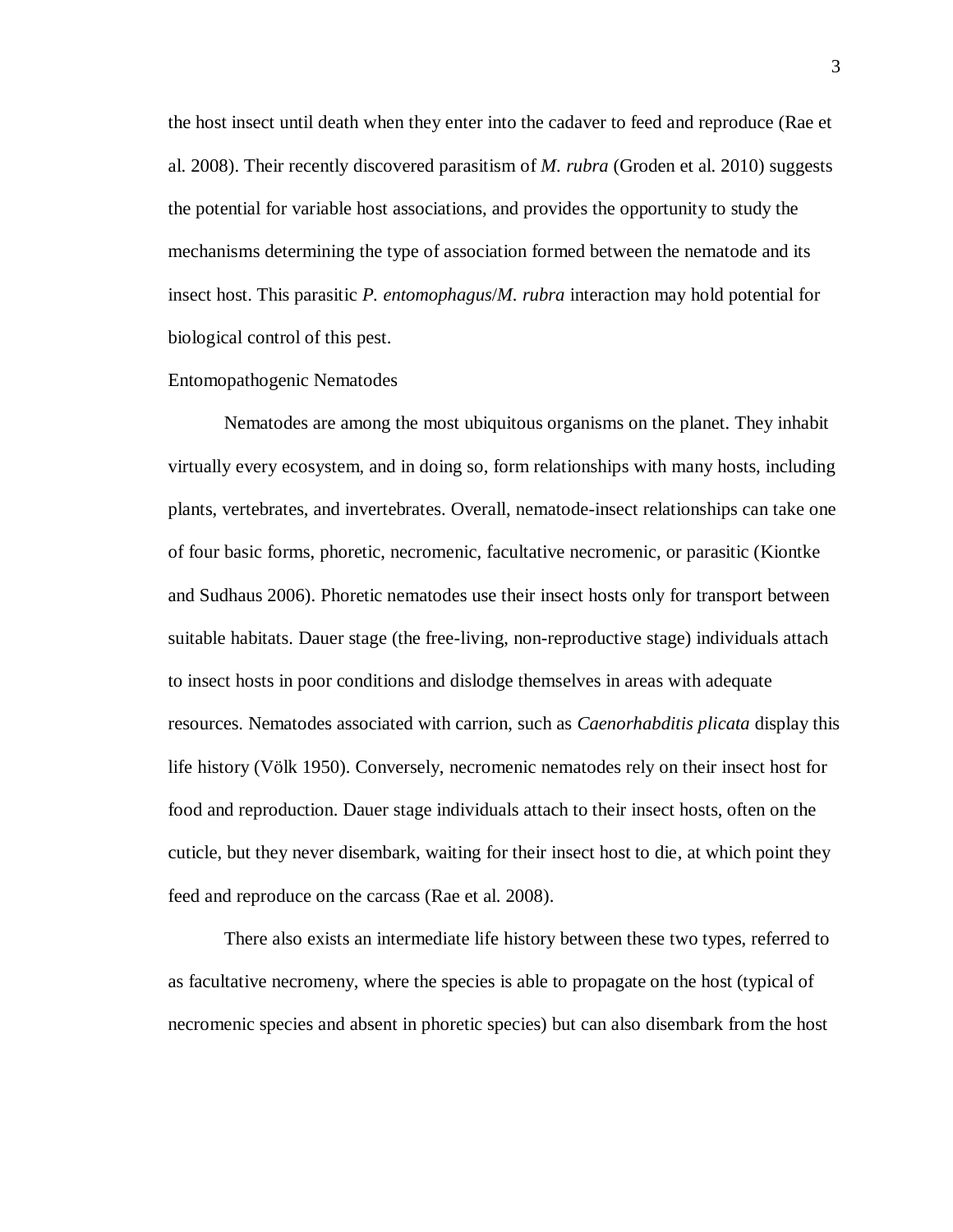the host insect until death when they enter into the cadaver to feed and reproduce (Rae et al. 2008). Their recently discovered parasitism of *M. rubra* (Groden et al. 2010) suggests the potential for variable host associations, and provides the opportunity to study the mechanisms determining the type of association formed between the nematode and its insect host. This parasitic *P. entomophagus*/*M. rubra* interaction may hold potential for biological control of this pest.

## Entomopathogenic Nematodes

Nematodes are among the most ubiquitous organisms on the planet. They inhabit virtually every ecosystem, and in doing so, form relationships with many hosts, including plants, vertebrates, and invertebrates. Overall, nematode-insect relationships can take one of four basic forms, phoretic, necromenic, facultative necromenic, or parasitic (Kiontke and Sudhaus 2006). Phoretic nematodes use their insect hosts only for transport between suitable habitats. Dauer stage (the free-living, non-reproductive stage) individuals attach to insect hosts in poor conditions and dislodge themselves in areas with adequate resources. Nematodes associated with carrion, such as *Caenorhabditis plicata* display this life history (Völk 1950). Conversely, necromenic nematodes rely on their insect host for food and reproduction. Dauer stage individuals attach to their insect hosts, often on the cuticle, but they never disembark, waiting for their insect host to die, at which point they feed and reproduce on the carcass (Rae et al. 2008).

There also exists an intermediate life history between these two types, referred to as facultative necromeny, where the species is able to propagate on the host (typical of necromenic species and absent in phoretic species) but can also disembark from the host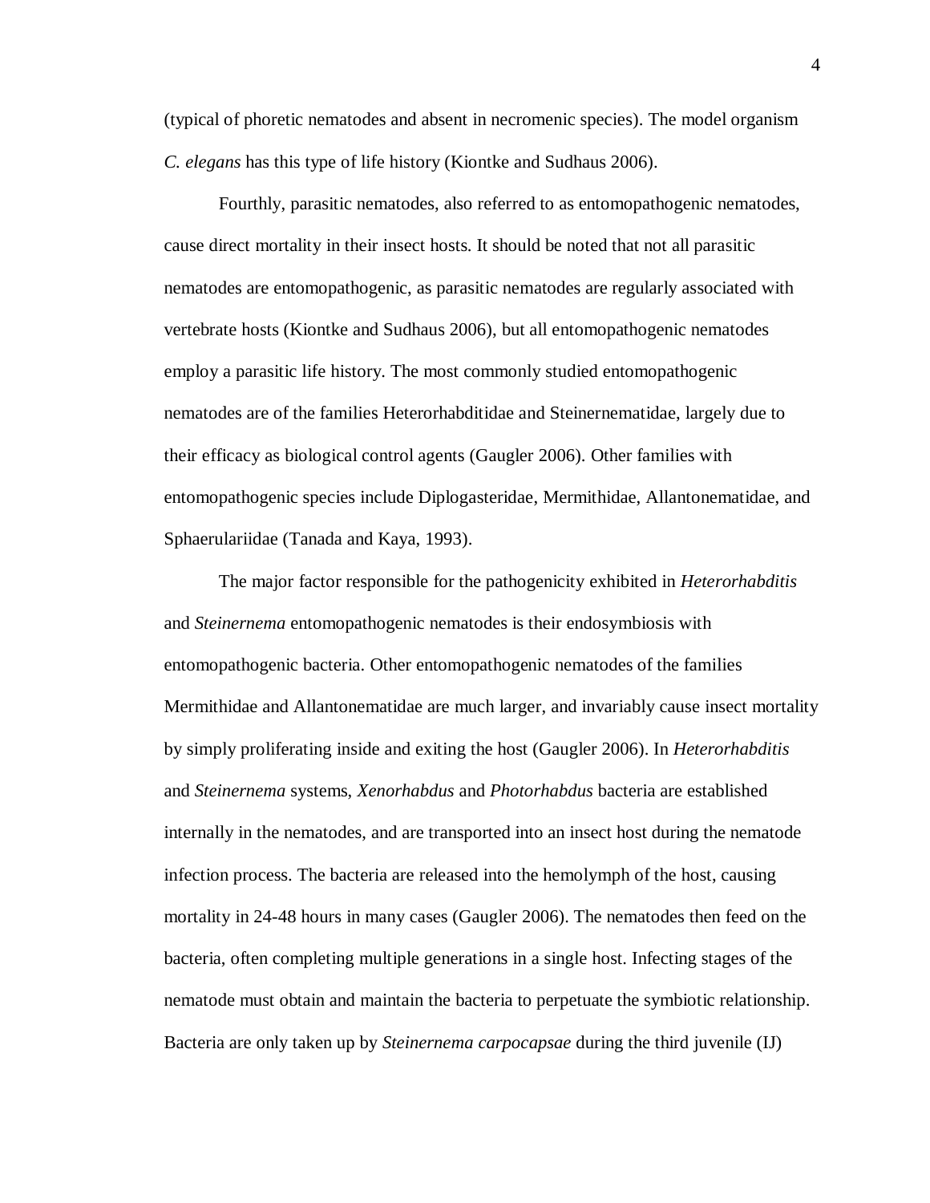(typical of phoretic nematodes and absent in necromenic species). The model organism *C. elegans* has this type of life history (Kiontke and Sudhaus 2006).

Fourthly, parasitic nematodes, also referred to as entomopathogenic nematodes, cause direct mortality in their insect hosts. It should be noted that not all parasitic nematodes are entomopathogenic, as parasitic nematodes are regularly associated with vertebrate hosts (Kiontke and Sudhaus 2006), but all entomopathogenic nematodes employ a parasitic life history. The most commonly studied entomopathogenic nematodes are of the families Heterorhabditidae and Steinernematidae, largely due to their efficacy as biological control agents (Gaugler 2006). Other families with entomopathogenic species include Diplogasteridae, Mermithidae, Allantonematidae, and Sphaerulariidae (Tanada and Kaya, 1993).

The major factor responsible for the pathogenicity exhibited in *Heterorhabditis* and *Steinernema* entomopathogenic nematodes is their endosymbiosis with entomopathogenic bacteria. Other entomopathogenic nematodes of the families Mermithidae and Allantonematidae are much larger, and invariably cause insect mortality by simply proliferating inside and exiting the host (Gaugler 2006). In *Heterorhabditis* and *Steinernema* systems, *Xenorhabdus* and *Photorhabdus* bacteria are established internally in the nematodes, and are transported into an insect host during the nematode infection process. The bacteria are released into the hemolymph of the host, causing mortality in 24-48 hours in many cases (Gaugler 2006). The nematodes then feed on the bacteria, often completing multiple generations in a single host. Infecting stages of the nematode must obtain and maintain the bacteria to perpetuate the symbiotic relationship. Bacteria are only taken up by *Steinernema carpocapsae* during the third juvenile (IJ)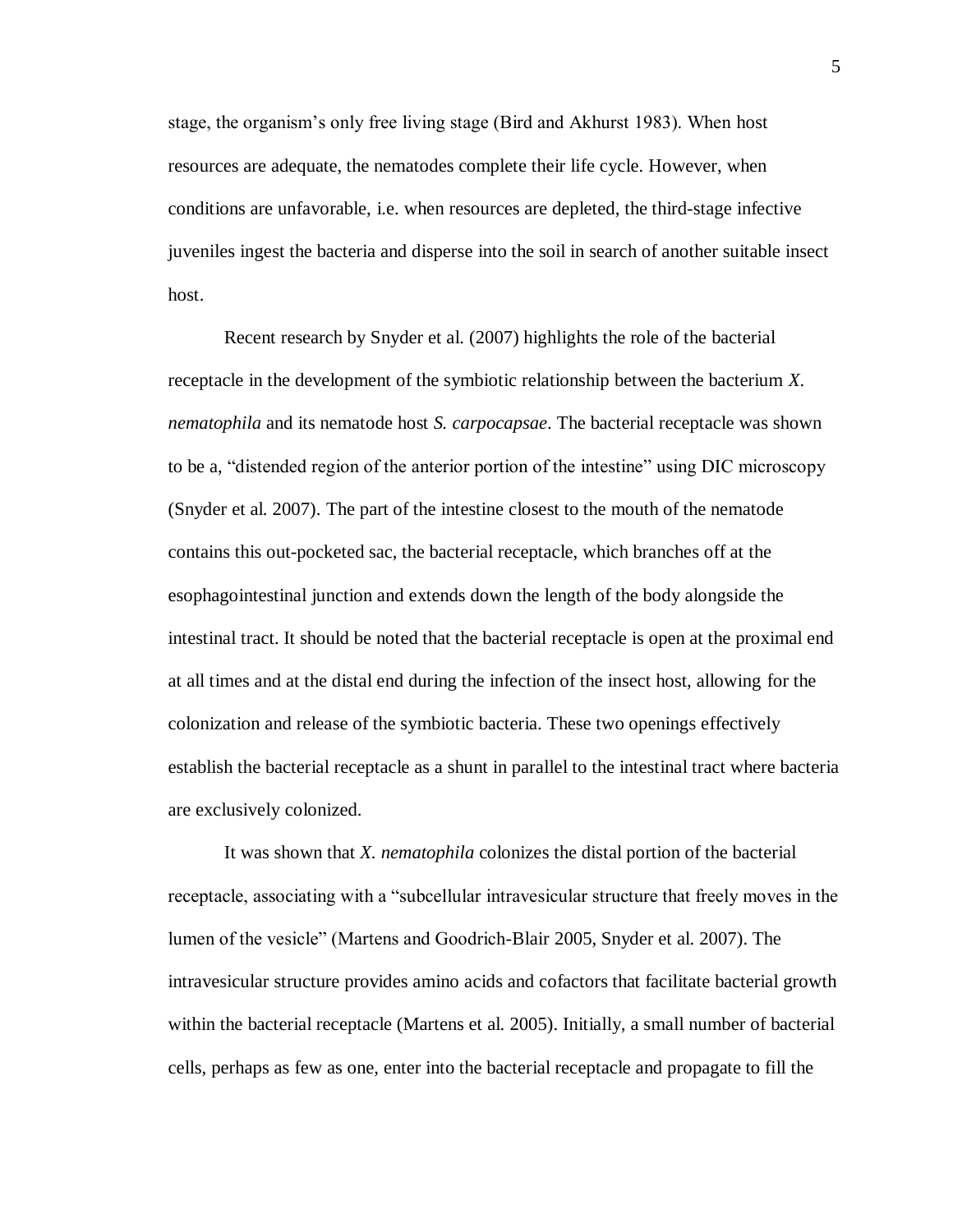stage, the organism's only free living stage (Bird and Akhurst 1983). When host resources are adequate, the nematodes complete their life cycle. However, when conditions are unfavorable, i.e. when resources are depleted, the third-stage infective juveniles ingest the bacteria and disperse into the soil in search of another suitable insect host.

Recent research by Snyder et al. (2007) highlights the role of the bacterial receptacle in the development of the symbiotic relationship between the bacterium *X. nematophila* and its nematode host *S. carpocapsae*. The bacterial receptacle was shown to be a, "distended region of the anterior portion of the intestine" using DIC microscopy (Snyder et al. 2007). The part of the intestine closest to the mouth of the nematode contains this out-pocketed sac, the bacterial receptacle, which branches off at the esophagointestinal junction and extends down the length of the body alongside the intestinal tract. It should be noted that the bacterial receptacle is open at the proximal end at all times and at the distal end during the infection of the insect host, allowing for the colonization and release of the symbiotic bacteria. These two openings effectively establish the bacterial receptacle as a shunt in parallel to the intestinal tract where bacteria are exclusively colonized.

It was shown that *X. nematophila* colonizes the distal portion of the bacterial receptacle, associating with a "subcellular intravesicular structure that freely moves in the lumen of the vesicle" (Martens and Goodrich-Blair 2005, Snyder et al. 2007). The intravesicular structure provides amino acids and cofactors that facilitate bacterial growth within the bacterial receptacle (Martens et al. 2005). Initially, a small number of bacterial cells, perhaps as few as one, enter into the bacterial receptacle and propagate to fill the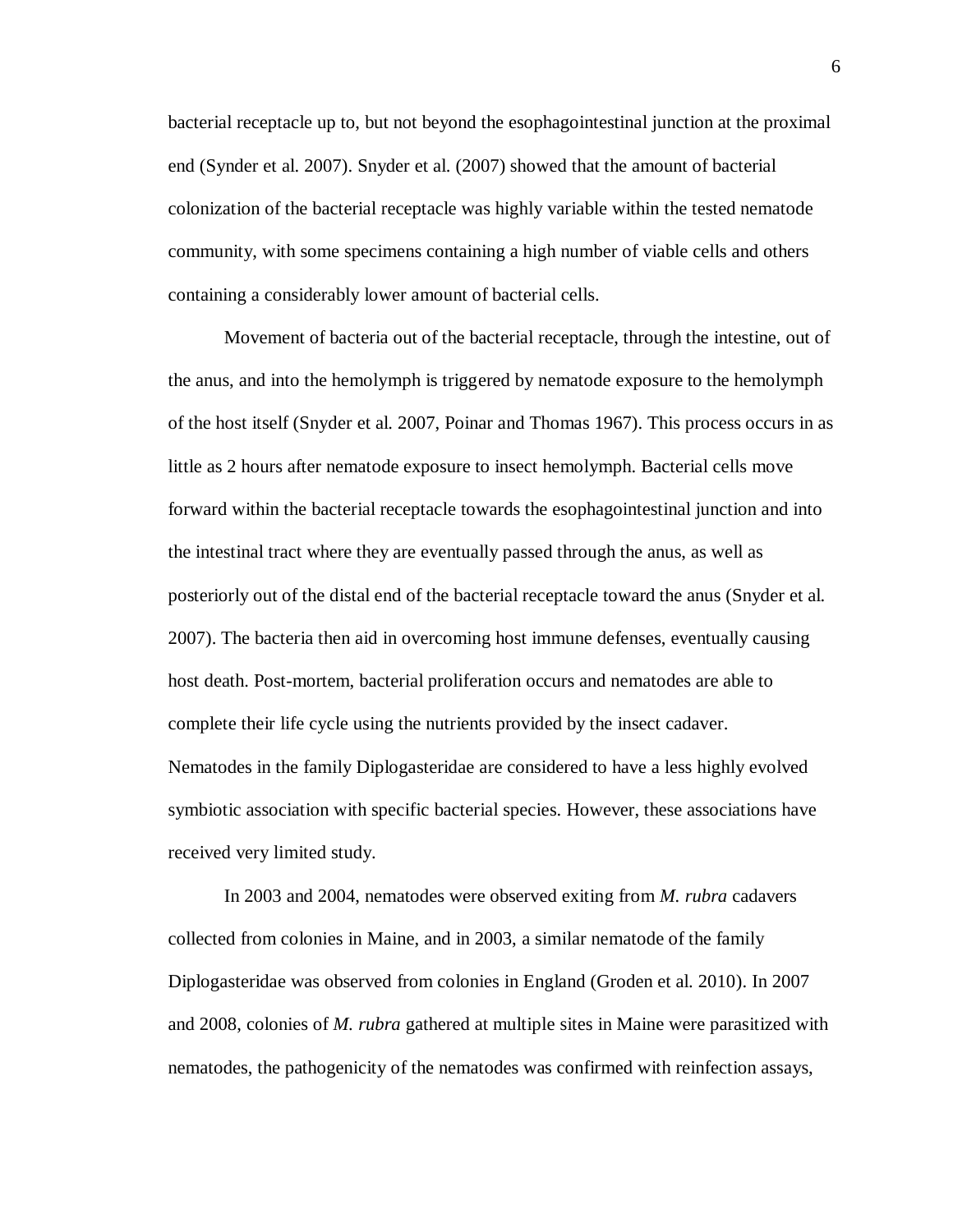bacterial receptacle up to, but not beyond the esophagointestinal junction at the proximal end (Synder et al. 2007). Snyder et al. (2007) showed that the amount of bacterial colonization of the bacterial receptacle was highly variable within the tested nematode community, with some specimens containing a high number of viable cells and others containing a considerably lower amount of bacterial cells.

Movement of bacteria out of the bacterial receptacle, through the intestine, out of the anus, and into the hemolymph is triggered by nematode exposure to the hemolymph of the host itself (Snyder et al. 2007, Poinar and Thomas 1967). This process occurs in as little as 2 hours after nematode exposure to insect hemolymph. Bacterial cells move forward within the bacterial receptacle towards the esophagointestinal junction and into the intestinal tract where they are eventually passed through the anus, as well as posteriorly out of the distal end of the bacterial receptacle toward the anus (Snyder et al. 2007). The bacteria then aid in overcoming host immune defenses, eventually causing host death. Post-mortem, bacterial proliferation occurs and nematodes are able to complete their life cycle using the nutrients provided by the insect cadaver. Nematodes in the family Diplogasteridae are considered to have a less highly evolved symbiotic association with specific bacterial species. However, these associations have received very limited study.

In 2003 and 2004, nematodes were observed exiting from *M. rubra* cadavers collected from colonies in Maine, and in 2003, a similar nematode of the family Diplogasteridae was observed from colonies in England (Groden et al. 2010). In 2007 and 2008, colonies of *M. rubra* gathered at multiple sites in Maine were parasitized with nematodes, the pathogenicity of the nematodes was confirmed with reinfection assays,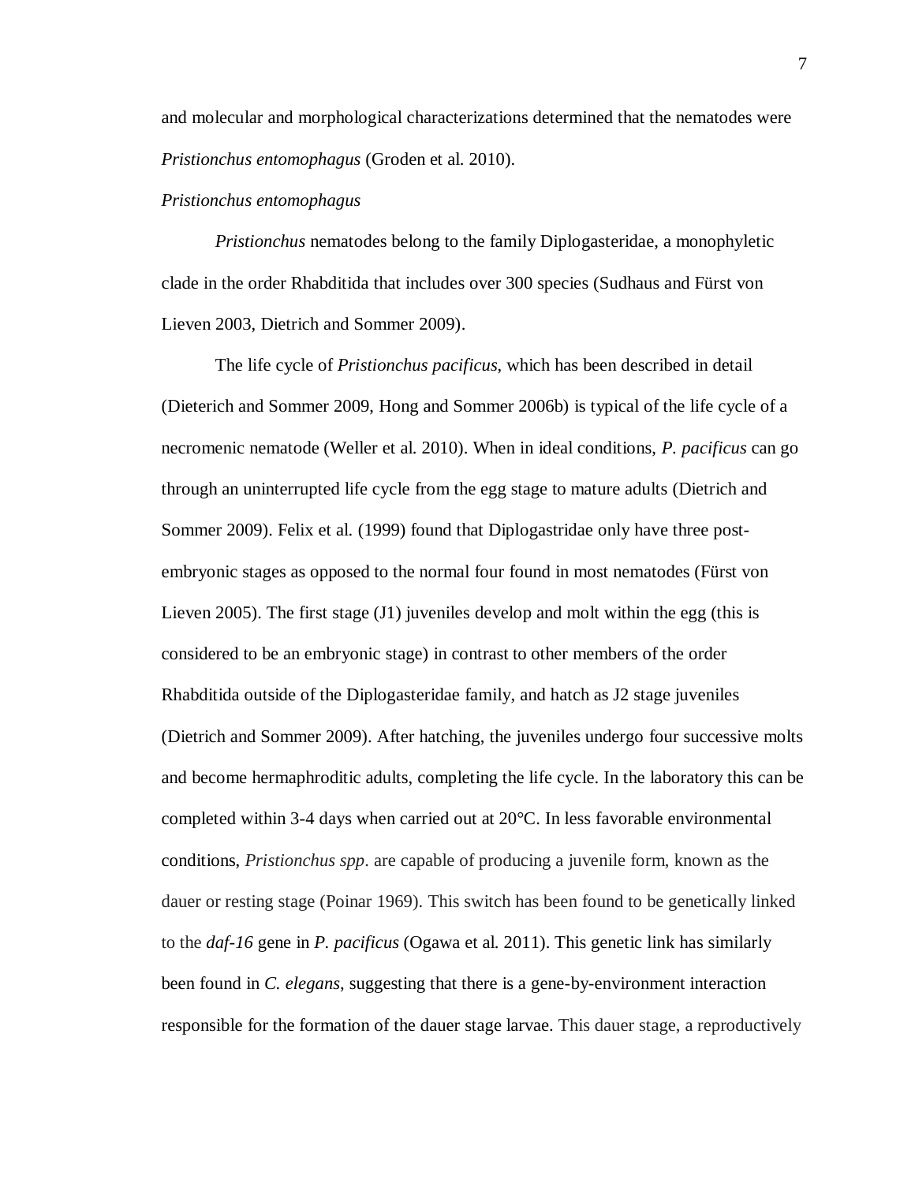and molecular and morphological characterizations determined that the nematodes were *Pristionchus entomophagus* (Groden et al. 2010).

*Pristionchus entomophagus*

*Pristionchus* nematodes belong to the family Diplogasteridae, a monophyletic clade in the order Rhabditida that includes over 300 species (Sudhaus and Fürst von Lieven 2003, Dietrich and Sommer 2009).

The life cycle of *Pristionchus pacificus*, which has been described in detail (Dieterich and Sommer 2009, Hong and Sommer 2006b) is typical of the life cycle of a necromenic nematode (Weller et al. 2010). When in ideal conditions, *P. pacificus* can go through an uninterrupted life cycle from the egg stage to mature adults (Dietrich and Sommer 2009). Felix et al. (1999) found that Diplogastridae only have three post-embryonic stages as opposed to the normal four found in most nematodes (Fürst von Lieven 2005). The first stage (J1) juveniles develop and molt within the egg (this is considered to be an embryonic stage) in contrast to other members of the order Rhabditida outside of the Diplogasteridae family, and hatch as J2 stage juveniles (Dietrich and Sommer 2009). After hatching, the juveniles undergo four successive molts and become hermaphroditic adults, completing the life cycle. In the laboratory this can be completed within 3-4 days when carried out at 20°C. In less favorable environmental conditions, *Pristionchus spp*. are capable of producing a juvenile form, known as the dauer or resting stage (Poinar 1969). This switch has been found to be genetically linked to the *daf-16* gene in *P. pacificus* (Ogawa et al. 2011). This genetic link has similarly been found in *C. elegans*, suggesting that there is a gene-by-environment interaction responsible for the formation of the dauer stage larvae. This dauer stage, a reproductively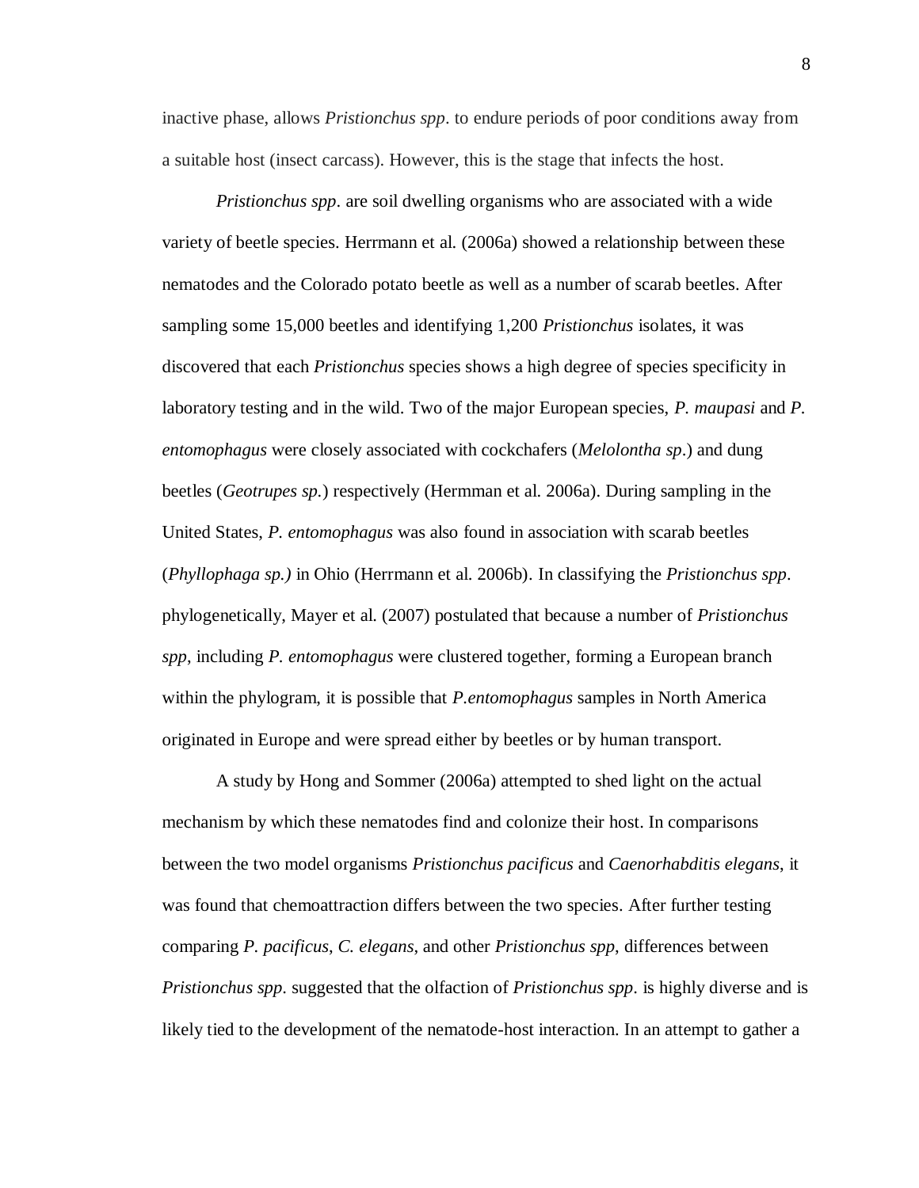inactive phase, allows *Pristionchus spp*. to endure periods of poor conditions away from a suitable host (insect carcass). However, this is the stage that infects the host.

*Pristionchus spp*. are soil dwelling organisms who are associated with a wide variety of beetle species. Herrmann et al. (2006a) showed a relationship between these nematodes and the Colorado potato beetle as well as a number of scarab beetles. After sampling some 15,000 beetles and identifying 1,200 *Pristionchus* isolates, it was discovered that each *Pristionchus* species shows a high degree of species specificity in laboratory testing and in the wild. Two of the major European species, *P. maupasi* and *P. entomophagus* were closely associated with cockchafers (*Melolontha sp*.) and dung beetles (*Geotrupes sp.*) respectively (Hermman et al. 2006a). During sampling in the United States, *P. entomophagus* was also found in association with scarab beetles (*Phyllophaga sp.)* in Ohio (Herrmann et al. 2006b). In classifying the *Pristionchus spp*. phylogenetically, Mayer et al. (2007) postulated that because a number of *Pristionchus spp*, including *P. entomophagus* were clustered together, forming a European branch within the phylogram, it is possible that *P.entomophagus* samples in North America originated in Europe and were spread either by beetles or by human transport.

A study by Hong and Sommer (2006a) attempted to shed light on the actual mechanism by which these nematodes find and colonize their host. In comparisons between the two model organisms *Pristionchus pacificus* and *Caenorhabditis elegans*, it was found that chemoattraction differs between the two species. After further testing comparing *P. pacificus*, *C. elegans*, and other *Pristionchus spp*, differences between *Pristionchus spp*. suggested that the olfaction of *Pristionchus spp*. is highly diverse and is likely tied to the development of the nematode-host interaction. In an attempt to gather a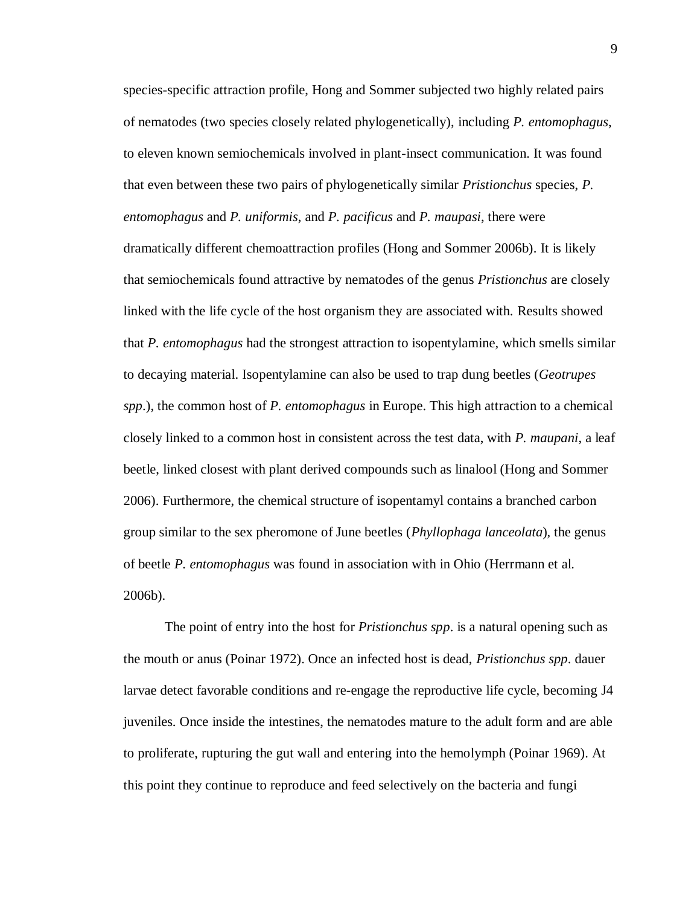species-specific attraction profile, Hong and Sommer subjected two highly related pairs of nematodes (two species closely related phylogenetically), including *P. entomophagus*, to eleven known semiochemicals involved in plant-insect communication. It was found that even between these two pairs of phylogenetically similar *Pristionchus* species, *P. entomophagus* and *P. uniformis*, and *P. pacificus* and *P. maupasi*, there were dramatically different chemoattraction profiles (Hong and Sommer 2006b). It is likely that semiochemicals found attractive by nematodes of the genus *Pristionchus* are closely linked with the life cycle of the host organism they are associated with. Results showed that *P. entomophagus* had the strongest attraction to isopentylamine, which smells similar to decaying material. Isopentylamine can also be used to trap dung beetles (*Geotrupes spp*.), the common host of *P. entomophagus* in Europe. This high attraction to a chemical closely linked to a common host in consistent across the test data, with *P. maupani*, a leaf beetle, linked closest with plant derived compounds such as linalool (Hong and Sommer 2006). Furthermore, the chemical structure of isopentamyl contains a branched carbon group similar to the sex pheromone of June beetles (*Phyllophaga lanceolata*), the genus of beetle *P. entomophagus* was found in association with in Ohio (Herrmann et al. 2006b).

The point of entry into the host for *Pristionchus spp*. is a natural opening such as the mouth or anus (Poinar 1972). Once an infected host is dead, *Pristionchus spp*. dauer larvae detect favorable conditions and re-engage the reproductive life cycle, becoming J4 juveniles. Once inside the intestines, the nematodes mature to the adult form and are able to proliferate, rupturing the gut wall and entering into the hemolymph (Poinar 1969). At this point they continue to reproduce and feed selectively on the bacteria and fungi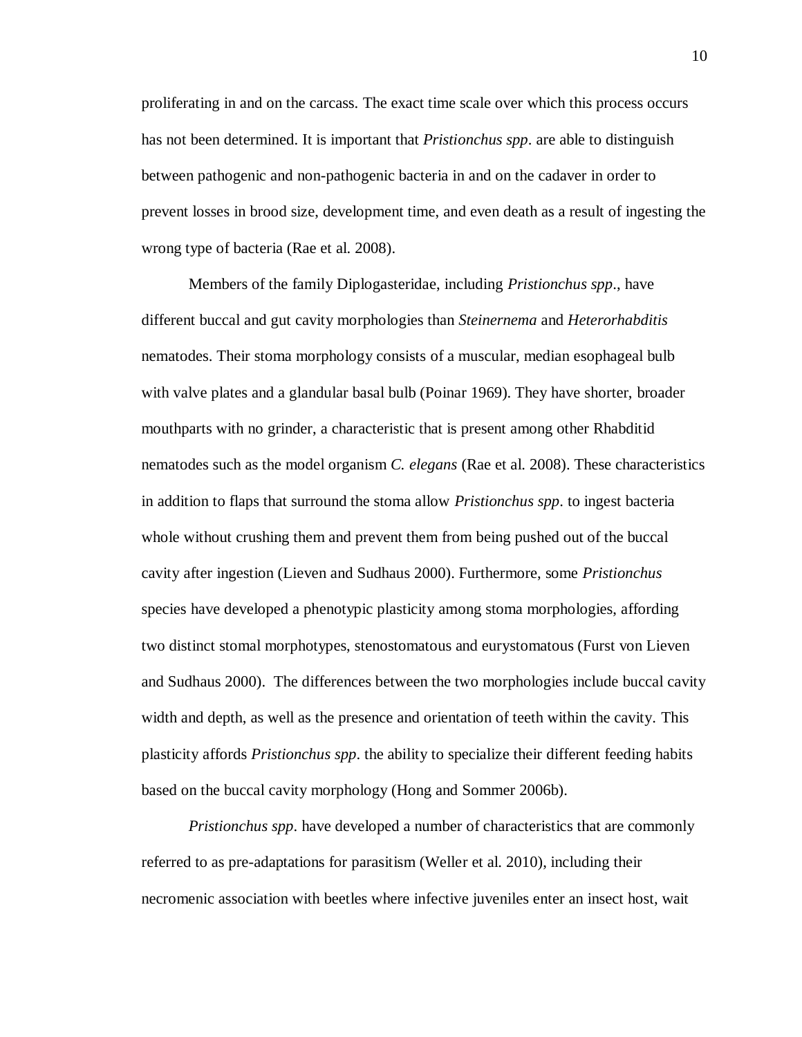proliferating in and on the carcass. The exact time scale over which this process occurs has not been determined. It is important that *Pristionchus spp*. are able to distinguish between pathogenic and non-pathogenic bacteria in and on the cadaver in order to prevent losses in brood size, development time, and even death as a result of ingesting the wrong type of bacteria (Rae et al. 2008).

Members of the family Diplogasteridae, including *Pristionchus spp*., have different buccal and gut cavity morphologies than *Steinernema* and *Heterorhabditis* nematodes. Their stoma morphology consists of a muscular, median esophageal bulb with valve plates and a glandular basal bulb (Poinar 1969). They have shorter, broader mouthparts with no grinder, a characteristic that is present among other Rhabditid nematodes such as the model organism *C. elegans* (Rae et al. 2008). These characteristics in addition to flaps that surround the stoma allow *Pristionchus spp*. to ingest bacteria whole without crushing them and prevent them from being pushed out of the buccal cavity after ingestion (Lieven and Sudhaus 2000). Furthermore, some *Pristionchus* species have developed a phenotypic plasticity among stoma morphologies, affording two distinct stomal morphotypes, stenostomatous and eurystomatous (Furst von Lieven and Sudhaus 2000). The differences between the two morphologies include buccal cavity width and depth, as well as the presence and orientation of teeth within the cavity. This plasticity affords *Pristionchus spp*. the ability to specialize their different feeding habits based on the buccal cavity morphology (Hong and Sommer 2006b).

*Pristionchus spp*. have developed a number of characteristics that are commonly referred to as pre-adaptations for parasitism (Weller et al. 2010), including their necromenic association with beetles where infective juveniles enter an insect host, wait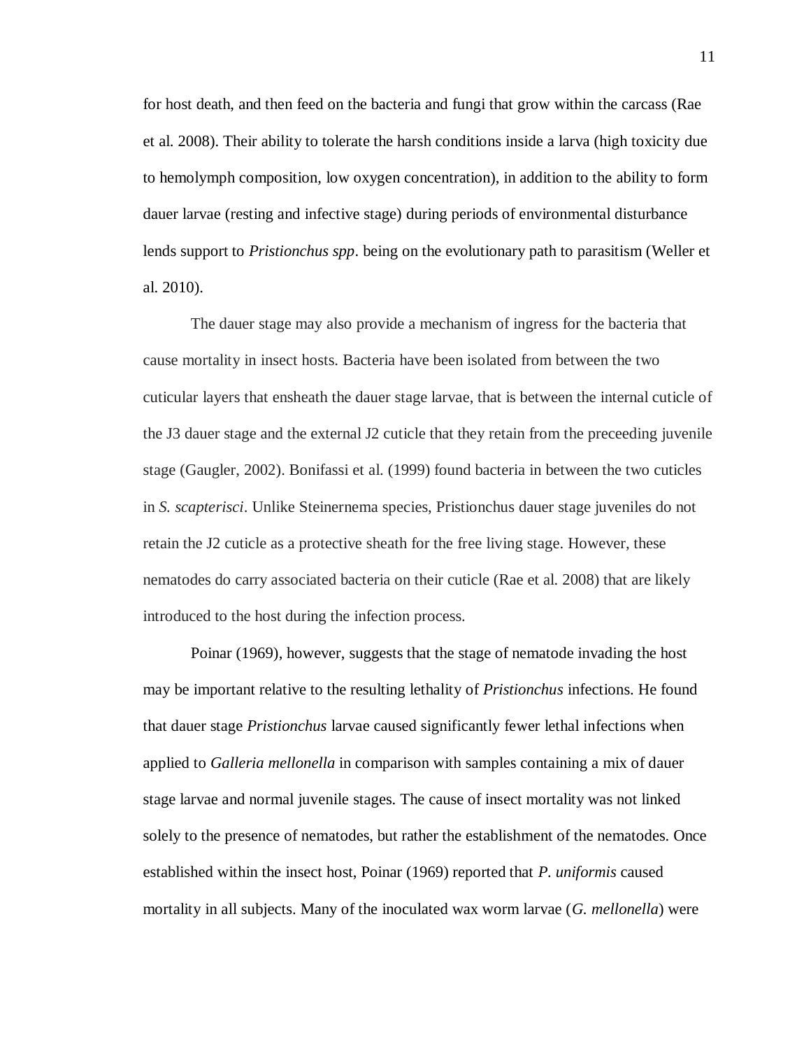for host death, and then feed on the bacteria and fungi that grow within the carcass (Rae et al. 2008). Their ability to tolerate the harsh conditions inside a larva (high toxicity due to hemolymph composition, low oxygen concentration), in addition to the ability to form dauer larvae (resting and infective stage) during periods of environmental disturbance lends support to *Pristionchus spp*. being on the evolutionary path to parasitism (Weller et al. 2010).

The dauer stage may also provide a mechanism of ingress for the bacteria that cause mortality in insect hosts. Bacteria have been isolated from between the two cuticular layers that ensheath the dauer stage larvae, that is between the internal cuticle of the J3 dauer stage and the external J2 cuticle that they retain from the preceeding juvenile stage (Gaugler, 2002). Bonifassi et al. (1999) found bacteria in between the two cuticles in *S. scapterisci*. Unlike Steinernema species, Pristionchus dauer stage juveniles do not retain the J2 cuticle as a protective sheath for the free living stage. However, these nematodes do carry associated bacteria on their cuticle (Rae et al. 2008) that are likely introduced to the host during the infection process.

Poinar (1969), however, suggests that the stage of nematode invading the host may be important relative to the resulting lethality of *Pristionchus* infections. He found that dauer stage *Pristionchus* larvae caused significantly fewer lethal infections when applied to *Galleria mellonella* in comparison with samples containing a mix of dauer stage larvae and normal juvenile stages. The cause of insect mortality was not linked solely to the presence of nematodes, but rather the establishment of the nematodes. Once established within the insect host, Poinar (1969) reported that *P. uniformis* caused mortality in all subjects. Many of the inoculated wax worm larvae (*G. mellonella*) were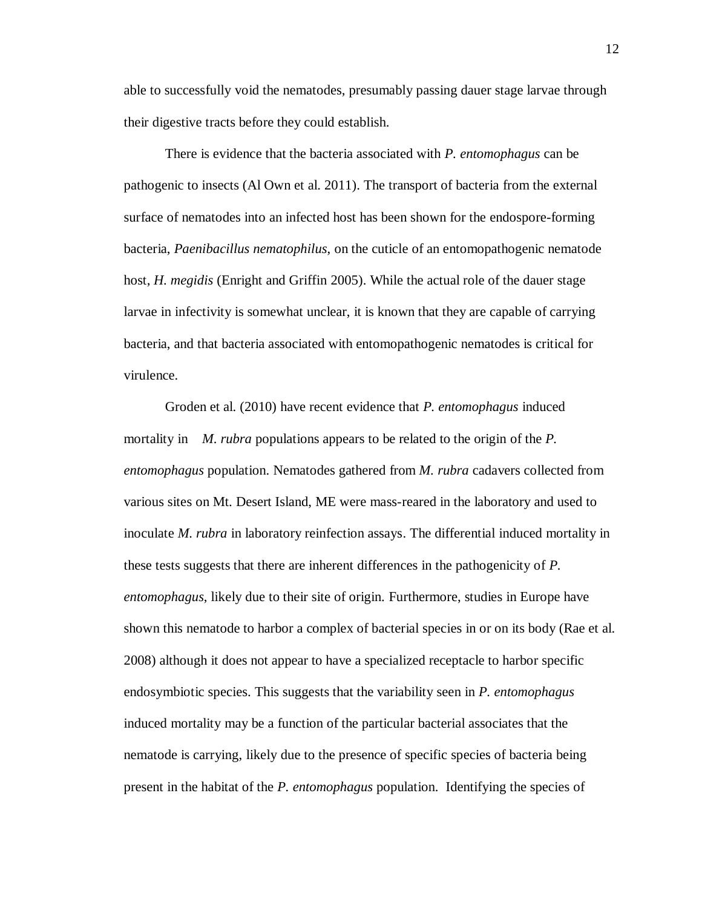able to successfully void the nematodes, presumably passing dauer stage larvae through their digestive tracts before they could establish.

There is evidence that the bacteria associated with *P. entomophagus* can be pathogenic to insects (Al Own et al. 2011). The transport of bacteria from the external surface of nematodes into an infected host has been shown for the endospore-forming bacteria, *Paenibacillus nematophilus*, on the cuticle of an entomopathogenic nematode host, *H. megidis* (Enright and Griffin 2005). While the actual role of the dauer stage larvae in infectivity is somewhat unclear, it is known that they are capable of carrying bacteria, and that bacteria associated with entomopathogenic nematodes is critical for virulence.

Groden et al. (2010) have recent evidence that *P. entomophagus* induced mortality in *M. rubra* populations appears to be related to the origin of the *P. entomophagus* population. Nematodes gathered from *M. rubra* cadavers collected from various sites on Mt. Desert Island, ME were mass-reared in the laboratory and used to inoculate *M. rubra* in laboratory reinfection assays. The differential induced mortality in these tests suggests that there are inherent differences in the pathogenicity of *P. entomophagus*, likely due to their site of origin. Furthermore, studies in Europe have shown this nematode to harbor a complex of bacterial species in or on its body (Rae et al. 2008) although it does not appear to have a specialized receptacle to harbor specific endosymbiotic species. This suggests that the variability seen in *P. entomophagus* induced mortality may be a function of the particular bacterial associates that the nematode is carrying, likely due to the presence of specific species of bacteria being present in the habitat of the *P. entomophagus* population. Identifying the species of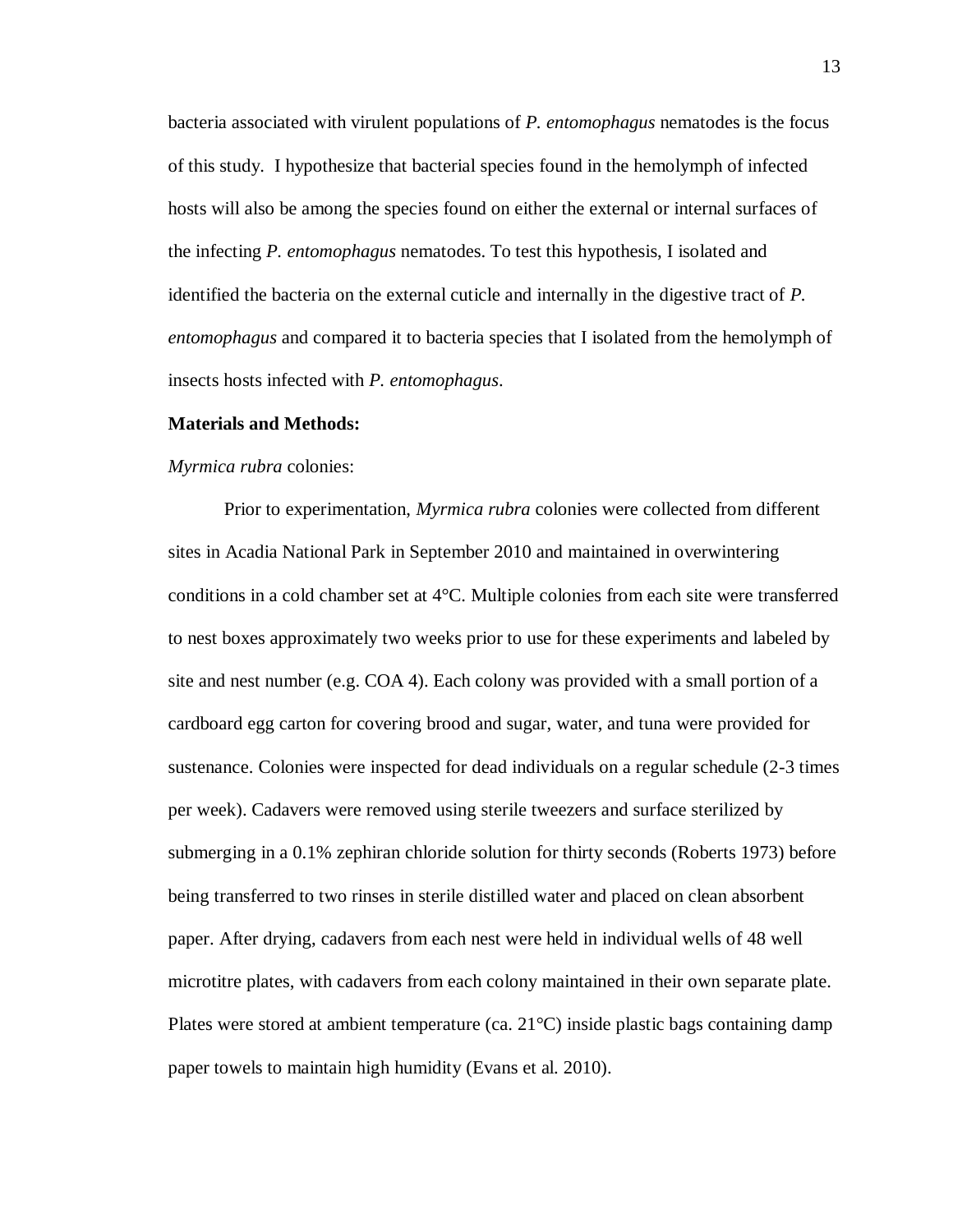bacteria associated with virulent populations of *P. entomophagus* nematodes is the focus of this study. I hypothesize that bacterial species found in the hemolymph of infected hosts will also be among the species found on either the external or internal surfaces of the infecting *P. entomophagus* nematodes. To test this hypothesis, I isolated and identified the bacteria on the external cuticle and internally in the digestive tract of *P. entomophagus* and compared it to bacteria species that I isolated from the hemolymph of insects hosts infected with *P. entomophagus*.

**Materials and Methods:**

*Myrmica rubra* colonies:

Prior to experimentation, *Myrmica rubra* colonies were collected from different sites in Acadia National Park in September 2010 and maintained in overwintering conditions in a cold chamber set at 4°C. Multiple colonies from each site were transferred to nest boxes approximately two weeks prior to use for these experiments and labeled by site and nest number (e.g. COA 4). Each colony was provided with a small portion of a cardboard egg carton for covering brood and sugar, water, and tuna were provided for sustenance. Colonies were inspected for dead individuals on a regular schedule (2-3 times per week). Cadavers were removed using sterile tweezers and surface sterilized by submerging in a 0.1% zephiran chloride solution for thirty seconds (Roberts 1973) before being transferred to two rinses in sterile distilled water and placed on clean absorbent paper. After drying, cadavers from each nest were held in individual wells of 48 well microtitre plates, with cadavers from each colony maintained in their own separate plate. Plates were stored at ambient temperature (ca. 21°C) inside plastic bags containing damp paper towels to maintain high humidity (Evans et al. 2010).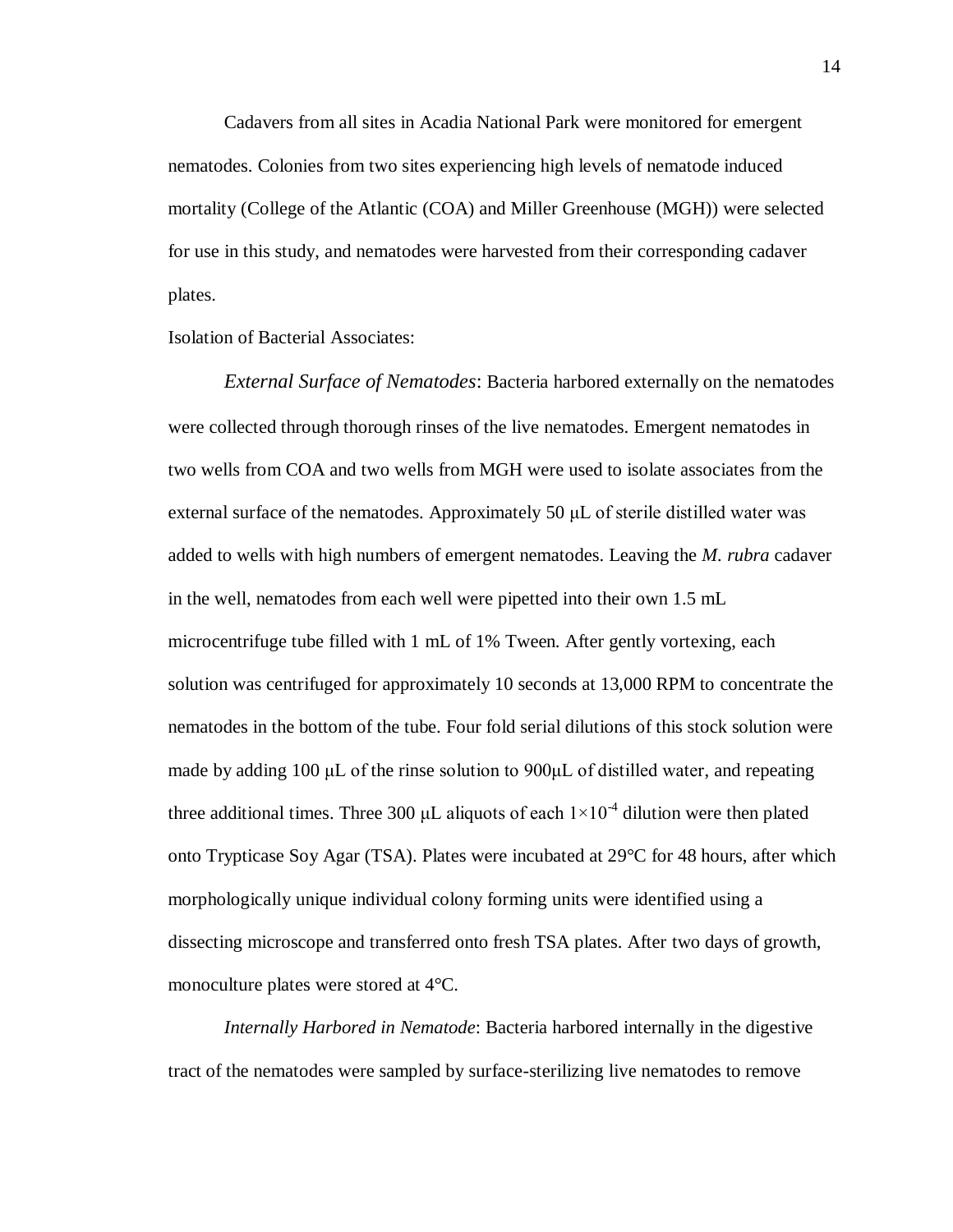Cadavers from all sites in Acadia National Park were monitored for emergent nematodes. Colonies from two sites experiencing high levels of nematode induced mortality (College of the Atlantic (COA) and Miller Greenhouse (MGH)) were selected for use in this study, and nematodes were harvested from their corresponding cadaver plates.

Isolation of Bacterial Associates:

*External Surface of Nematodes*: Bacteria harbored externally on the nematodes were collected through thorough rinses of the live nematodes. Emergent nematodes in two wells from COA and two wells from MGH were used to isolate associates from the external surface of the nematodes. Approximately 50 μL of sterile distilled water was added to wells with high numbers of emergent nematodes. Leaving the *M. rubra* cadaver in the well, nematodes from each well were pipetted into their own 1.5 mL microcentrifuge tube filled with 1 mL of 1% Tween. After gently vortexing, each solution was centrifuged for approximately 10 seconds at 13,000 RPM to concentrate the nematodes in the bottom of the tube. Four fold serial dilutions of this stock solution were made by adding 100 μL of the rinse solution to 900μL of distilled water, and repeating three additional times. Three 300 μL aliquots of each $1\times10^{-4}$ dilution were then plated onto Trypticase Soy Agar (TSA). Plates were incubated at 29°C for 48 hours, after which morphologically unique individual colony forming units were identified using a dissecting microscope and transferred onto fresh TSA plates. After two days of growth, monoculture plates were stored at 4°C.

*Internally Harbored in Nematode*: Bacteria harbored internally in the digestive tract of the nematodes were sampled by surface-sterilizing live nematodes to remove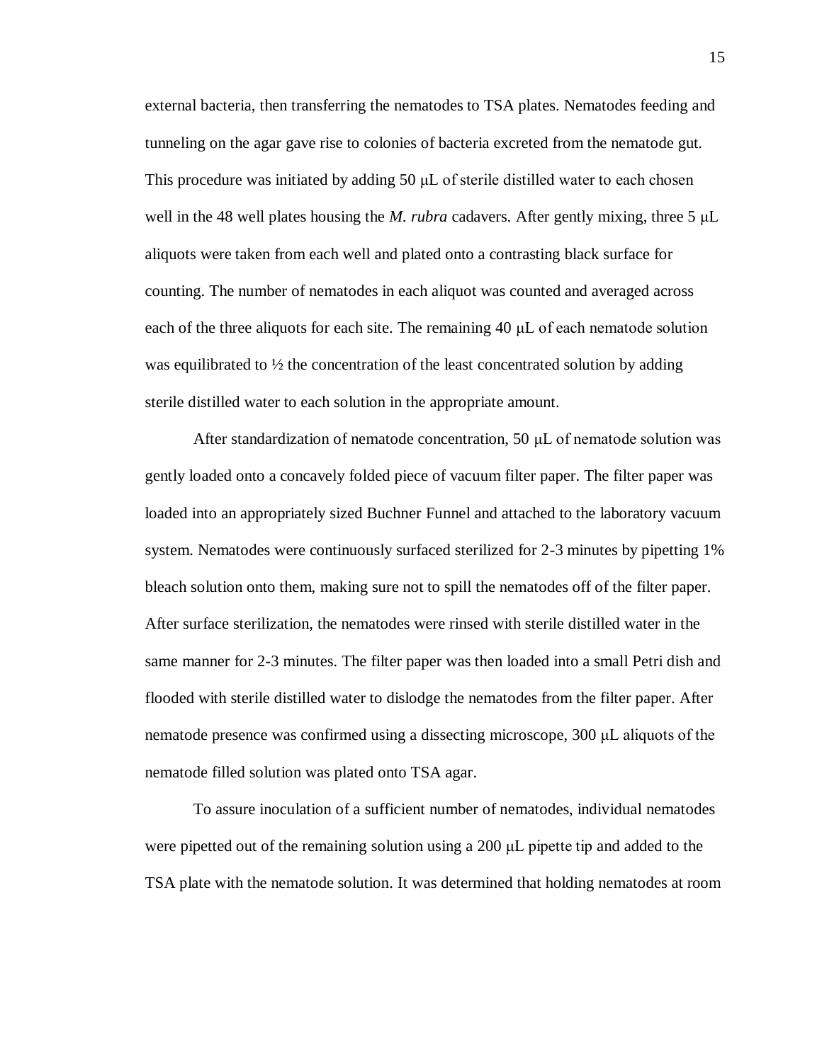external bacteria, then transferring the nematodes to TSA plates. Nematodes feeding and tunneling on the agar gave rise to colonies of bacteria excreted from the nematode gut. This procedure was initiated by adding 50 μL of sterile distilled water to each chosen well in the 48 well plates housing the *M. rubra* cadavers. After gently mixing, three 5 μL aliquots were taken from each well and plated onto a contrasting black surface for counting. The number of nematodes in each aliquot was counted and averaged across each of the three aliquots for each site. The remaining 40 μL of each nematode solution was equilibrated to ½ the concentration of the least concentrated solution by adding sterile distilled water to each solution in the appropriate amount.

After standardization of nematode concentration, 50 μL of nematode solution was gently loaded onto a concavely folded piece of vacuum filter paper. The filter paper was loaded into an appropriately sized Buchner Funnel and attached to the laboratory vacuum system. Nematodes were continuously surfaced sterilized for 2-3 minutes by pipetting 1% bleach solution onto them, making sure not to spill the nematodes off of the filter paper. After surface sterilization, the nematodes were rinsed with sterile distilled water in the same manner for 2-3 minutes. The filter paper was then loaded into a small Petri dish and flooded with sterile distilled water to dislodge the nematodes from the filter paper. After nematode presence was confirmed using a dissecting microscope, 300 μL aliquots of the nematode filled solution was plated onto TSA agar.

To assure inoculation of a sufficient number of nematodes, individual nematodes were pipetted out of the remaining solution using a 200 μL pipette tip and added to the TSA plate with the nematode solution. It was determined that holding nematodes at room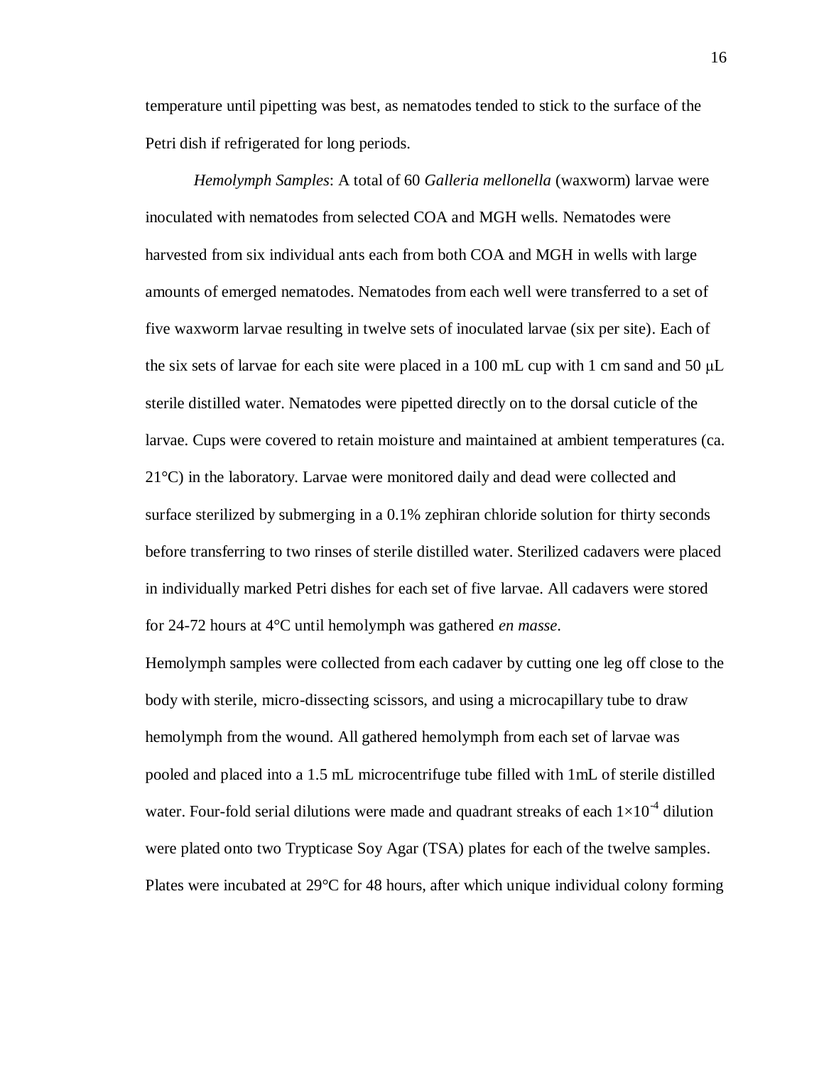temperature until pipetting was best, as nematodes tended to stick to the surface of the Petri dish if refrigerated for long periods.

*Hemolymph Samples*: A total of 60 *Galleria mellonella* (waxworm) larvae were inoculated with nematodes from selected COA and MGH wells. Nematodes were harvested from six individual ants each from both COA and MGH in wells with large amounts of emerged nematodes. Nematodes from each well were transferred to a set of five waxworm larvae resulting in twelve sets of inoculated larvae (six per site). Each of the six sets of larvae for each site were placed in a 100 mL cup with 1 cm sand and 50 μL sterile distilled water. Nematodes were pipetted directly on to the dorsal cuticle of the larvae. Cups were covered to retain moisture and maintained at ambient temperatures (ca. 21°C) in the laboratory. Larvae were monitored daily and dead were collected and surface sterilized by submerging in a 0.1% zephiran chloride solution for thirty seconds before transferring to two rinses of sterile distilled water. Sterilized cadavers were placed in individually marked Petri dishes for each set of five larvae. All cadavers were stored for 24-72 hours at 4°C until hemolymph was gathered *en masse*.

Hemolymph samples were collected from each cadaver by cutting one leg off close to the body with sterile, micro-dissecting scissors, and using a microcapillary tube to draw hemolymph from the wound. All gathered hemolymph from each set of larvae was pooled and placed into a 1.5 mL microcentrifuge tube filled with 1mL of sterile distilled water. Four-fold serial dilutions were made and quadrant streaks of each $1\times10^{-4}$ dilution were plated onto two Trypticase Soy Agar (TSA) plates for each of the twelve samples. Plates were incubated at 29°C for 48 hours, after which unique individual colony forming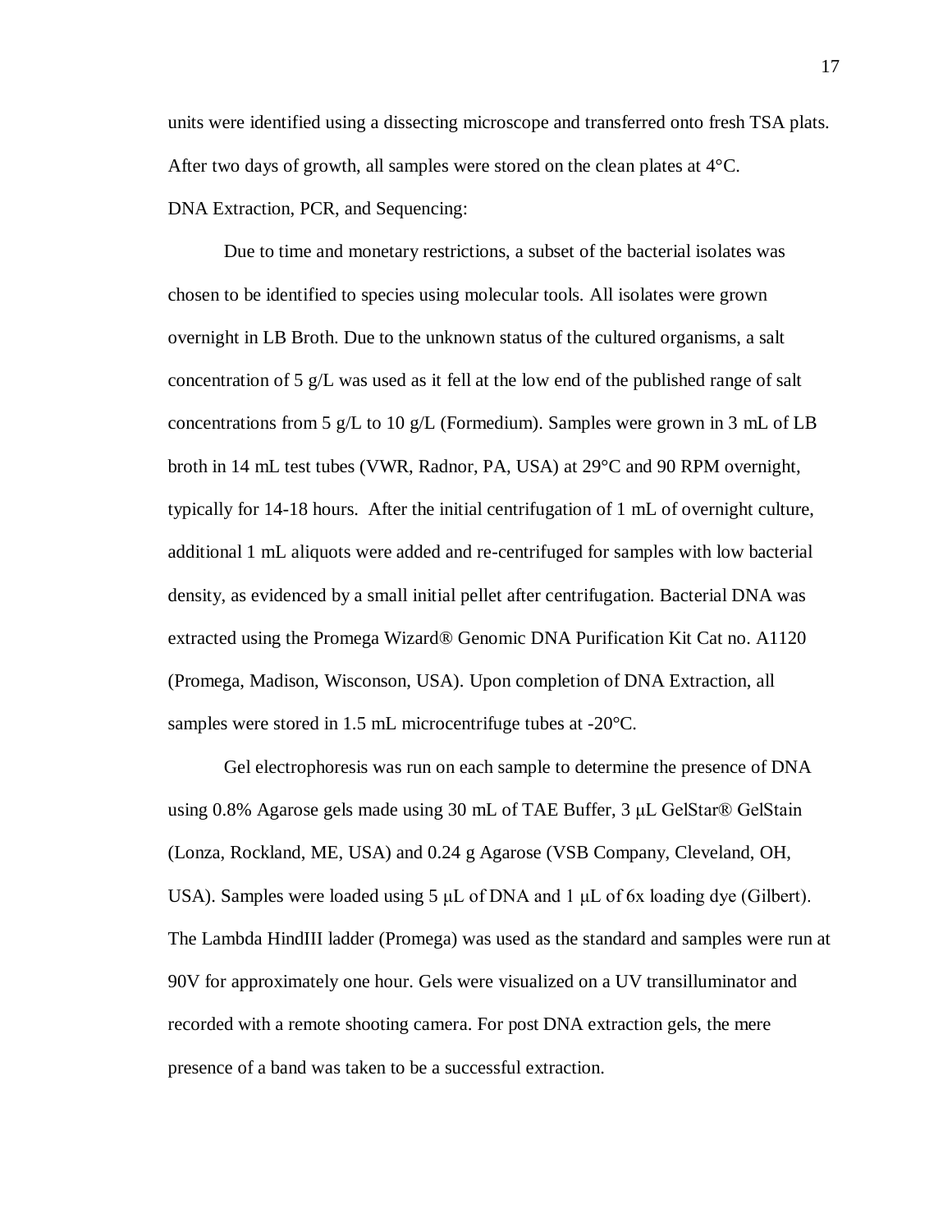units were identified using a dissecting microscope and transferred onto fresh TSA plats. After two days of growth, all samples were stored on the clean plates at 4°C.

DNA Extraction, PCR, and Sequencing:

Due to time and monetary restrictions, a subset of the bacterial isolates was chosen to be identified to species using molecular tools. All isolates were grown overnight in LB Broth. Due to the unknown status of the cultured organisms, a salt concentration of 5 g/L was used as it fell at the low end of the published range of salt concentrations from 5 g/L to 10 g/L (Formedium). Samples were grown in 3 mL of LB broth in 14 mL test tubes (VWR, Radnor, PA, USA) at 29°C and 90 RPM overnight, typically for 14-18 hours. After the initial centrifugation of 1 mL of overnight culture, additional 1 mL aliquots were added and re-centrifuged for samples with low bacterial density, as evidenced by a small initial pellet after centrifugation. Bacterial DNA was extracted using the Promega Wizard® Genomic DNA Purification Kit Cat no. A1120 (Promega, Madison, Wisconson, USA). Upon completion of DNA Extraction, all samples were stored in 1.5 mL microcentrifuge tubes at -20°C.

Gel electrophoresis was run on each sample to determine the presence of DNA using 0.8% Agarose gels made using 30 mL of TAE Buffer, 3 μL GelStar® GelStain (Lonza, Rockland, ME, USA) and 0.24 g Agarose (VSB Company, Cleveland, OH, USA). Samples were loaded using 5 μL of DNA and 1 μL of 6x loading dye (Gilbert). The Lambda HindIII ladder (Promega) was used as the standard and samples were run at 90V for approximately one hour. Gels were visualized on a UV transilluminator and recorded with a remote shooting camera. For post DNA extraction gels, the mere presence of a band was taken to be a successful extraction.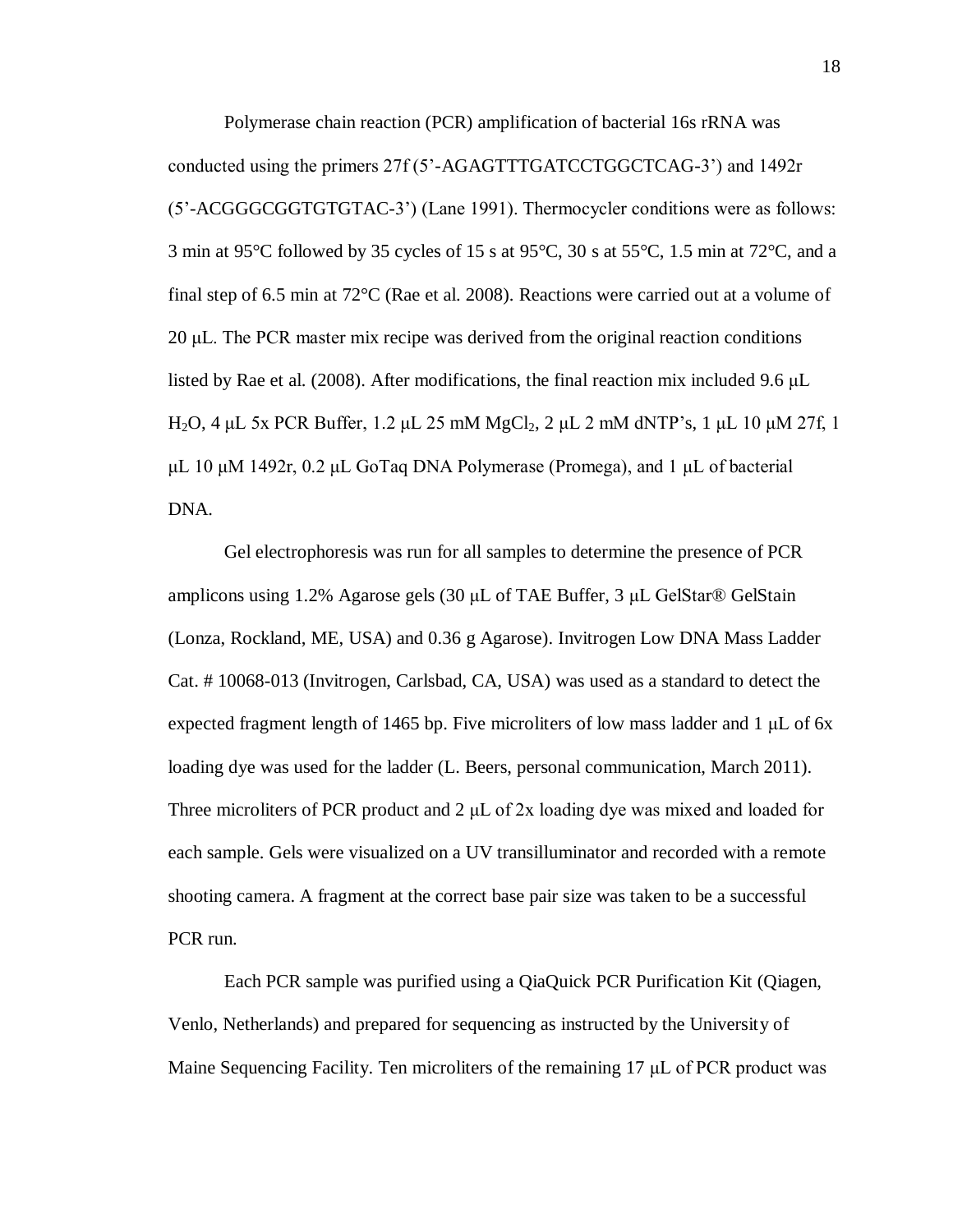Polymerase chain reaction (PCR) amplification of bacterial 16s rRNA was conducted using the primers 27f (5'-AGAGTTTGATCCTGGCTCAG-3') and 1492r (5'-ACGGGCGGTGTGTAC-3') (Lane 1991). Thermocycler conditions were as follows: 3 min at 95°C followed by 35 cycles of 15 s at 95°C, 30 s at 55°C, 1.5 min at 72°C, and a final step of 6.5 min at 72°C (Rae et al. 2008). Reactions were carried out at a volume of 20 μL. The PCR master mix recipe was derived from the original reaction conditions listed by Rae et al. (2008). After modifications, the final reaction mix included 9.6 μL $H_2O$, 4 μL 5x PCR Buffer, 1.2 μL 25 mM $MgCl_2$, 2 μL 2 mM dNTP's, 1 μL 10 μM 27f, 1 μL 10 μM 1492r, 0.2 μL GoTaq DNA Polymerase (Promega), and 1 μL of bacterial DNA.

Gel electrophoresis was run for all samples to determine the presence of PCR amplicons using 1.2% Agarose gels (30 μL of TAE Buffer, 3 μL GelStar® GelStain (Lonza, Rockland, ME, USA) and 0.36 g Agarose). Invitrogen Low DNA Mass Ladder Cat. # 10068-013 (Invitrogen, Carlsbad, CA, USA) was used as a standard to detect the expected fragment length of 1465 bp. Five microliters of low mass ladder and 1 μL of 6x loading dye was used for the ladder (L. Beers, personal communication, March 2011). Three microliters of PCR product and 2 μL of 2x loading dye was mixed and loaded for each sample. Gels were visualized on a UV transilluminator and recorded with a remote shooting camera. A fragment at the correct base pair size was taken to be a successful PCR run.

Each PCR sample was purified using a QiaQuick PCR Purification Kit (Qiagen, Venlo, Netherlands) and prepared for sequencing as instructed by the University of Maine Sequencing Facility. Ten microliters of the remaining 17 μL of PCR product was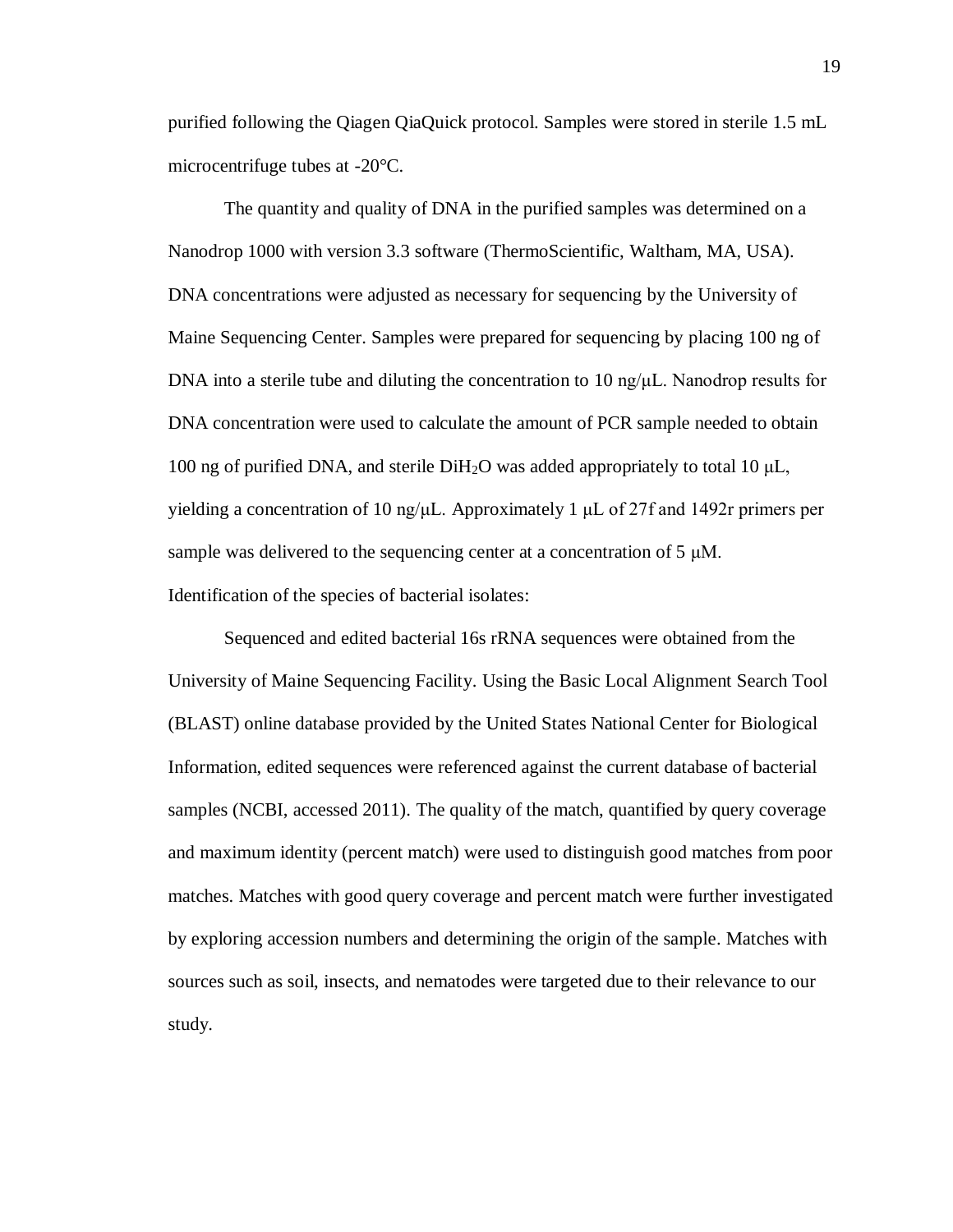purified following the Qiagen QiaQuick protocol. Samples were stored in sterile 1.5 mL microcentrifuge tubes at -20°C.

The quantity and quality of DNA in the purified samples was determined on a Nanodrop 1000 with version 3.3 software (ThermoScientific, Waltham, MA, USA). DNA concentrations were adjusted as necessary for sequencing by the University of Maine Sequencing Center. Samples were prepared for sequencing by placing 100 ng of DNA into a sterile tube and diluting the concentration to 10 ng/μL. Nanodrop results for DNA concentration were used to calculate the amount of PCR sample needed to obtain 100 ng of purified DNA, and sterile $DiH_2O$ was added appropriately to total 10 μL, yielding a concentration of 10 ng/μL. Approximately 1 μL of 27f and 1492r primers per sample was delivered to the sequencing center at a concentration of 5 μM.

Identification of the species of bacterial isolates:

Sequenced and edited bacterial 16s rRNA sequences were obtained from the University of Maine Sequencing Facility. Using the Basic Local Alignment Search Tool (BLAST) online database provided by the United States National Center for Biological Information, edited sequences were referenced against the current database of bacterial samples (NCBI, accessed 2011). The quality of the match, quantified by query coverage and maximum identity (percent match) were used to distinguish good matches from poor matches. Matches with good query coverage and percent match were further investigated by exploring accession numbers and determining the origin of the sample. Matches with sources such as soil, insects, and nematodes were targeted due to their relevance to our study.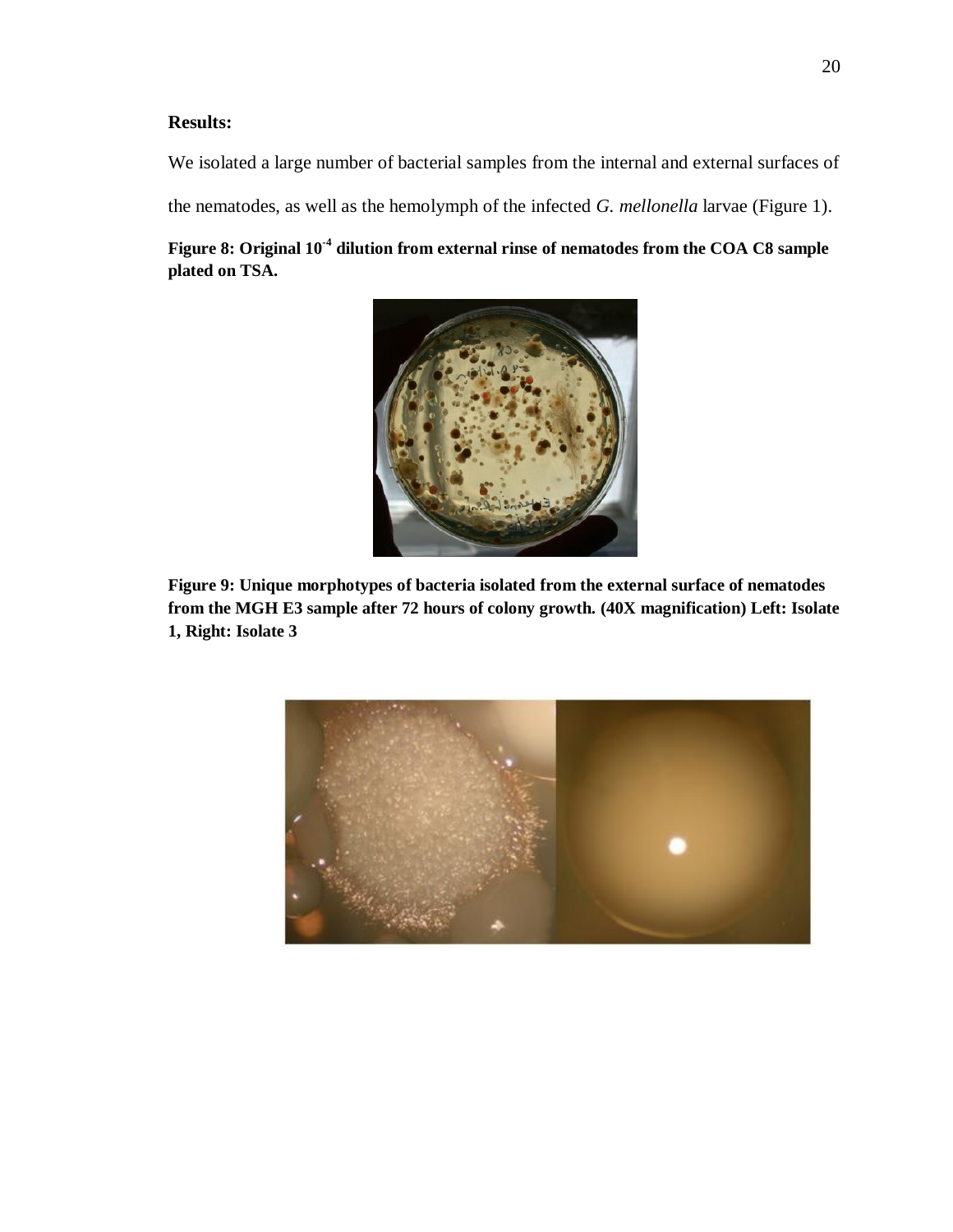**Results:**

We isolated a large number of bacterial samples from the internal and external surfaces of the nematodes, as well as the hemolymph of the infected *G. mellonella* larvae (Figure 1).

**Figure 8: Original $10^{-4}$ dilution from external rinse of nematodes from the COA C8 sample plated on TSA.**

**Figure 9: Unique morphotypes of bacteria isolated from the external surface of nematodes from the MGH E3 sample after 72 hours of colony growth. (40X magnification) Left: Isolate 1, Right: Isolate 3**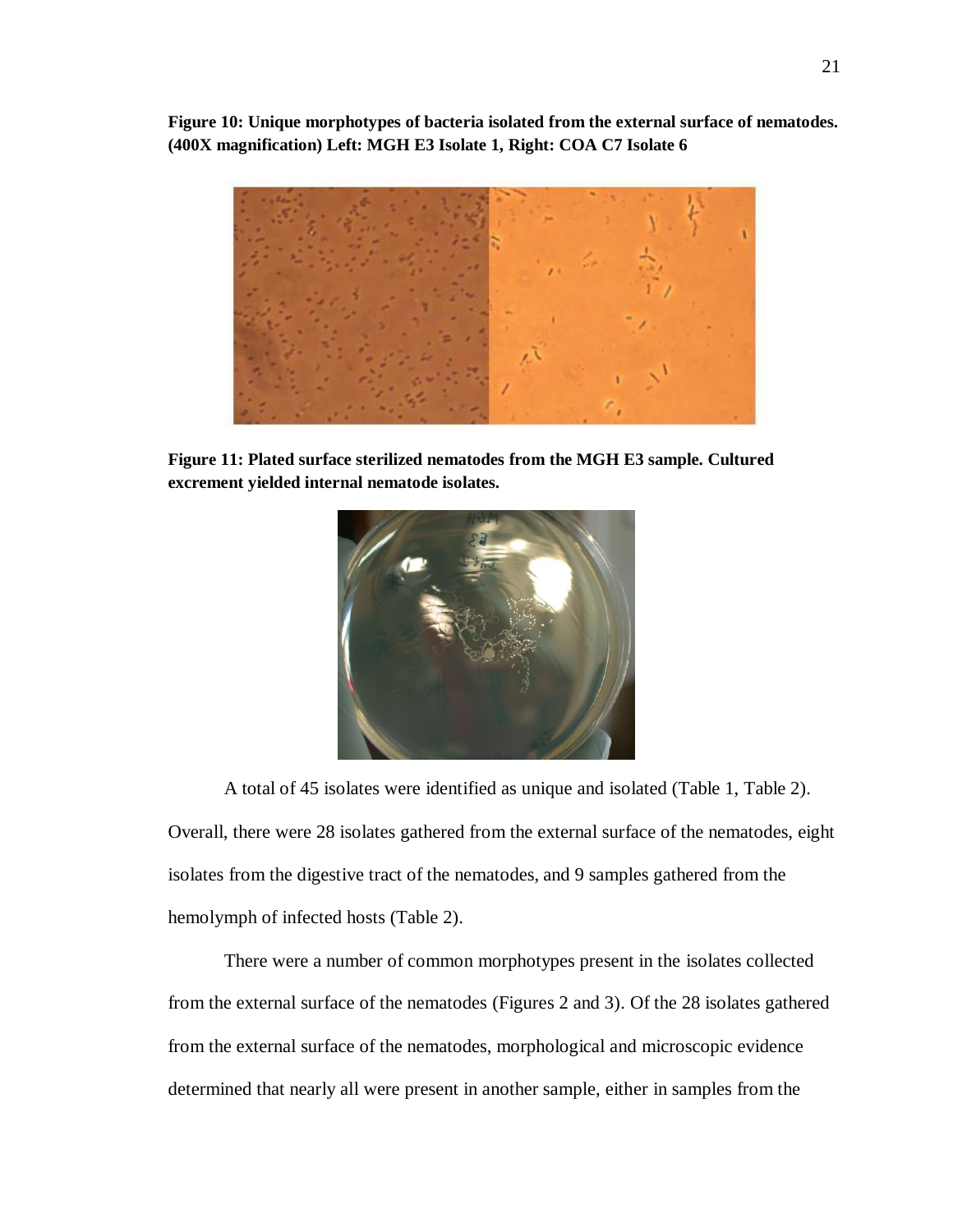**Figure 10: Unique morphotypes of bacteria isolated from the external surface of nematodes. (400X magnification) Left: MGH E3 Isolate 1, Right: COA C7 Isolate 6**

**Figure 11: Plated surface sterilized nematodes from the MGH E3 sample. Cultured excrement yielded internal nematode isolates.**

A total of 45 isolates were identified as unique and isolated (Table 1, Table 2). Overall, there were 28 isolates gathered from the external surface of the nematodes, eight isolates from the digestive tract of the nematodes, and 9 samples gathered from the hemolymph of infected hosts (Table 2).

There were a number of common morphotypes present in the isolates collected from the external surface of the nematodes (Figures 2 and 3). Of the 28 isolates gathered from the external surface of the nematodes, morphological and microscopic evidence determined that nearly all were present in another sample, either in samples from the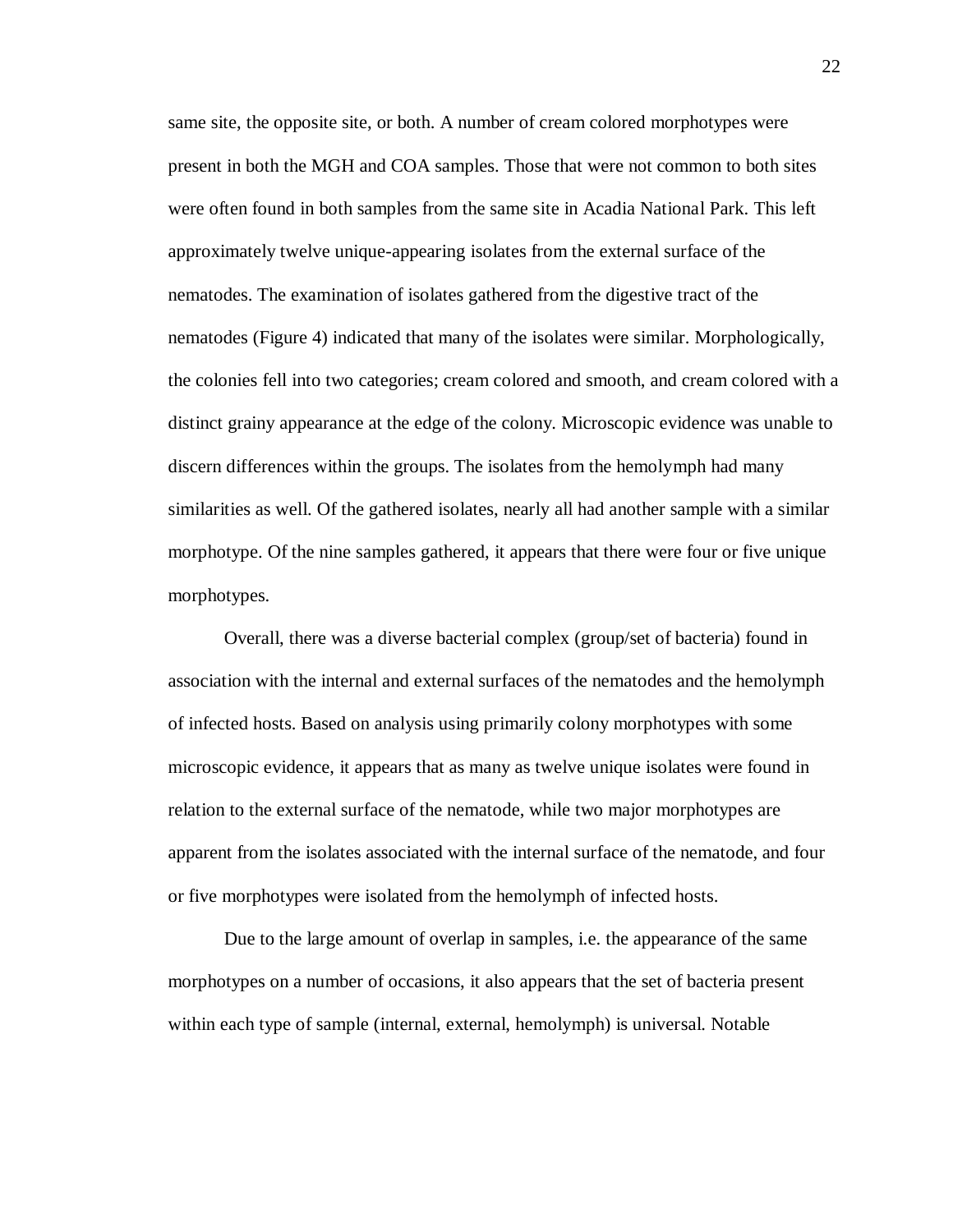same site, the opposite site, or both. A number of cream colored morphotypes were present in both the MGH and COA samples. Those that were not common to both sites were often found in both samples from the same site in Acadia National Park. This left approximately twelve unique-appearing isolates from the external surface of the nematodes. The examination of isolates gathered from the digestive tract of the nematodes (Figure 4) indicated that many of the isolates were similar. Morphologically, the colonies fell into two categories; cream colored and smooth, and cream colored with a distinct grainy appearance at the edge of the colony. Microscopic evidence was unable to discern differences within the groups. The isolates from the hemolymph had many similarities as well. Of the gathered isolates, nearly all had another sample with a similar morphotype. Of the nine samples gathered, it appears that there were four or five unique morphotypes.

Overall, there was a diverse bacterial complex (group/set of bacteria) found in association with the internal and external surfaces of the nematodes and the hemolymph of infected hosts. Based on analysis using primarily colony morphotypes with some microscopic evidence, it appears that as many as twelve unique isolates were found in relation to the external surface of the nematode, while two major morphotypes are apparent from the isolates associated with the internal surface of the nematode, and four or five morphotypes were isolated from the hemolymph of infected hosts.

Due to the large amount of overlap in samples, i.e. the appearance of the same morphotypes on a number of occasions, it also appears that the set of bacteria present within each type of sample (internal, external, hemolymph) is universal. Notable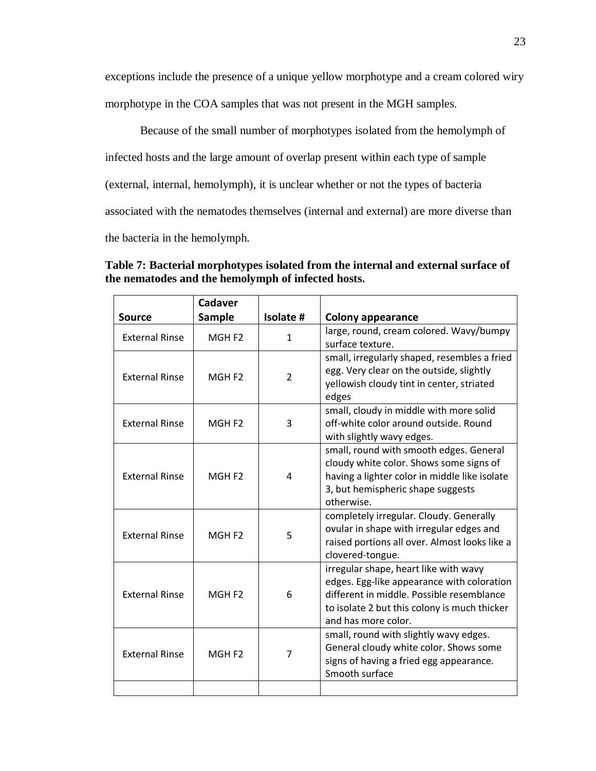exceptions include the presence of a unique yellow morphotype and a cream colored wiry morphotype in the COA samples that was not present in the MGH samples.

Because of the small number of morphotypes isolated from the hemolymph of infected hosts and the large amount of overlap present within each type of sample (external, internal, hemolymph), it is unclear whether or not the types of bacteria associated with the nematodes themselves (internal and external) are more diverse than the bacteria in the hemolymph.

**Table 7: Bacterial morphotypes isolated from the internal and external surface of the nematodes and the hemolymph of infected hosts.**

| Source | Cadaver Sample | Isolate # | Colony appearance |
|---|---|---|---|
| External Rinse | MGH F2 | 1 | large, round, cream colored. Wavy/bumpy surface texture. |
| External Rinse | MGH F2 | 2 | small, irregularly shaped, resembles a fried egg. Very clear on the outside, slightly yellowish cloudy tint in center, striated edges |
| External Rinse | MGH F2 | 3 | small, cloudy in middle with more solid off-white color around outside. Round with slightly wavy edges. |
| External Rinse | MGH F2 | 4 | small, round with smooth edges. General cloudy white color. Shows some signs of having a lighter color in middle like isolate 3, but hemispheric shape suggests otherwise. |
| External Rinse | MGH F2 | 5 | completely irregular. Cloudy. Generally ovular in shape with irregular edges and raised portions all over. Almost looks like a clovered-tongue. |
| External Rinse | MGH F2 | 6 | irregular shape, heart like with wavy edges. Egg-like appearance with coloration different in middle. Possible resemblance to isolate 2 but this colony is much thicker and has more color. |
| External Rinse | MGH F2 | 7 | small, round with slightly wavy edges. General cloudy white color. Shows some signs of having a fried egg appearance. Smooth surface |
| | | | |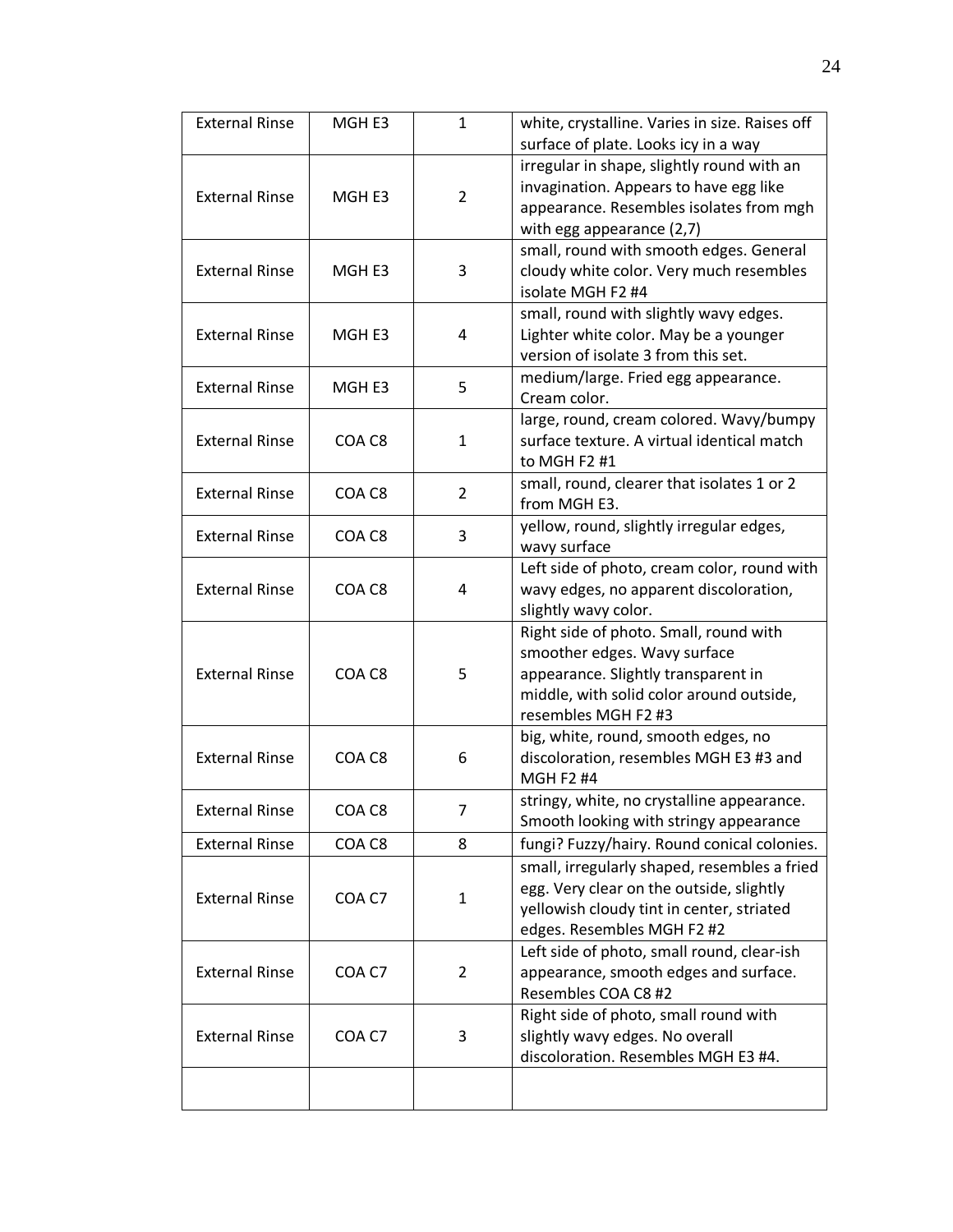| External Rinse | MGH E3 | 1 | white, crystalline. Varies in size. Raises off surface of plate. Looks icy in a way |
|---|---|---|---|
| External Rinse | MGH E3 | 2 | irregular in shape, slightly round with an invagination. Appears to have egg like appearance. Resembles isolates from mgh with egg appearance (2,7) |
| External Rinse | MGH E3 | 3 | small, round with smooth edges. General cloudy white color. Very much resembles isolate MGH F2 #4 |
| External Rinse | MGH E3 | 4 | small, round with slightly wavy edges. Lighter white color. May be a younger version of isolate 3 from this set. |
| External Rinse | MGH E3 | 5 | medium/large. Fried egg appearance. Cream color. |
| External Rinse | COA C8 | 1 | large, round, cream colored. Wavy/bumpy surface texture. A virtual identical match to MGH F2 #1 |
| External Rinse | COA C8 | 2 | small, round, clearer that isolates 1 or 2 from MGH E3. |
| External Rinse | COA C8 | 3 | yellow, round, slightly irregular edges, wavy surface |
| External Rinse | COA C8 | 4 | Left side of photo, cream color, round with wavy edges, no apparent discoloration, slightly wavy color. |
| External Rinse | COA C8 | 5 | Right side of photo. Small, round with smoother edges. Wavy surface appearance. Slightly transparent in middle, with solid color around outside, resembles MGH F2 #3 |
| External Rinse | COA C8 | 6 | big, white, round, smooth edges, no discoloration, resembles MGH E3 #3 and MGH F2 #4 |
| External Rinse | COA C8 | 7 | stringy, white, no crystalline appearance. Smooth looking with stringy appearance |
| External Rinse | COA C8 | 8 | fungi? Fuzzy/hairy. Round conical colonies. |
| External Rinse | COA C7 | 1 | small, irregularly shaped, resembles a fried egg. Very clear on the outside, slightly yellowish cloudy tint in center, striated edges. Resembles MGH F2 #2 |
| External Rinse | COA C7 | 2 | Left side of photo, small round, clear-ish appearance, smooth edges and surface. Resembles COA C8 #2 |
| External Rinse | COA C7 | 3 | Right side of photo, small round with slightly wavy edges. No overall discoloration. Resembles MGH E3 #4. |
| | | | |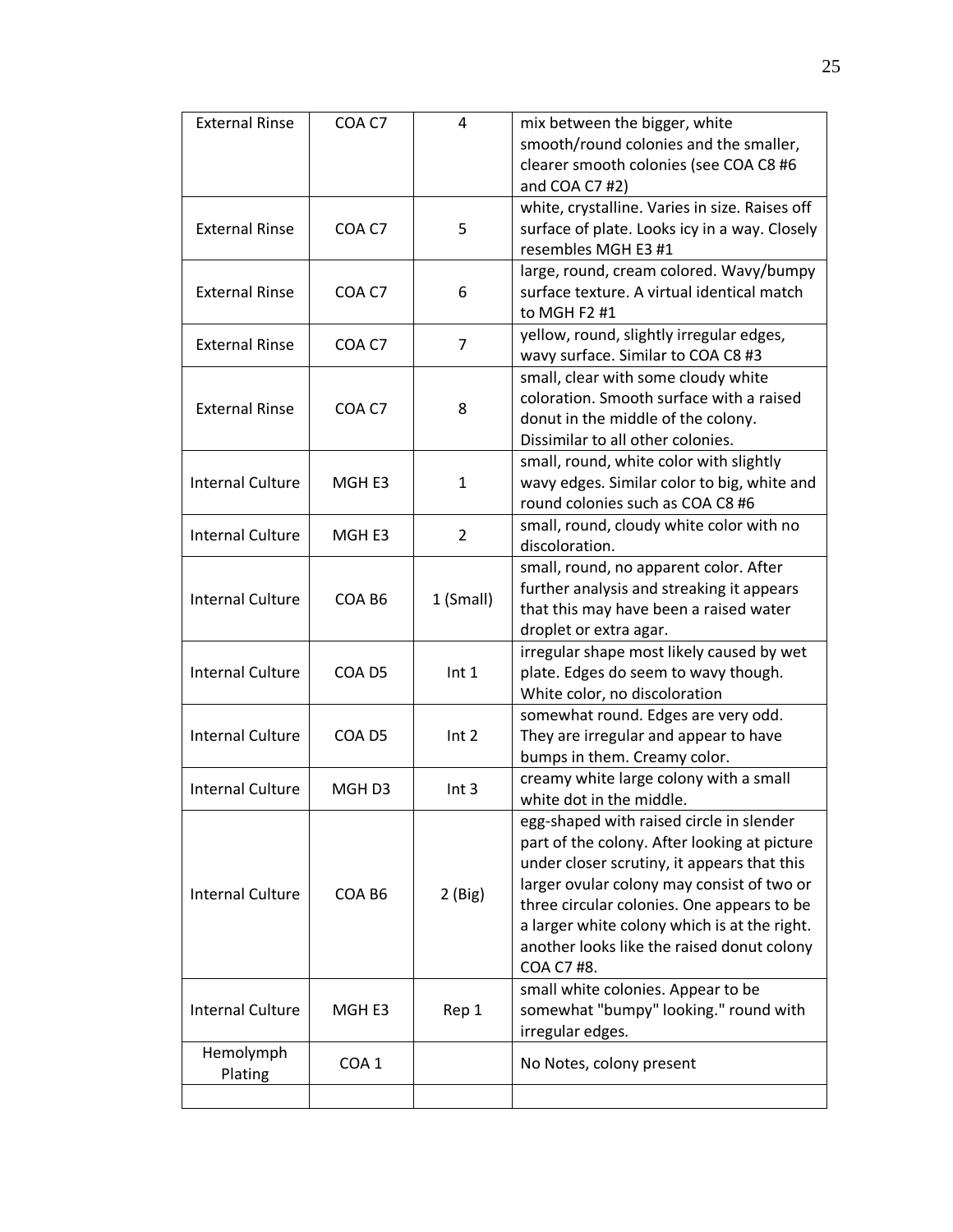| External Rinse | COA C7 | 4 | mix between the bigger, white smooth/round colonies and the smaller, clearer smooth colonies (see COA C8 #6 and COA C7 #2) |
|---|---|---|---|
| External Rinse | COA C7 | 5 | white, crystalline. Varies in size. Raises off surface of plate. Looks icy in a way. Closely resembles MGH E3 #1 |
| External Rinse | COA C7 | 6 | large, round, cream colored. Wavy/bumpy surface texture. A virtual identical match to MGH F2 #1 |
| External Rinse | COA C7 | 7 | yellow, round, slightly irregular edges, wavy surface. Similar to COA C8 #3 |
| External Rinse | COA C7 | 8 | small, clear with some cloudy white coloration. Smooth surface with a raised donut in the middle of the colony. Dissimilar to all other colonies. |
| Internal Culture | MGH E3 | 1 | small, round, white color with slightly wavy edges. Similar color to big, white and round colonies such as COA C8 #6 |
| Internal Culture | MGH E3 | 2 | small, round, cloudy white color with no discoloration. |
| Internal Culture | COA B6 | 1 (Small) | small, round, no apparent color. After further analysis and streaking it appears that this may have been a raised water droplet or extra agar. |
| Internal Culture | COA D5 | Int 1 | irregular shape most likely caused by wet plate. Edges do seem to wavy though. White color, no discoloration |
| Internal Culture | COA D5 | Int 2 | somewhat round. Edges are very odd. They are irregular and appear to have bumps in them. Creamy color. |
| Internal Culture | MGH D3 | Int 3 | creamy white large colony with a small white dot in the middle. |
| Internal Culture | COA B6 | 2 (Big) | egg-shaped with raised circle in slender part of the colony. After looking at picture under closer scrutiny, it appears that this larger ovular colony may consist of two or three circular colonies. One appears to be a larger white colony which is at the right. another looks like the raised donut colony COA C7 #8. |
| Internal Culture | MGH E3 | Rep 1 | small white colonies. Appear to be somewhat "bumpy" looking." round with irregular edges. |
| Hemolymph Plating | COA 1 | | No Notes, colony present |
| | | | |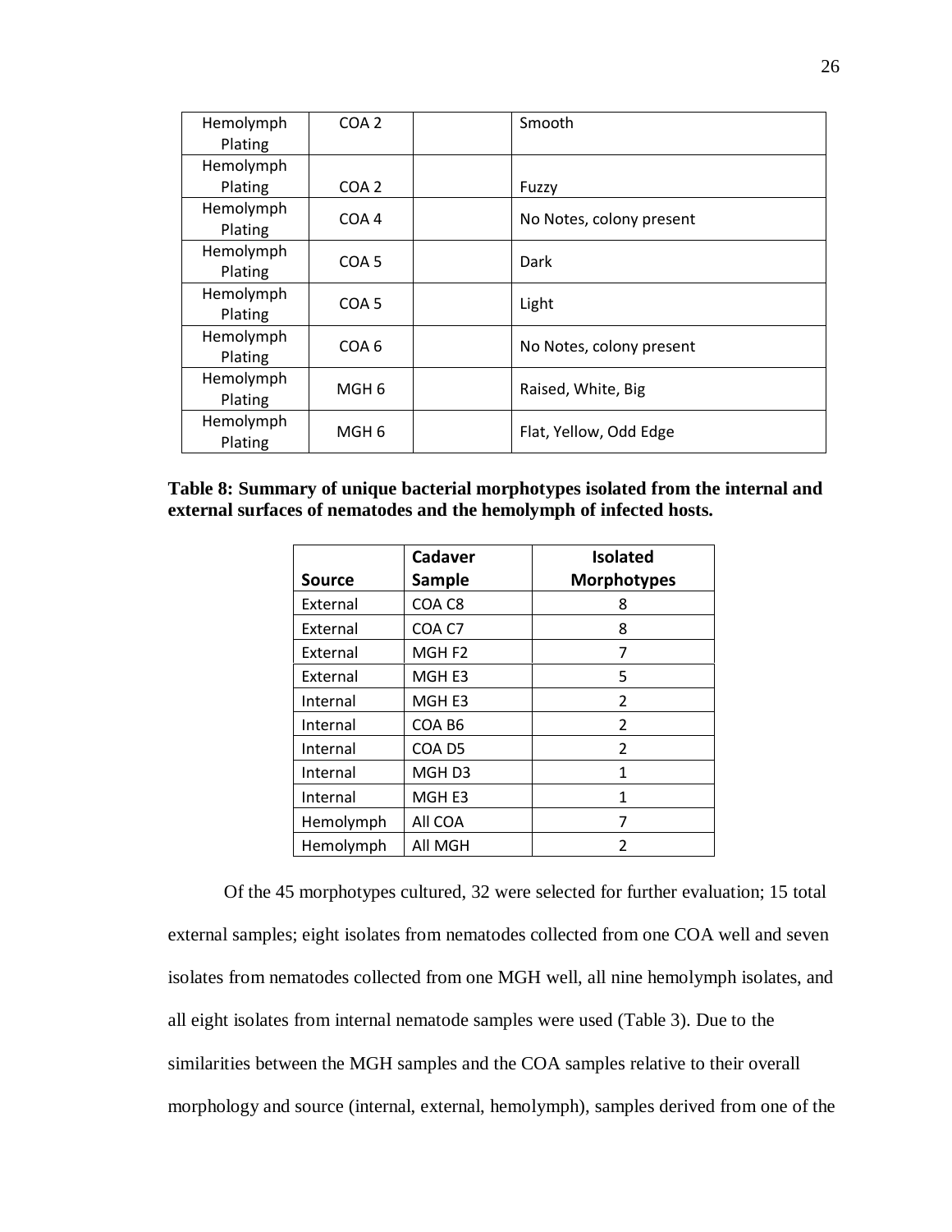| Hemolymph Plating | COA 2 | | Smooth |
|---|---|---|---|
| Hemolymph Plating | COA 2 | | Fuzzy |
| Hemolymph Plating | COA 4 | | No Notes, colony present |
| Hemolymph Plating | COA 5 | | Dark |
| Hemolymph Plating | COA 5 | | Light |
| Hemolymph Plating | COA 6 | | No Notes, colony present |
| Hemolymph Plating | MGH 6 | | Raised, White, Big |
| Hemolymph Plating | MGH 6 | | Flat, Yellow, Odd Edge |

**Table 8: Summary of unique bacterial morphotypes isolated from the internal and external surfaces of nematodes and the hemolymph of infected hosts.**

| Source | Cadaver Sample | Isolated Morphotypes |
|---|---|---|
| External | COA C8 | 8 |
| External | COA C7 | 8 |
| External | MGH F2 | 7 |
| External | MGH E3 | 5 |
| Internal | MGH E3 | 2 |
| Internal | COA B6 | 2 |
| Internal | COA D5 | 2 |
| Internal | MGH D3 | 1 |
| Internal | MGH E3 | 1 |
| Hemolymph | All COA | 7 |
| Hemolymph | All MGH | 2 |

Of the 45 morphotypes cultured, 32 were selected for further evaluation; 15 total external samples; eight isolates from nematodes collected from one COA well and seven isolates from nematodes collected from one MGH well, all nine hemolymph isolates, and all eight isolates from internal nematode samples were used (Table 3). Due to the similarities between the MGH samples and the COA samples relative to their overall morphology and source (internal, external, hemolymph), samples derived from one of the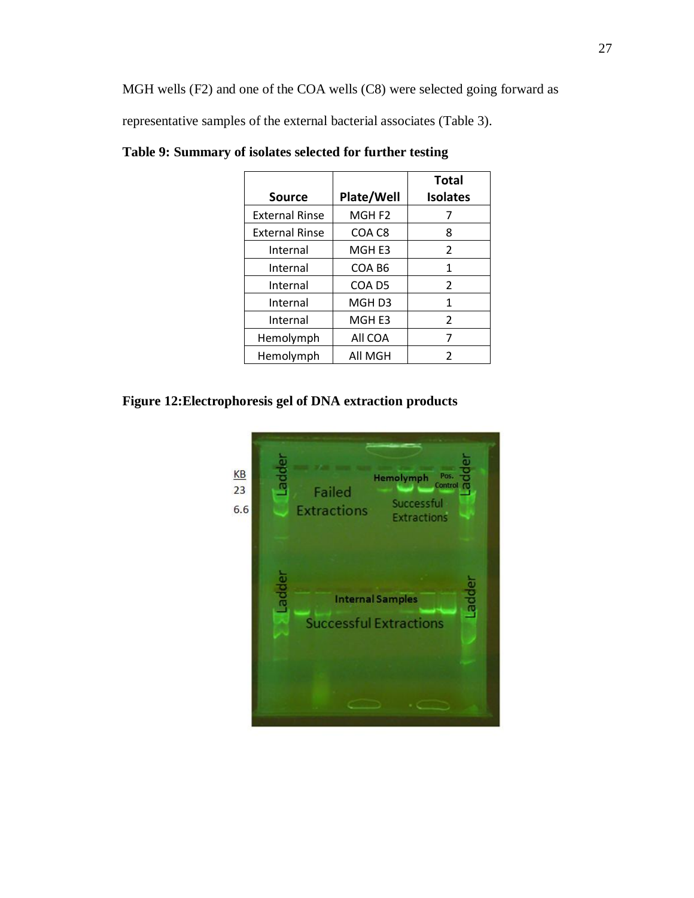MGH wells (F2) and one of the COA wells (C8) were selected going forward as representative samples of the external bacterial associates (Table 3).

**Table 9: Summary of isolates selected for further testing**

| Source | Plate/Well | Total Isolates |
|---|---|---|
| External Rinse | MGH F2 | 7 |
| External Rinse | COA C8 | 8 |
| Internal | MGH E3 | 2 |
| Internal | COA B6 | 1 |
| Internal | COA D5 | 2 |
| Internal | MGH D3 | 1 |
| Internal | MGH E3 | 2 |
| Hemolymph | All COA | 7 |
| Hemolymph | All MGH | 2 |

**Figure 12:Electrophoresis gel of DNA extraction products**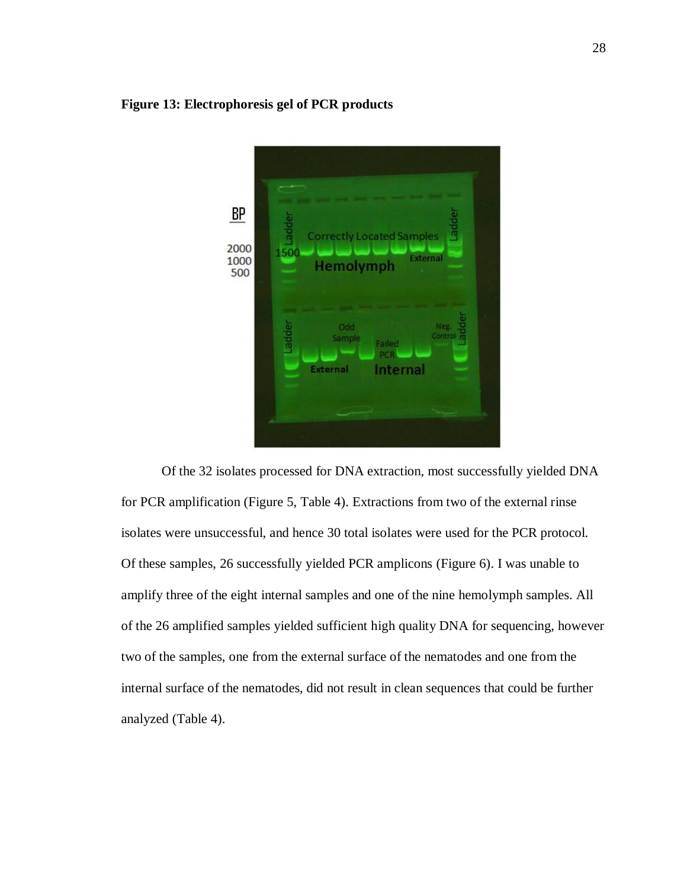**Figure 13: Electrophoresis gel of PCR products**

Of the 32 isolates processed for DNA extraction, most successfully yielded DNA for PCR amplification (Figure 5, Table 4). Extractions from two of the external rinse isolates were unsuccessful, and hence 30 total isolates were used for the PCR protocol. Of these samples, 26 successfully yielded PCR amplicons (Figure 6). I was unable to amplify three of the eight internal samples and one of the nine hemolymph samples. All of the 26 amplified samples yielded sufficient high quality DNA for sequencing, however two of the samples, one from the external surface of the nematodes and one from the internal surface of the nematodes, did not result in clean sequences that could be further analyzed (Table 4).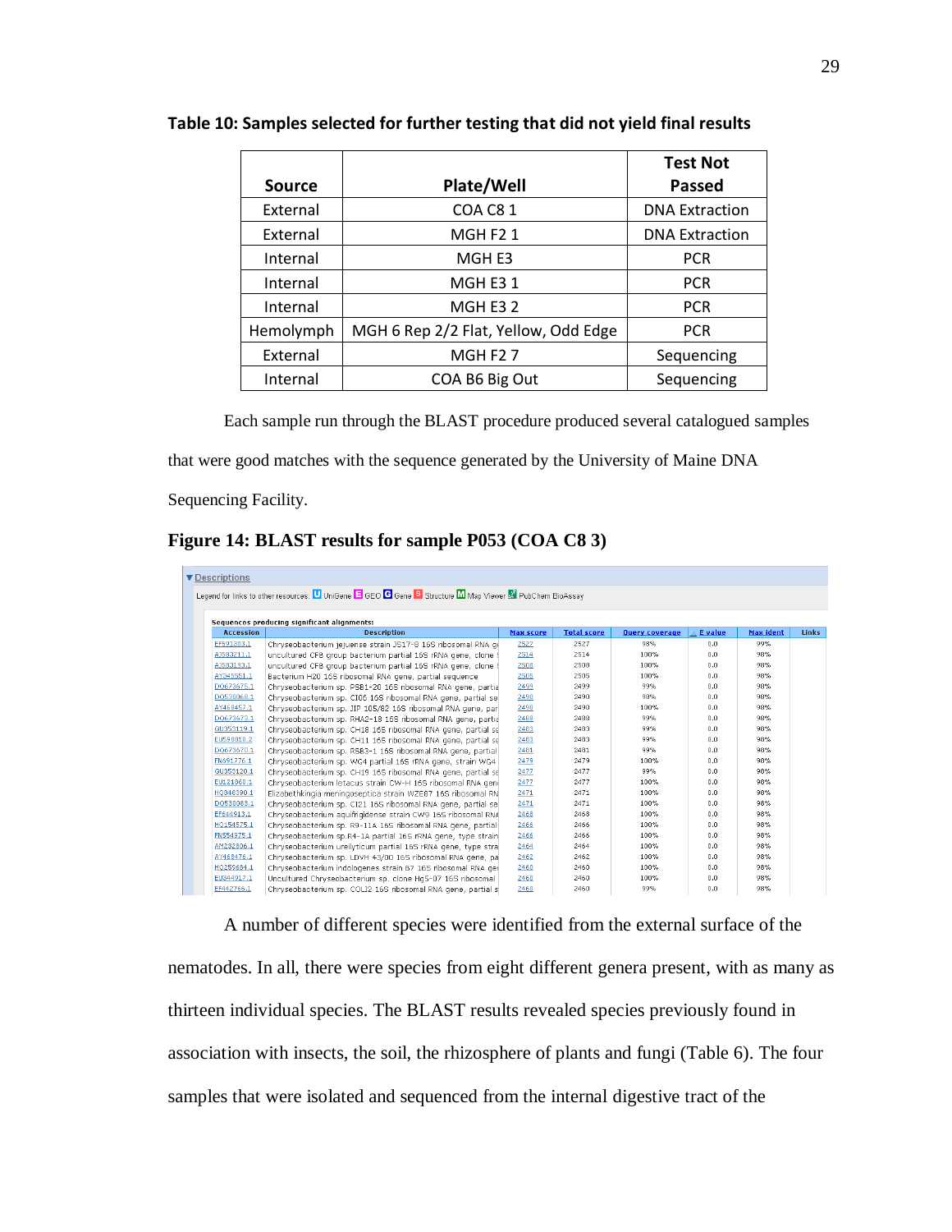**Table 10: Samples selected for further testing that did not yield final results**

| Source | Plate/Well | Test Not Passed |
|---|---|---|
| External | COA C8 1 | DNA Extraction |
| External | MGH F2 1 | DNA Extraction |
| Internal | MGH E3 | PCR |
| Internal | MGH E3 1 | PCR |
| Internal | MGH E3 2 | PCR |
| Hemolymph | MGH 6 Rep 2/2 Flat, Yellow, Odd Edge | PCR |
| External | MGH F2 7 | Sequencing |
| Internal | COA B6 Big Out | Sequencing |

Each sample run through the BLAST procedure produced several catalogued samples that were good matches with the sequence generated by the University of Maine DNA Sequencing Facility.

**Figure 14: BLAST results for sample P053 (COA C8 3)**

▼Descriptions

Legend for links to other resources: U UniGene E GEO G Gene S Structure M Map Viewer PubChem BioAssay

Sequences producing significant alignments:

| Accession | Description | Max score | Total score | Query coverage | E value | Max ident | Links |
|---|---|---|---|---|---|---|---|
| EF591303.1 | Chryseobacterium jejuense strain JS17-8 16S ribosomal RNA ge | 2527 | 2527 | 98% | 0.0 | 99% | |
| AJ583211.1 | uncultured CFB group bacterium partial 16S rRNA gene, clone | 2514 | 2514 | 100% | 0.0 | 98% | |
| AJ583193.1 | uncultured CFB group bacterium partial 16S rRNA gene, clone | 2508 | 2508 | 100% | 0.0 | 98% | |
| AY345551.1 | Bacterium H20 16S ribosomal RNA gene, partial sequence | 2505 | 2505 | 100% | 0.0 | 98% | |
| DQ673675.1 | Chryseobacterium sp. PSB1-20 16S ribosomal RNA gene, partia | 2499 | 2499 | 99% | 0.0 | 98% | |
| DQ530068.1 | Chryseobacterium sp. CI06 16S ribosomal RNA gene, partial se | 2490 | 2490 | 99% | 0.0 | 98% | |
| AY468457.1 | Chryseobacterium sp. JIP 105/82 16S ribosomal RNA gene, par | 2490 | 2490 | 100% | 0.0 | 98% | |
| DQ673673.1 | Chryseobacterium sp. RHA2-18 16S ribosomal RNA gene, partia | 2488 | 2488 | 99% | 0.0 | 98% | |
| GU353119.1 | Chryseobacterium sp. CH18 16S ribosomal RNA gene, partial se | 2483 | 2483 | 99% | 0.0 | 98% | |
| EU598818.2 | Chryseobacterium sp. CH11 16S ribosomal RNA gene, partial se | 2483 | 2483 | 99% | 0.0 | 98% | |
| DQ673670.1 | Chryseobacterium sp. RSB3-1 16S ribosomal RNA gene, partial | 2481 | 2481 | 99% | 0.0 | 98% | |
| FN691776.1 | Chryseobacterium sp. WG4 partial 16S rRNA gene, strain WG4 | 2479 | 2479 | 100% | 0.0 | 98% | |
| GU353120.1 | Chryseobacterium sp. CH19 16S ribosomal RNA gene, partial se | 2477 | 2477 | 99% | 0.0 | 98% | |
| EU121860.1 | Chryseobacterium lactus strain CW-H 16S ribosomal RNA gen | 2477 | 2477 | 100% | 0.0 | 98% | |
| HQ848390.1 | Elizabethkingia meningoseptica strain WZE67 16S ribosomal RN | 2471 | 2471 | 100% | 0.0 | 98% | |
| DQ530063.1 | Chryseobacterium sp. CI21 16S ribosomal RNA gene, partial se | 2471 | 2471 | 100% | 0.0 | 98% | |
| EF644913.1 | Chryseobacterium aquifrigidense strain CW9 16S ribosomal RNA | 2468 | 2468 | 100% | 0.0 | 98% | |
| HQ154575.1 | Chryseobacterium sp. R9-11A 16S ribosomal RNA gene, partial | 2466 | 2466 | 100% | 0.0 | 98% | |
| FN554975.1 | Chryseobacterium sp.R4-1A partial 16S rRNA gene, type strain | 2466 | 2466 | 100% | 0.0 | 98% | |
| AM232806.1 | Chryseobacterium ureilyticum partial 16S rRNA gene, type stra | 2464 | 2464 | 100% | 0.0 | 98% | |
| AY468476.1 | Chryseobacterium sp. LDVH 43/00 16S ribosomal RNA gene, pa | 2462 | 2462 | 100% | 0.0 | 98% | |
| HQ259684.1 | Chryseobacterium indologenes strain B7 16S ribosomal RNA ge | 2460 | 2460 | 100% | 0.0 | 98% | |
| EU344917.1 | Uncultured Chryseobacterium sp. clone Hg5-07 16S ribosomal | 2460 | 2460 | 100% | 0.0 | 98% | |
| EF442766.1 | Chryseobacterium sp. COL12 16S ribosomal RNA gene, partial s | 2460 | 2460 | 99% | 0.0 | 98% | |

A number of different species were identified from the external surface of the nematodes. In all, there were species from eight different genera present, with as many as thirteen individual species. The BLAST results revealed species previously found in association with insects, the soil, the rhizosphere of plants and fungi (Table 6). The four samples that were isolated and sequenced from the internal digestive tract of the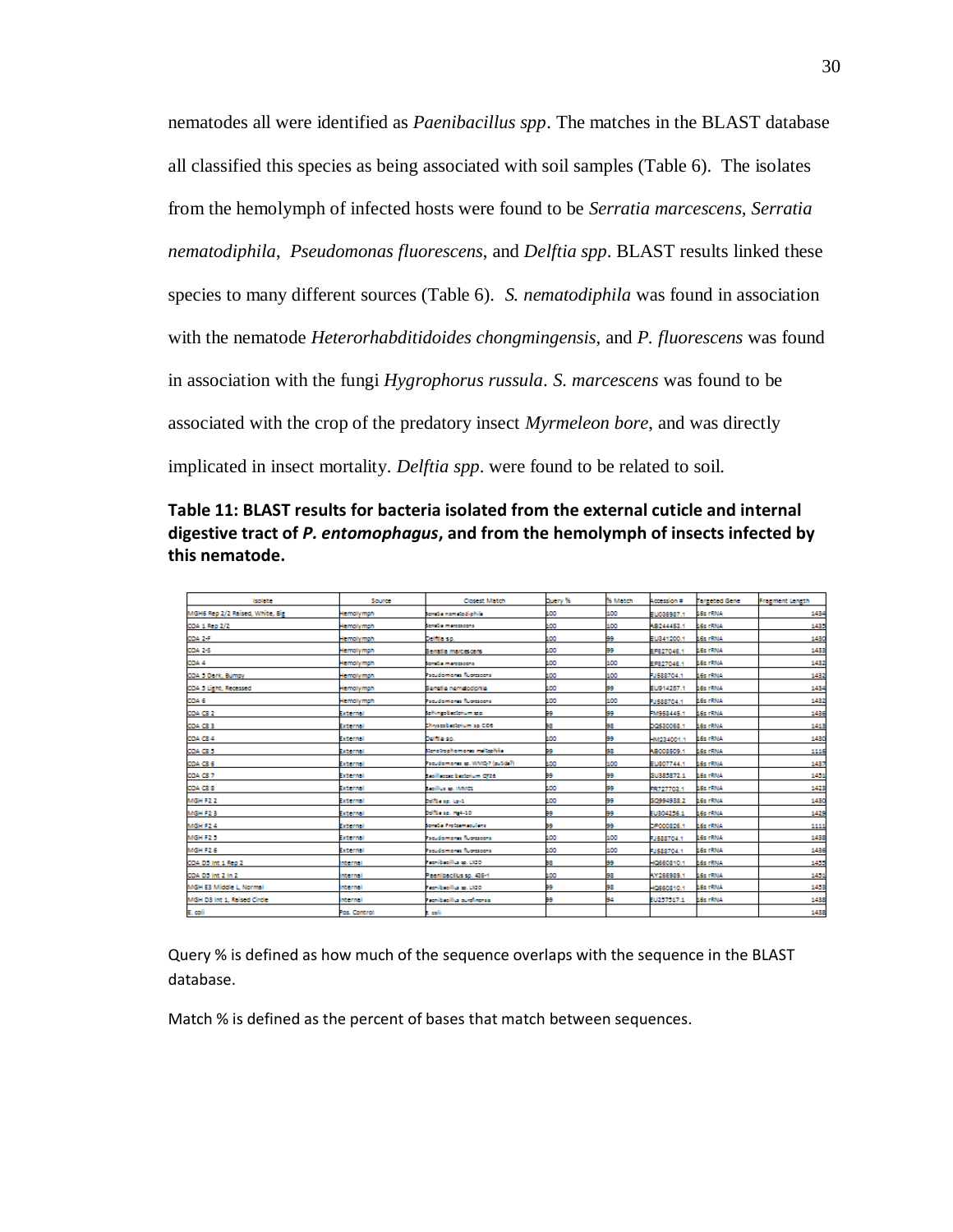nematodes all were identified as *Paenibacillus spp*. The matches in the BLAST database all classified this species as being associated with soil samples (Table 6). The isolates from the hemolymph of infected hosts were found to be *Serratia marcescens, Serratia nematodiphila*, *Pseudomonas fluorescens*, and *Delftia spp*. BLAST results linked these species to many different sources (Table 6). *S. nematodiphila* was found in association with the nematode *Heterorhabditidoides chongmingensis*, and *P. fluorescens* was found in association with the fungi *Hygrophorus russula*. *S. marcescens* was found to be associated with the crop of the predatory insect *Myrmeleon bore*, and was directly implicated in insect mortality. *Delftia spp*. were found to be related to soil.

**Table 11: BLAST results for bacteria isolated from the external cuticle and internal digestive tract of *P. entomophagus*, and from the hemolymph of insects infected by this nematode.**

| Isolate | Source | Closest Match | Query % | % Match | Accession # | Targeted Gene | Fragment Length |
|---|---|---|---|---|---|---|---|
| MGH6 Rep 2/2 Raised, White, Big | Hemolymph | Serratia nematodiphila | 100 | 100 | EU036987.1 | 16s rRNA | 1434 |
| CDA 1 Rep 2/2 | Hemolymph | Serratia marcescens | 100 | 100 | AB244453.1 | 16s rRNA | 1435 |
| CDA 2-F | Hemolymph | Delftia sp. | 100 | 99 | EU341200.1 | 16s rRNA | 1430 |
| CDA 2-S | Hemolymph | Serratia marcescens | 100 | 99 | EF627046.1 | 16s rRNA | 1433 |
| CDA 4 | Hemolymph | Serratia marcescens | 100 | 100 | EF627046.1 | 16s rRNA | 1432 |
| CDA 5 Dark, Bumpy | Hemolymph | Pseudomonas fluorescens | 100 | 100 | FJ588704.1 | 16s rRNA | 1432 |
| CDA 5 Light, Recessed | Hemolymph | Serratia nematodiphila | 100 | 99 | EU914257.1 | 16s rRNA | 1434 |
| CDA 6 | Hemolymph | Pseudomonas fluorescens | 100 | 100 | FJ588704.1 | 16s rRNA | 1432 |
| CDA C8 2 | External | Sphingobacterium spp. | 99 | 99 | FM958445.1 | 16s rRNA | 1436 |
| CDA C8 3 | External | Chryseobacterium sp. CD6 | 98 | 98 | DQ530068.1 | 16s rRNA | 1413 |
| CDA C8 4 | External | Delftia sp. | 100 | 99 | HM234001.1 | 16s rRNA | 1430 |
| CDA C8 5 | External | Stenotrophomonas maltophilia | 99 | 98 | AB008509.1 | 16s rRNA | 1116 |
| CDA C8 6 | External | Pseudomonas sp. WMQ-7 (putida?) | 100 | 100 | EU807744.1 | 16s rRNA | 1437 |
| CDA C8 7 | External | Bacillaceae bacterium Q726 | 99 | 99 | GU385872.1 | 16s rRNA | 1451 |
| CDA C8 8 | External | Bacillus sp. IMM01 | 100 | 99 | FR727703.1 | 16s rRNA | 1423 |
| MGH F2 2 | External | Delftia sp. Lp-1 | 100 | 99 | GQ994938.2 | 16s rRNA | 1430 |
| MGH F2 3 | External | Delftia sp. Hg4-10 | 99 | 99 | EU304256.1 | 16s rRNA | 1429 |
| MGH F2 4 | External | Serratia Proteamaculans | 99 | 99 | CP000826.1 | 16s rRNA | 1111 |
| MGH F2 5 | External | Pseudomonas fluorescens | 100 | 100 | FJ588704.1 | 16s rRNA | 1438 |
| MGH F2 6 | External | Pseudomonas fluorescens | 100 | 100 | FJ588704.1 | 16s rRNA | 1436 |
| CDA D5 Int 1 Rep 2 | Internal | Paenibacillus sp. LX20 | 98 | 99 | HQ660810.1 | 16s rRNA | 1455 |
| CDA D5 Int 2 in 2 | Internal | Paenibacillus sp. 436-1 | 100 | 98 | AY266989.1 | 16s rRNA | 1451 |
| MGH E3 Middle L, Normal | Internal | Paenibacillus sp. LX20 | 99 | 98 | HQ660810.1 | 16s rRNA | 1453 |
| MGH D3 Int 1, Raised Circle | Internal | Paenibacillus ourofinensis | 99 | 94 | EU257517.1 | 16s rRNA | 1438 |
| E. coli | Pos. Control | E. coli | | | | | 1438 |

Query % is defined as how much of the sequence overlaps with the sequence in the BLAST database.

Match % is defined as the percent of bases that match between sequences.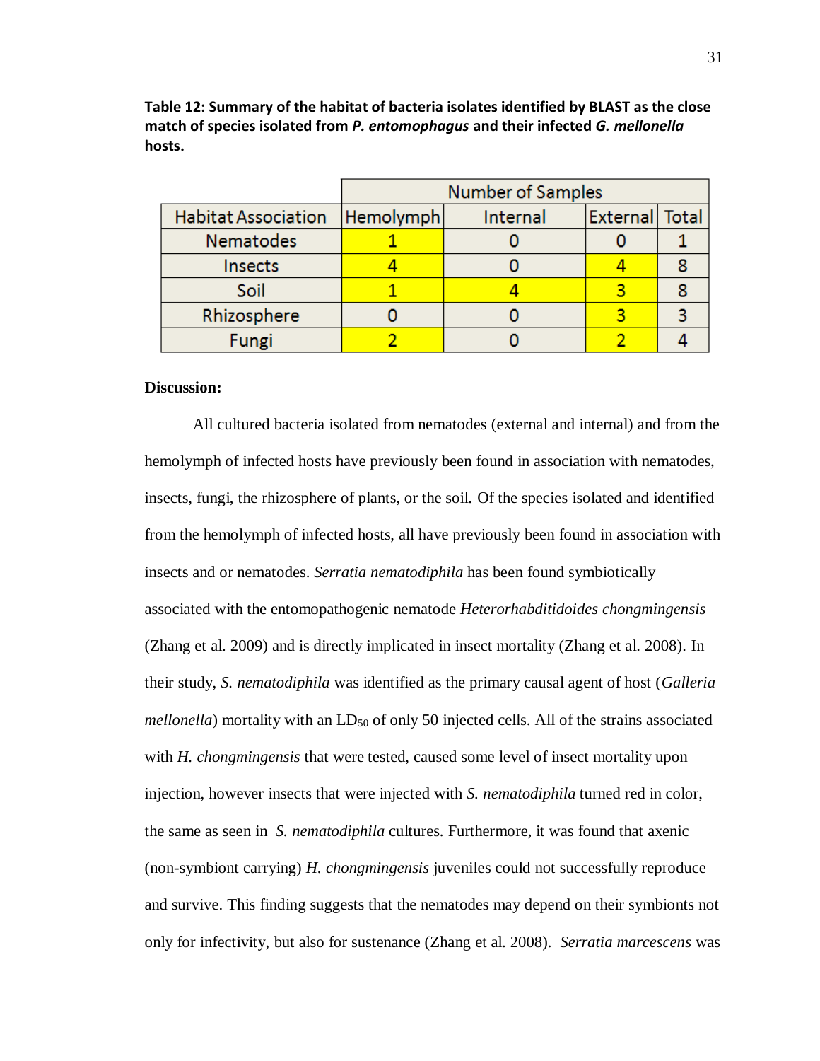**Table 12: Summary of the habitat of bacteria isolates identified by BLAST as the close match of species isolated from *P. entomophagus* and their infected *G. mellonella* hosts.**

| | Number of Samples | | | |
|---|---|---|---|---|
| Habitat Association | Hemolymph | Internal | External | Total |
| Nematodes | 1 | 0 | 0 | 1 |
| Insects | 4 | 0 | 4 | 8 |
| Soil | 1 | 4 | 3 | 8 |
| Rhizosphere | 0 | 0 | 3 | 3 |
| Fungi | 2 | 0 | 2 | 4 |

**Discussion:**

All cultured bacteria isolated from nematodes (external and internal) and from the hemolymph of infected hosts have previously been found in association with nematodes, insects, fungi, the rhizosphere of plants, or the soil. Of the species isolated and identified from the hemolymph of infected hosts, all have previously been found in association with insects and or nematodes. *Serratia nematodiphila* has been found symbiotically associated with the entomopathogenic nematode *Heterorhabditidoides chongmingensis* (Zhang et al. 2009) and is directly implicated in insect mortality (Zhang et al. 2008). In their study, *S. nematodiphila* was identified as the primary causal agent of host (*Galleria mellonella*) mortality with an $LD_{50}$ of only 50 injected cells. All of the strains associated with *H. chongmingensis* that were tested, caused some level of insect mortality upon injection, however insects that were injected with *S. nematodiphila* turned red in color, the same as seen in *S. nematodiphila* cultures. Furthermore, it was found that axenic (non-symbiont carrying) *H. chongmingensis* juveniles could not successfully reproduce and survive. This finding suggests that the nematodes may depend on their symbionts not only for infectivity, but also for sustenance (Zhang et al. 2008). *Serratia marcescens* was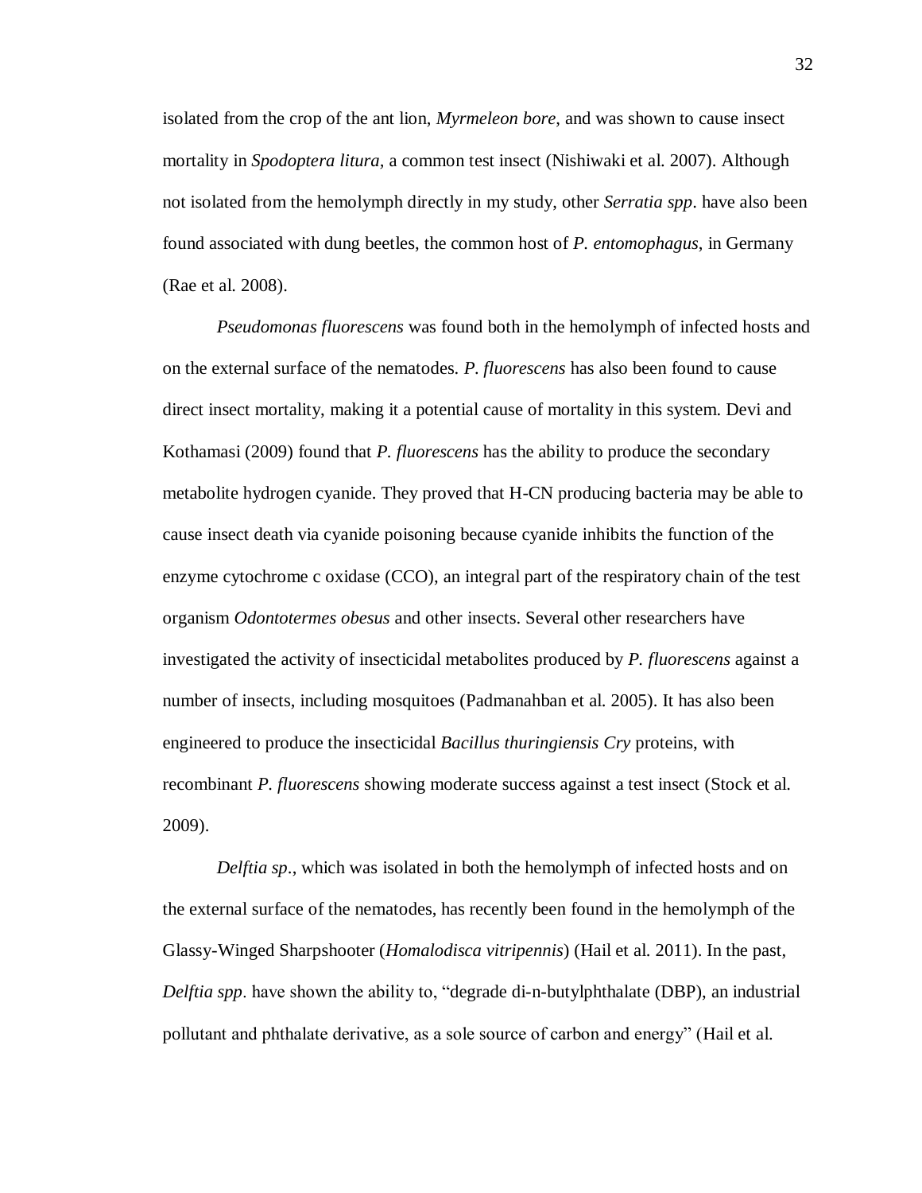isolated from the crop of the ant lion, *Myrmeleon bore*, and was shown to cause insect mortality in *Spodoptera litura*, a common test insect (Nishiwaki et al. 2007). Although not isolated from the hemolymph directly in my study, other *Serratia spp*. have also been found associated with dung beetles, the common host of *P. entomophagus*, in Germany (Rae et al. 2008).

*Pseudomonas fluorescens* was found both in the hemolymph of infected hosts and on the external surface of the nematodes. *P. fluorescens* has also been found to cause direct insect mortality, making it a potential cause of mortality in this system. Devi and Kothamasi (2009) found that *P. fluorescens* has the ability to produce the secondary metabolite hydrogen cyanide. They proved that H-CN producing bacteria may be able to cause insect death via cyanide poisoning because cyanide inhibits the function of the enzyme cytochrome c oxidase (CCO), an integral part of the respiratory chain of the test organism *Odontotermes obesus* and other insects. Several other researchers have investigated the activity of insecticidal metabolites produced by *P. fluorescens* against a number of insects, including mosquitoes (Padmanahban et al. 2005). It has also been engineered to produce the insecticidal *Bacillus thuringiensis Cry* proteins, with recombinant *P. fluorescens* showing moderate success against a test insect (Stock et al. 2009).

*Delftia sp*., which was isolated in both the hemolymph of infected hosts and on the external surface of the nematodes, has recently been found in the hemolymph of the Glassy-Winged Sharpshooter (*Homalodisca vitripennis*) (Hail et al. 2011). In the past, *Delftia spp*. have shown the ability to, "degrade di-n-butylphthalate (DBP), an industrial pollutant and phthalate derivative, as a sole source of carbon and energy" (Hail et al.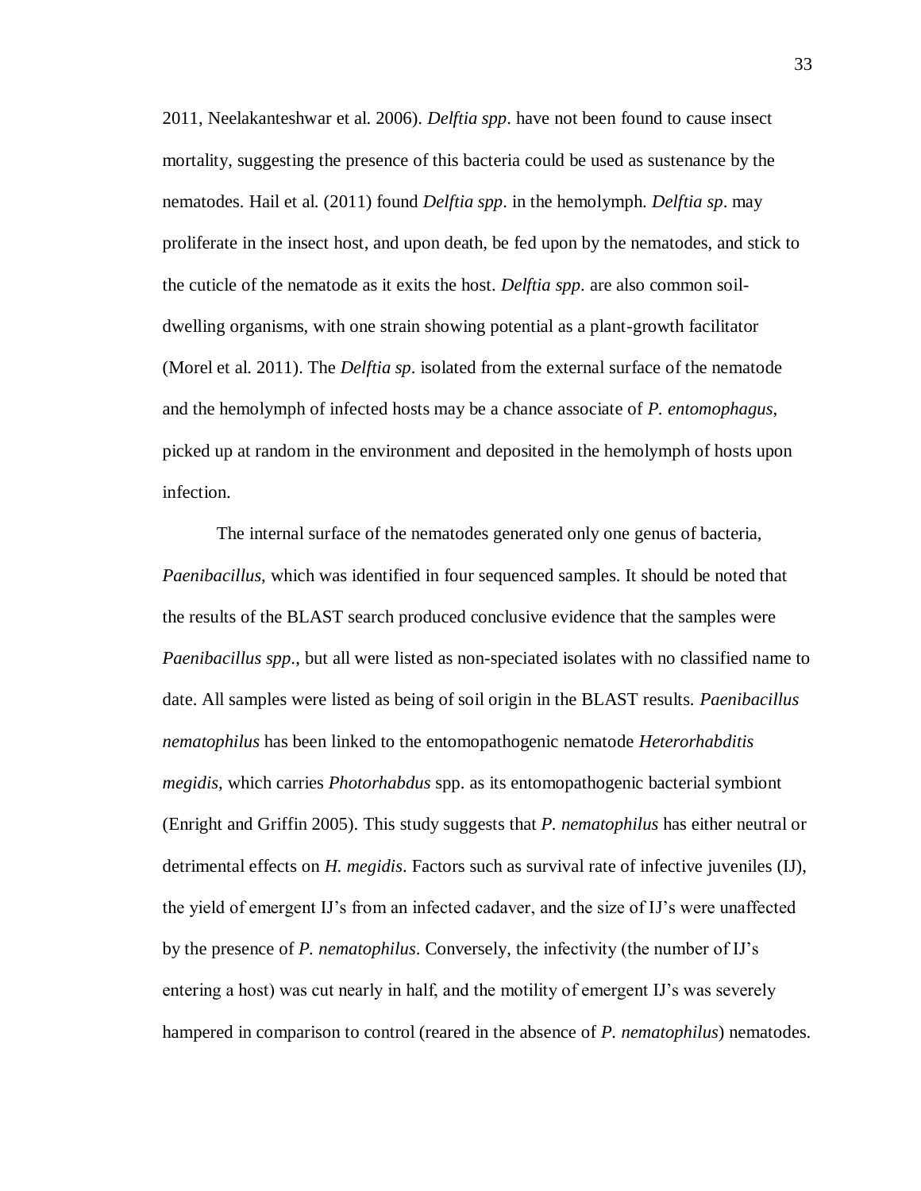2011, Neelakanteshwar et al. 2006). *Delftia spp*. have not been found to cause insect mortality, suggesting the presence of this bacteria could be used as sustenance by the nematodes. Hail et al. (2011) found *Delftia spp*. in the hemolymph. *Delftia sp*. may proliferate in the insect host, and upon death, be fed upon by the nematodes, and stick to the cuticle of the nematode as it exits the host. *Delftia spp.* are also common soil-dwelling organisms, with one strain showing potential as a plant-growth facilitator (Morel et al. 2011). The *Delftia sp*. isolated from the external surface of the nematode and the hemolymph of infected hosts may be a chance associate of *P. entomophagus*, picked up at random in the environment and deposited in the hemolymph of hosts upon infection.

The internal surface of the nematodes generated only one genus of bacteria, *Paenibacillus*, which was identified in four sequenced samples. It should be noted that the results of the BLAST search produced conclusive evidence that the samples were *Paenibacillus spp*., but all were listed as non-speciated isolates with no classified name to date. All samples were listed as being of soil origin in the BLAST results. *Paenibacillus nematophilus* has been linked to the entomopathogenic nematode *Heterorhabditis megidis*, which carries *Photorhabdus* spp. as its entomopathogenic bacterial symbiont (Enright and Griffin 2005). This study suggests that *P. nematophilus* has either neutral or detrimental effects on *H. megidis*. Factors such as survival rate of infective juveniles (IJ), the yield of emergent IJ's from an infected cadaver, and the size of IJ's were unaffected by the presence of *P. nematophilus*. Conversely, the infectivity (the number of IJ's entering a host) was cut nearly in half, and the motility of emergent IJ's was severely hampered in comparison to control (reared in the absence of *P. nematophilus*) nematodes.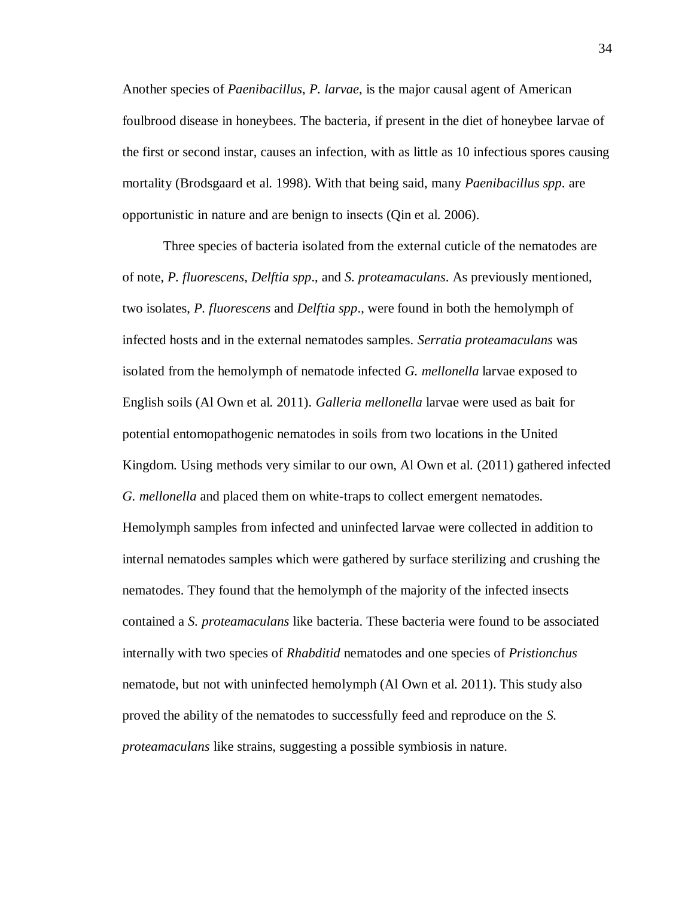Another species of *Paenibacillus*, *P. larvae*, is the major causal agent of American foulbrood disease in honeybees. The bacteria, if present in the diet of honeybee larvae of the first or second instar, causes an infection, with as little as 10 infectious spores causing mortality (Brodsgaard et al. 1998). With that being said, many *Paenibacillus spp*. are opportunistic in nature and are benign to insects (Qin et al. 2006).

Three species of bacteria isolated from the external cuticle of the nematodes are of note, *P. fluorescens*, *Delftia spp*., and *S. proteamaculans*. As previously mentioned, two isolates, *P. fluorescens* and *Delftia spp*., were found in both the hemolymph of infected hosts and in the external nematodes samples. *Serratia proteamaculans* was isolated from the hemolymph of nematode infected *G. mellonella* larvae exposed to English soils (Al Own et al. 2011). *Galleria mellonella* larvae were used as bait for potential entomopathogenic nematodes in soils from two locations in the United Kingdom. Using methods very similar to our own, Al Own et al. (2011) gathered infected *G. mellonella* and placed them on white-traps to collect emergent nematodes. Hemolymph samples from infected and uninfected larvae were collected in addition to internal nematodes samples which were gathered by surface sterilizing and crushing the nematodes. They found that the hemolymph of the majority of the infected insects contained a *S. proteamaculans* like bacteria. These bacteria were found to be associated internally with two species of *Rhabditid* nematodes and one species of *Pristionchus* nematode, but not with uninfected hemolymph (Al Own et al. 2011). This study also proved the ability of the nematodes to successfully feed and reproduce on the *S. proteamaculans* like strains, suggesting a possible symbiosis in nature.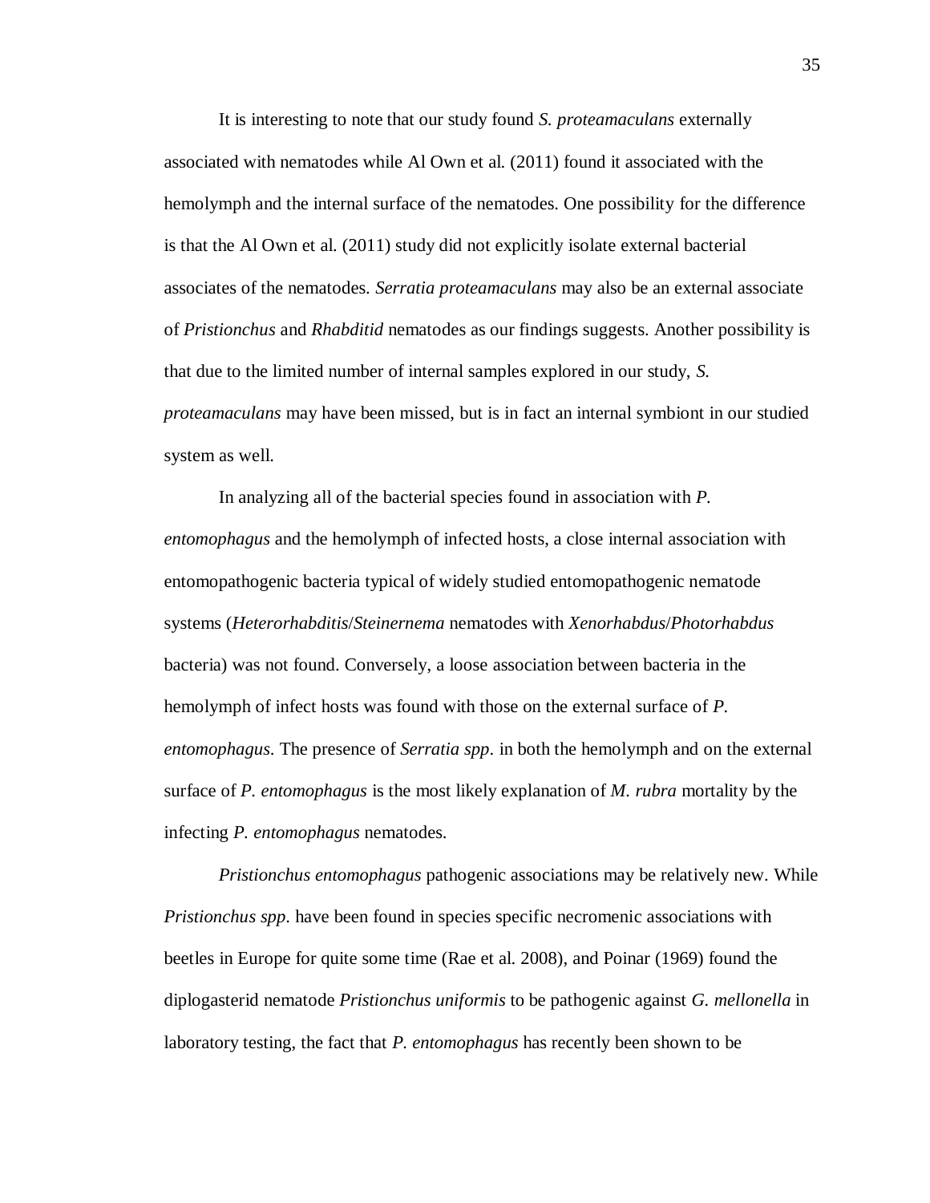It is interesting to note that our study found *S. proteamaculans* externally associated with nematodes while Al Own et al. (2011) found it associated with the hemolymph and the internal surface of the nematodes. One possibility for the difference is that the Al Own et al. (2011) study did not explicitly isolate external bacterial associates of the nematodes. *Serratia proteamaculans* may also be an external associate of *Pristionchus* and *Rhabditid* nematodes as our findings suggests. Another possibility is that due to the limited number of internal samples explored in our study, *S. proteamaculans* may have been missed, but is in fact an internal symbiont in our studied system as well.

In analyzing all of the bacterial species found in association with *P. entomophagus* and the hemolymph of infected hosts, a close internal association with entomopathogenic bacteria typical of widely studied entomopathogenic nematode systems (*Heterorhabditis*/*Steinernema* nematodes with *Xenorhabdus*/*Photorhabdus* bacteria) was not found. Conversely, a loose association between bacteria in the hemolymph of infect hosts was found with those on the external surface of *P. entomophagus*. The presence of *Serratia spp*. in both the hemolymph and on the external surface of *P. entomophagus* is the most likely explanation of *M. rubra* mortality by the infecting *P. entomophagus* nematodes.

*Pristionchus entomophagus* pathogenic associations may be relatively new. While *Pristionchus spp*. have been found in species specific necromenic associations with beetles in Europe for quite some time (Rae et al. 2008), and Poinar (1969) found the diplogasterid nematode *Pristionchus uniformis* to be pathogenic against *G. mellonella* in laboratory testing, the fact that *P. entomophagus* has recently been shown to be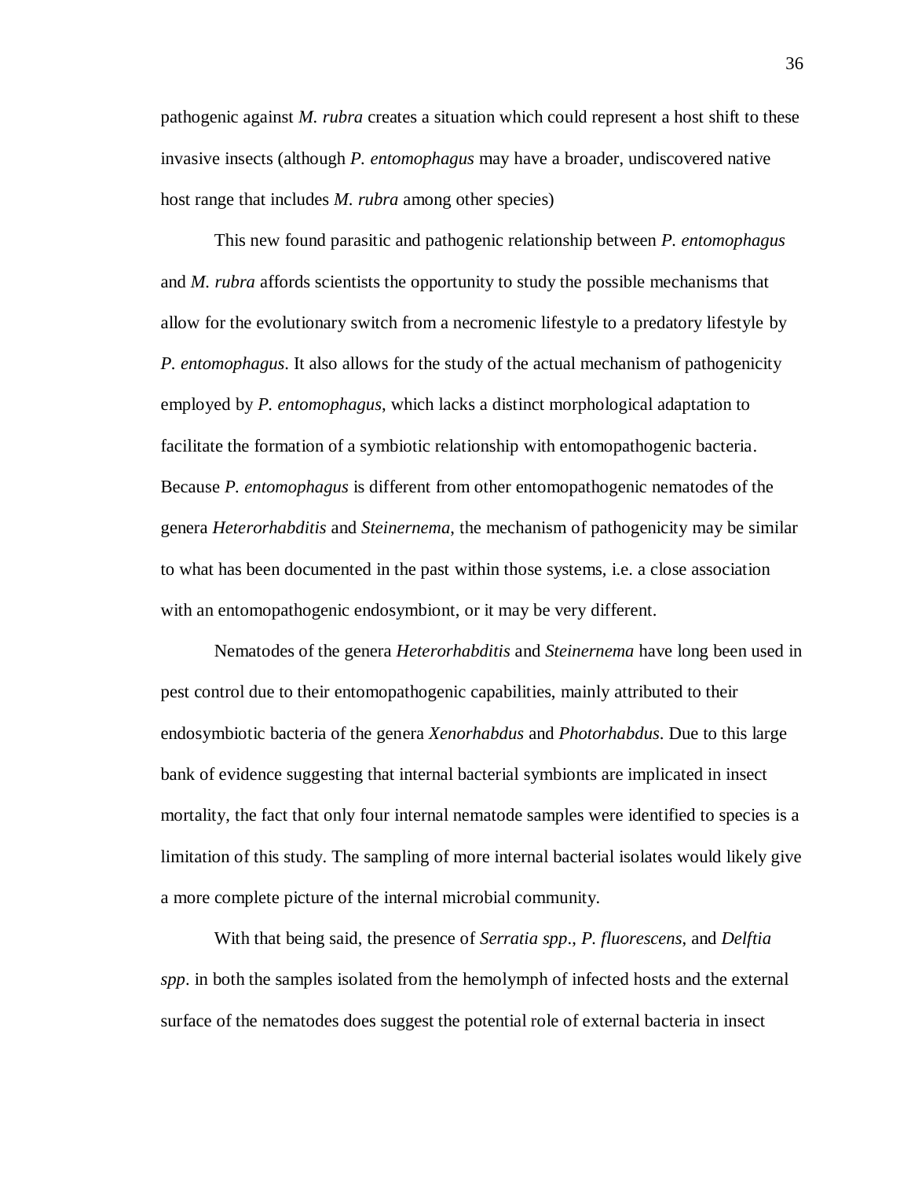pathogenic against *M. rubra* creates a situation which could represent a host shift to these invasive insects (although *P. entomophagus* may have a broader, undiscovered native host range that includes *M. rubra* among other species)

This new found parasitic and pathogenic relationship between *P. entomophagus* and *M. rubra* affords scientists the opportunity to study the possible mechanisms that allow for the evolutionary switch from a necromenic lifestyle to a predatory lifestyle by *P. entomophagus*. It also allows for the study of the actual mechanism of pathogenicity employed by *P. entomophagus*, which lacks a distinct morphological adaptation to facilitate the formation of a symbiotic relationship with entomopathogenic bacteria. Because *P. entomophagus* is different from other entomopathogenic nematodes of the genera *Heterorhabditis* and *Steinernema*, the mechanism of pathogenicity may be similar to what has been documented in the past within those systems, i.e. a close association with an entomopathogenic endosymbiont, or it may be very different.

Nematodes of the genera *Heterorhabditis* and *Steinernema* have long been used in pest control due to their entomopathogenic capabilities, mainly attributed to their endosymbiotic bacteria of the genera *Xenorhabdus* and *Photorhabdus*. Due to this large bank of evidence suggesting that internal bacterial symbionts are implicated in insect mortality, the fact that only four internal nematode samples were identified to species is a limitation of this study. The sampling of more internal bacterial isolates would likely give a more complete picture of the internal microbial community.

With that being said, the presence of *Serratia spp*., *P. fluorescens*, and *Delftia spp*. in both the samples isolated from the hemolymph of infected hosts and the external surface of the nematodes does suggest the potential role of external bacteria in insect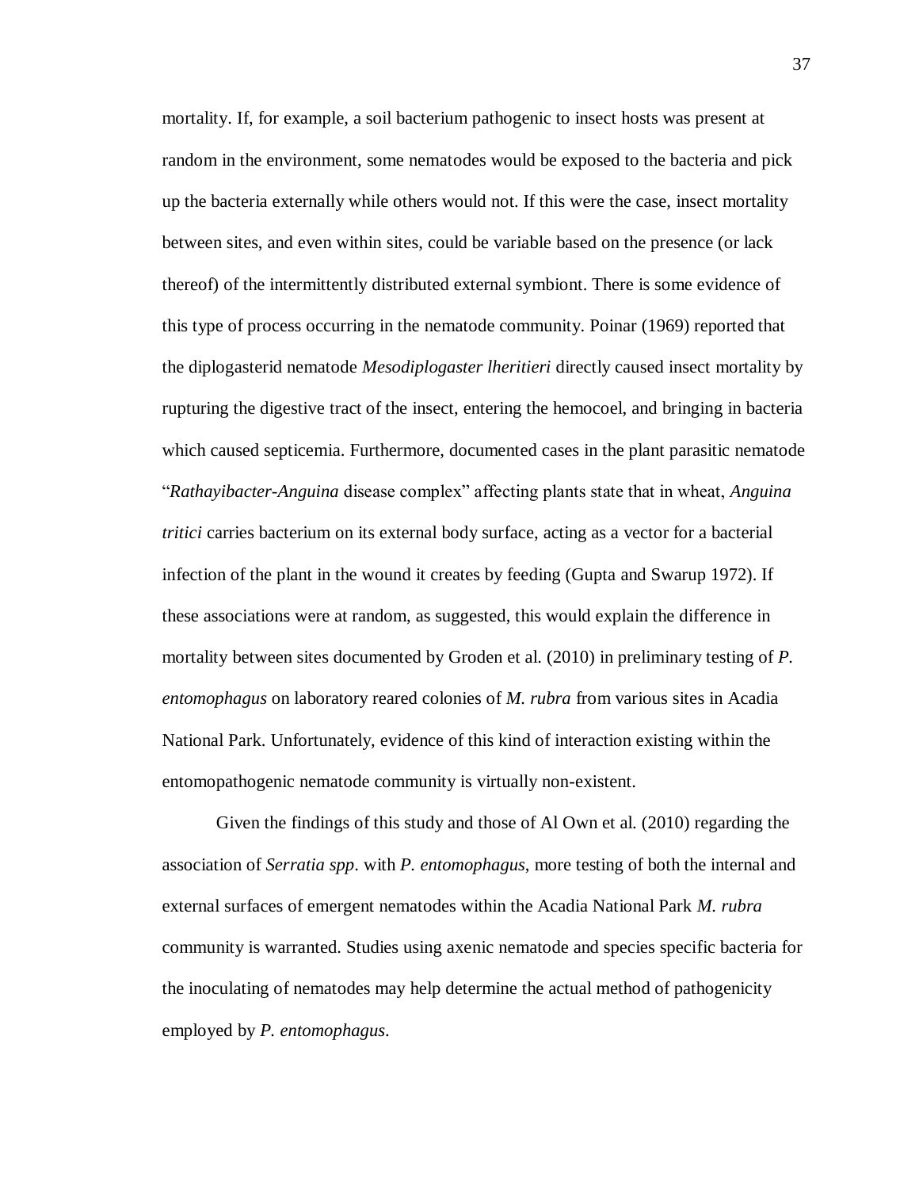mortality. If, for example, a soil bacterium pathogenic to insect hosts was present at random in the environment, some nematodes would be exposed to the bacteria and pick up the bacteria externally while others would not. If this were the case, insect mortality between sites, and even within sites, could be variable based on the presence (or lack thereof) of the intermittently distributed external symbiont. There is some evidence of this type of process occurring in the nematode community. Poinar (1969) reported that the diplogasterid nematode *Mesodiplogaster lheritieri* directly caused insect mortality by rupturing the digestive tract of the insect, entering the hemocoel, and bringing in bacteria which caused septicemia. Furthermore, documented cases in the plant parasitic nematode "*Rathayibacter-Anguina* disease complex" affecting plants state that in wheat, *Anguina tritici* carries bacterium on its external body surface, acting as a vector for a bacterial infection of the plant in the wound it creates by feeding (Gupta and Swarup 1972). If these associations were at random, as suggested, this would explain the difference in mortality between sites documented by Groden et al. (2010) in preliminary testing of *P. entomophagus* on laboratory reared colonies of *M. rubra* from various sites in Acadia National Park. Unfortunately, evidence of this kind of interaction existing within the entomopathogenic nematode community is virtually non-existent.

Given the findings of this study and those of Al Own et al. (2010) regarding the association of *Serratia spp*. with *P. entomophagus*, more testing of both the internal and external surfaces of emergent nematodes within the Acadia National Park *M. rubra* community is warranted. Studies using axenic nematode and species specific bacteria for the inoculating of nematodes may help determine the actual method of pathogenicity employed by *P. entomophagus*.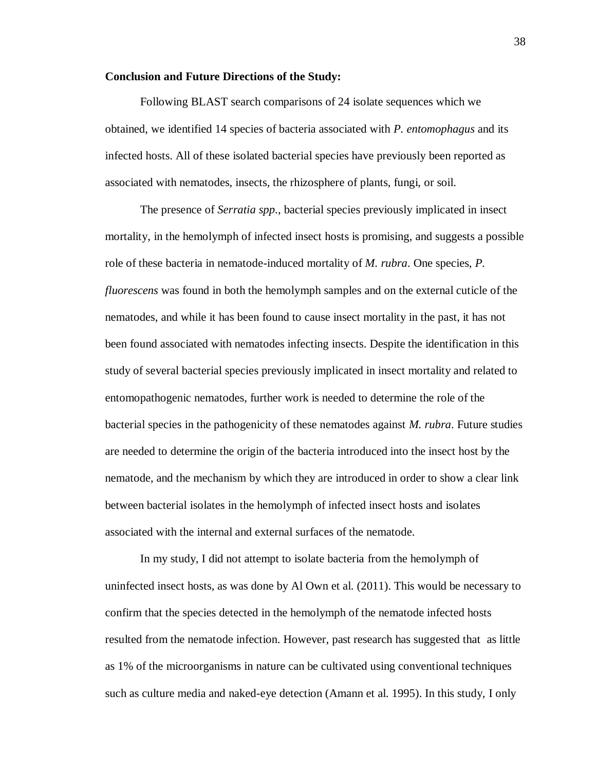**Conclusion and Future Directions of the Study:**

Following BLAST search comparisons of 24 isolate sequences which we obtained, we identified 14 species of bacteria associated with *P. entomophagus* and its infected hosts. All of these isolated bacterial species have previously been reported as associated with nematodes, insects, the rhizosphere of plants, fungi, or soil.

The presence of *Serratia spp*., bacterial species previously implicated in insect mortality, in the hemolymph of infected insect hosts is promising, and suggests a possible role of these bacteria in nematode-induced mortality of *M. rubra*. One species, *P. fluorescens* was found in both the hemolymph samples and on the external cuticle of the nematodes, and while it has been found to cause insect mortality in the past, it has not been found associated with nematodes infecting insects. Despite the identification in this study of several bacterial species previously implicated in insect mortality and related to entomopathogenic nematodes, further work is needed to determine the role of the bacterial species in the pathogenicity of these nematodes against *M. rubra*. Future studies are needed to determine the origin of the bacteria introduced into the insect host by the nematode, and the mechanism by which they are introduced in order to show a clear link between bacterial isolates in the hemolymph of infected insect hosts and isolates associated with the internal and external surfaces of the nematode.

In my study, I did not attempt to isolate bacteria from the hemolymph of uninfected insect hosts, as was done by Al Own et al. (2011). This would be necessary to confirm that the species detected in the hemolymph of the nematode infected hosts resulted from the nematode infection. However, past research has suggested that as little as 1% of the microorganisms in nature can be cultivated using conventional techniques such as culture media and naked-eye detection (Amann et al. 1995). In this study, I only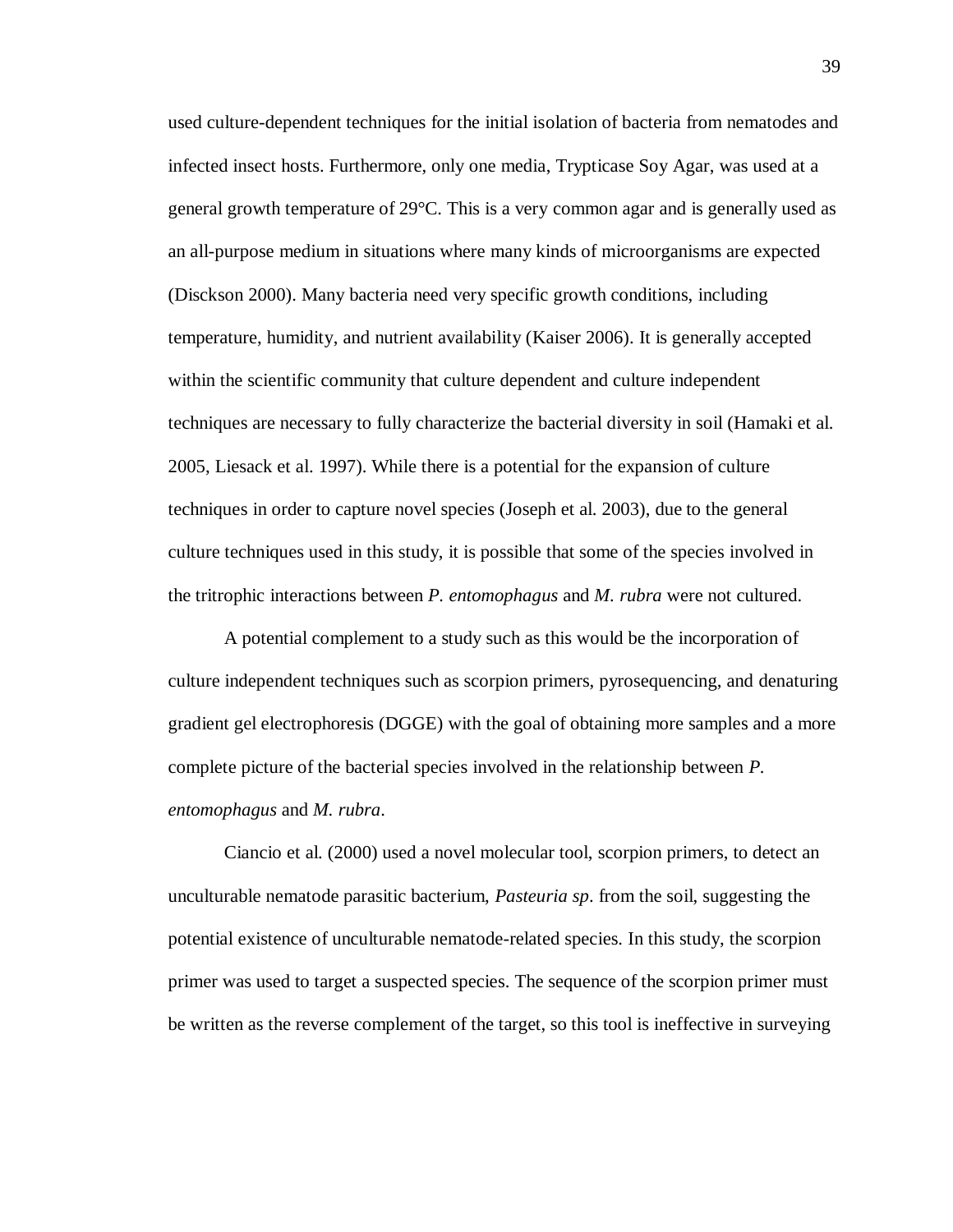used culture-dependent techniques for the initial isolation of bacteria from nematodes and infected insect hosts. Furthermore, only one media, Trypticase Soy Agar, was used at a general growth temperature of 29°C. This is a very common agar and is generally used as an all-purpose medium in situations where many kinds of microorganisms are expected (Disckson 2000). Many bacteria need very specific growth conditions, including temperature, humidity, and nutrient availability (Kaiser 2006). It is generally accepted within the scientific community that culture dependent and culture independent techniques are necessary to fully characterize the bacterial diversity in soil (Hamaki et al. 2005, Liesack et al. 1997). While there is a potential for the expansion of culture techniques in order to capture novel species (Joseph et al. 2003), due to the general culture techniques used in this study, it is possible that some of the species involved in the tritrophic interactions between *P. entomophagus* and *M. rubra* were not cultured.

A potential complement to a study such as this would be the incorporation of culture independent techniques such as scorpion primers, pyrosequencing, and denaturing gradient gel electrophoresis (DGGE) with the goal of obtaining more samples and a more complete picture of the bacterial species involved in the relationship between *P. entomophagus* and *M. rubra*.

Ciancio et al. (2000) used a novel molecular tool, scorpion primers, to detect an unculturable nematode parasitic bacterium, *Pasteuria sp*. from the soil, suggesting the potential existence of unculturable nematode-related species. In this study, the scorpion primer was used to target a suspected species. The sequence of the scorpion primer must be written as the reverse complement of the target, so this tool is ineffective in surveying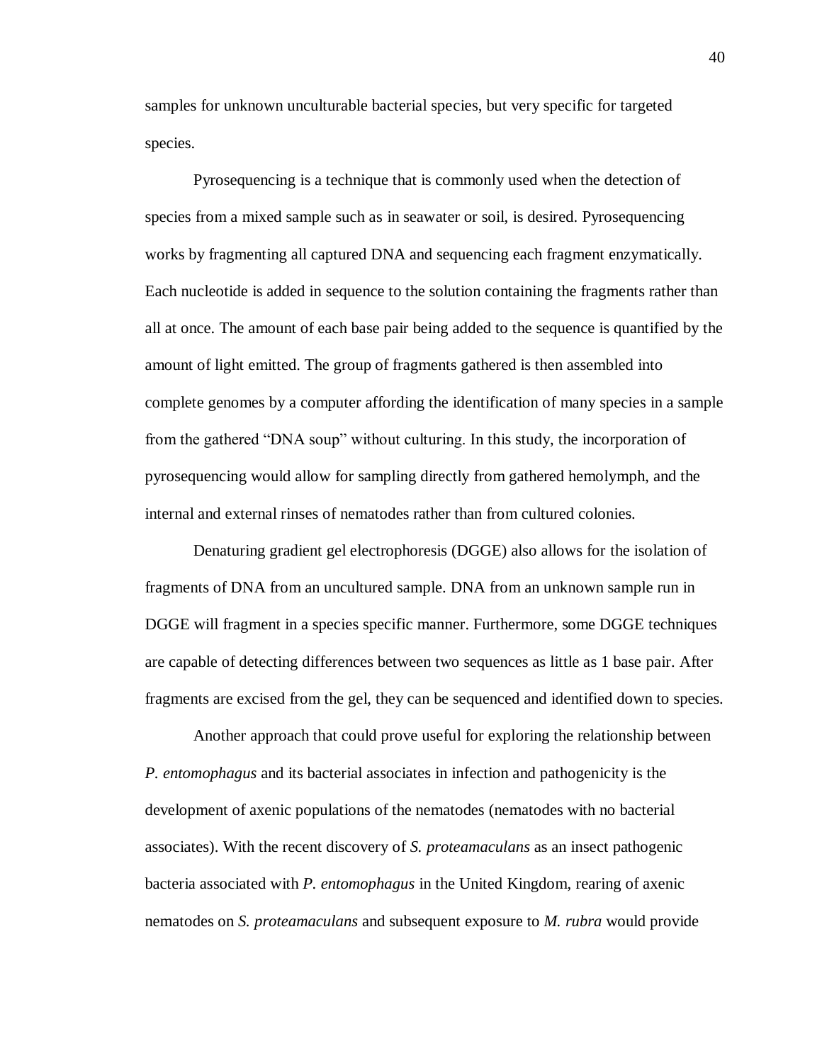samples for unknown unculturable bacterial species, but very specific for targeted species.

Pyrosequencing is a technique that is commonly used when the detection of species from a mixed sample such as in seawater or soil, is desired. Pyrosequencing works by fragmenting all captured DNA and sequencing each fragment enzymatically. Each nucleotide is added in sequence to the solution containing the fragments rather than all at once. The amount of each base pair being added to the sequence is quantified by the amount of light emitted. The group of fragments gathered is then assembled into complete genomes by a computer affording the identification of many species in a sample from the gathered "DNA soup" without culturing. In this study, the incorporation of pyrosequencing would allow for sampling directly from gathered hemolymph, and the internal and external rinses of nematodes rather than from cultured colonies.

Denaturing gradient gel electrophoresis (DGGE) also allows for the isolation of fragments of DNA from an uncultured sample. DNA from an unknown sample run in DGGE will fragment in a species specific manner. Furthermore, some DGGE techniques are capable of detecting differences between two sequences as little as 1 base pair. After fragments are excised from the gel, they can be sequenced and identified down to species.

Another approach that could prove useful for exploring the relationship between *P. entomophagus* and its bacterial associates in infection and pathogenicity is the development of axenic populations of the nematodes (nematodes with no bacterial associates). With the recent discovery of *S. proteamaculans* as an insect pathogenic bacteria associated with *P. entomophagus* in the United Kingdom, rearing of axenic nematodes on *S. proteamaculans* and subsequent exposure to *M. rubra* would provide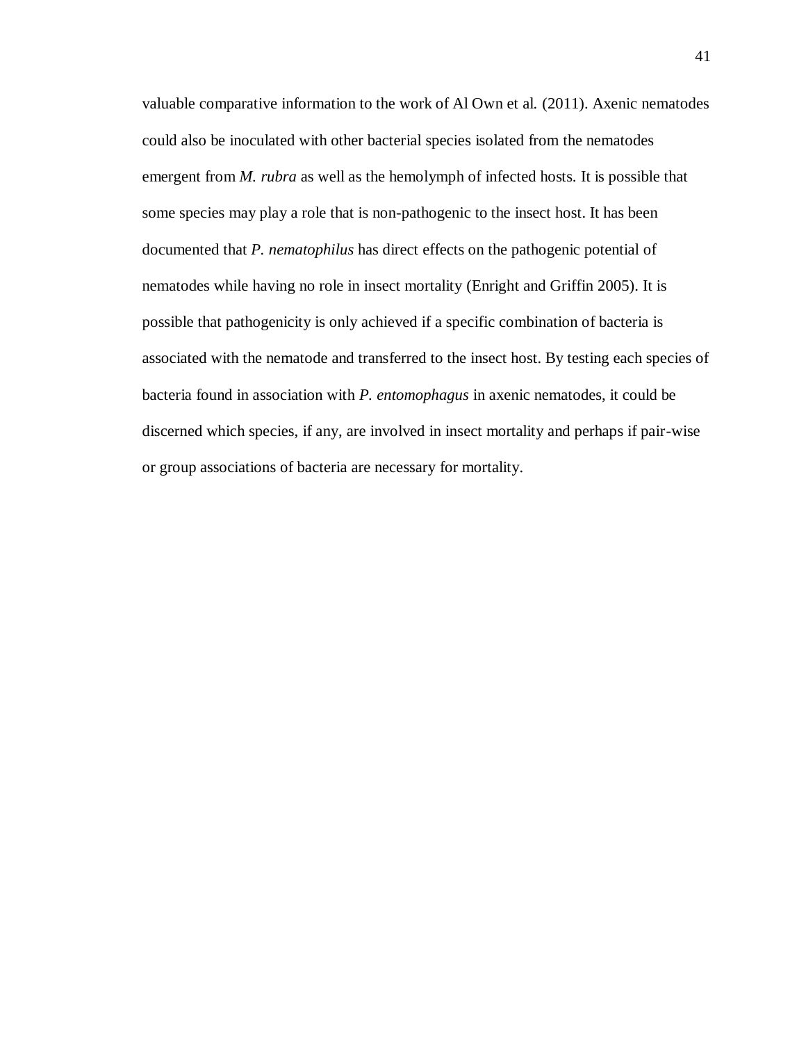valuable comparative information to the work of Al Own et al. (2011). Axenic nematodes could also be inoculated with other bacterial species isolated from the nematodes emergent from *M. rubra* as well as the hemolymph of infected hosts. It is possible that some species may play a role that is non-pathogenic to the insect host. It has been documented that *P. nematophilus* has direct effects on the pathogenic potential of nematodes while having no role in insect mortality (Enright and Griffin 2005). It is possible that pathogenicity is only achieved if a specific combination of bacteria is associated with the nematode and transferred to the insect host. By testing each species of bacteria found in association with *P. entomophagus* in axenic nematodes, it could be discerned which species, if any, are involved in insect mortality and perhaps if pair-wise or group associations of bacteria are necessary for mortality.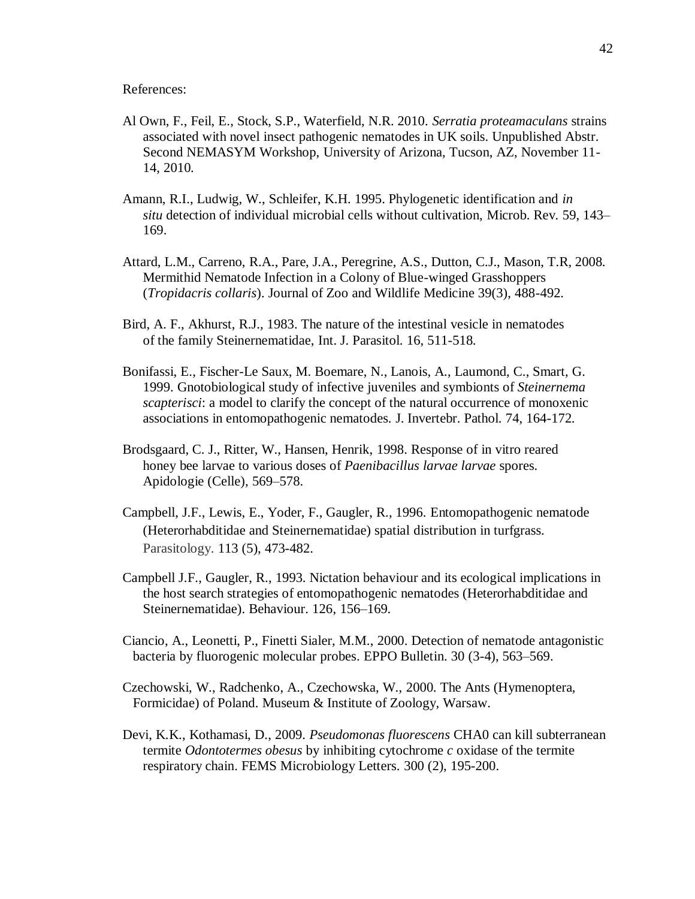References:

Al Own, F., Feil, E., Stock, S.P., Waterfield, N.R. 2010. *Serratia proteamaculans* strains associated with novel insect pathogenic nematodes in UK soils. Unpublished Abstr. Second NEMASYM Workshop, University of Arizona, Tucson, AZ, November 11-14, 2010.

Amann, R.I., Ludwig, W., Schleifer, K.H. 1995. Phylogenetic identification and *in situ* detection of individual microbial cells without cultivation, Microb. Rev. 59, 143–169.

Attard, L.M., Carreno, R.A., Pare, J.A., Peregrine, A.S., Dutton, C.J., Mason, T.R, 2008. Mermithid Nematode Infection in a Colony of Blue-winged Grasshoppers (*Tropidacris collaris*). Journal of Zoo and Wildlife Medicine 39(3), 488-492.

Bird, A. F., Akhurst, R.J., 1983. The nature of the intestinal vesicle in nematodes of the family Steinernematidae, Int. J. Parasitol. 16, 511-518.

Bonifassi, E., Fischer-Le Saux, M. Boemare, N., Lanois, A., Laumond, C., Smart, G. 1999. Gnotobiological study of infective juveniles and symbionts of *Steinernema scapterisci*: a model to clarify the concept of the natural occurrence of monoxenic associations in entomopathogenic nematodes. J. Invertebr. Pathol. 74, 164-172.

Brodsgaard, C. J., Ritter, W., Hansen, Henrik, 1998. Response of in vitro reared honey bee larvae to various doses of *Paenibacillus larvae larvae* spores. Apidologie (Celle), 569–578.

Campbell, J.F., Lewis, E., Yoder, F., Gaugler, R., 1996. Entomopathogenic nematode (Heterorhabditidae and Steinernematidae) spatial distribution in turfgrass. Parasitology. 113 (5), 473-482.

Campbell J.F., Gaugler, R., 1993. Nictation behaviour and its ecological implications in the host search strategies of entomopathogenic nematodes (Heterorhabditidae and Steinernematidae). Behaviour. 126, 156–169.

Ciancio, A., Leonetti, P., Finetti Sialer, M.M., 2000. Detection of nematode antagonistic bacteria by fluorogenic molecular probes. EPPO Bulletin. 30 (3-4), 563–569.

Czechowski, W., Radchenko, A., Czechowska, W., 2000. The Ants (Hymenoptera, Formicidae) of Poland. Museum & Institute of Zoology, Warsaw.

Devi, K.K., Kothamasi, D., 2009. *Pseudomonas fluorescens* CHA0 can kill subterranean termite *Odontotermes obesus* by inhibiting cytochrome *c* oxidase of the termite respiratory chain. FEMS Microbiology Letters. 300 (2), 195-200.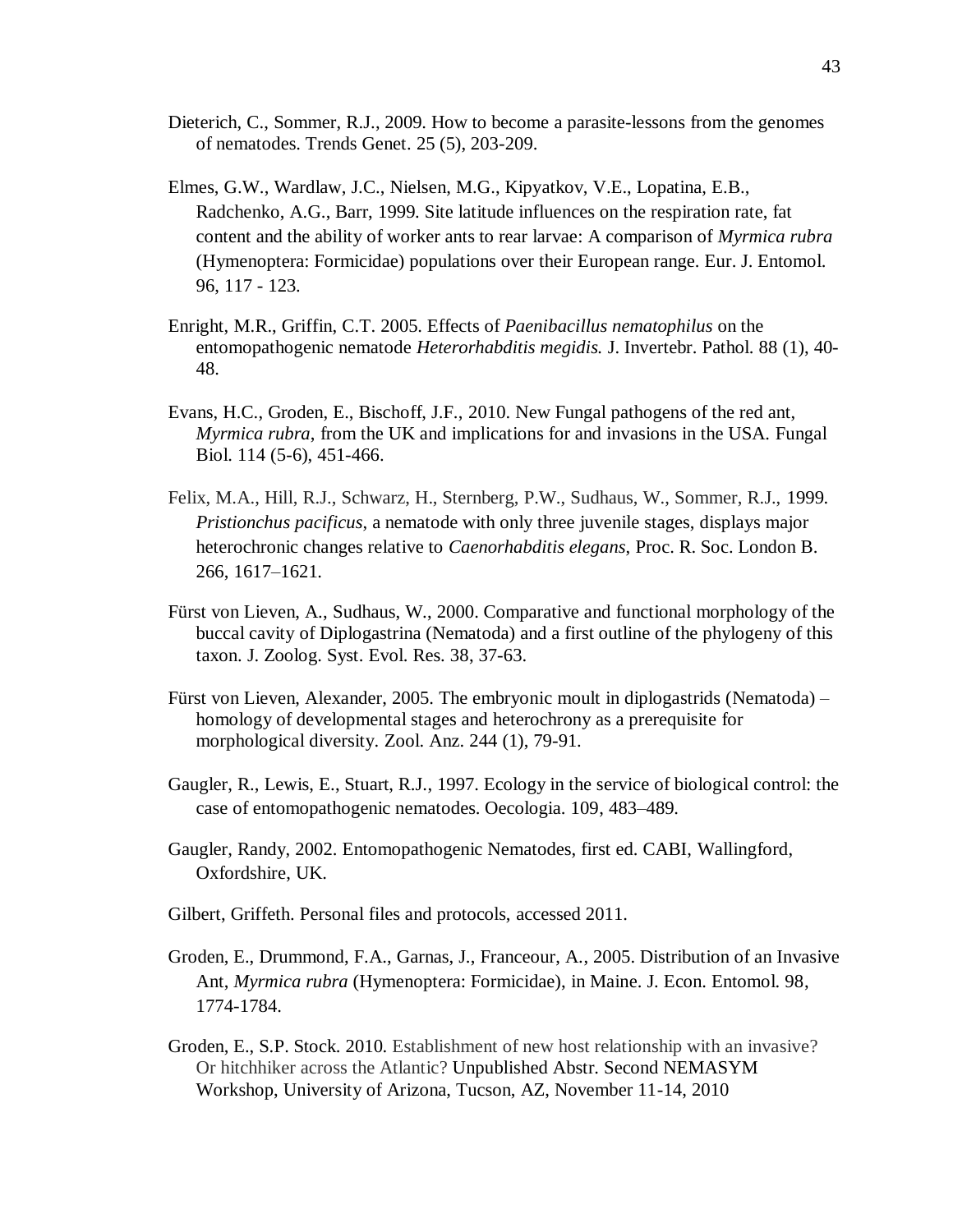Dieterich, C., Sommer, R.J., 2009. How to become a parasite-lessons from the genomes of nematodes. Trends Genet. 25 (5), 203-209.

Elmes, G.W., Wardlaw, J.C., Nielsen, M.G., Kipyatkov, V.E., Lopatina, E.B., Radchenko, A.G., Barr, 1999. Site latitude influences on the respiration rate, fat content and the ability of worker ants to rear larvae: A comparison of *Myrmica rubra* (Hymenoptera: Formicidae) populations over their European range. Eur. J. Entomol. 96, 117 - 123.

Enright, M.R., Griffin, C.T. 2005. Effects of *Paenibacillus nematophilus* on the entomopathogenic nematode *Heterorhabditis megidis.* J. Invertebr. Pathol. 88 (1), 40-48.

Evans, H.C., Groden, E., Bischoff, J.F., 2010. New Fungal pathogens of the red ant, *Myrmica rubra*, from the UK and implications for and invasions in the USA. Fungal Biol. 114 (5-6), 451-466.

Felix, M.A., Hill, R.J., Schwarz, H., Sternberg, P.W., Sudhaus, W., Sommer, R.J., 1999. *Pristionchus pacificus*, a nematode with only three juvenile stages, displays major heterochronic changes relative to *Caenorhabditis elegans*, Proc. R. Soc. London B. 266, 1617–1621.

Fürst von Lieven, A., Sudhaus, W., 2000. Comparative and functional morphology of the buccal cavity of Diplogastrina (Nematoda) and a first outline of the phylogeny of this taxon. J. Zoolog. Syst. Evol. Res. 38, 37-63.

Fürst von Lieven, Alexander, 2005. The embryonic moult in diplogastrids (Nematoda) – homology of developmental stages and heterochrony as a prerequisite for morphological diversity. Zool. Anz. 244 (1), 79-91.

Gaugler, R., Lewis, E., Stuart, R.J., 1997. Ecology in the service of biological control: the case of entomopathogenic nematodes. Oecologia. 109, 483–489.

Gaugler, Randy, 2002. Entomopathogenic Nematodes, first ed. CABI, Wallingford, Oxfordshire, UK.

Gilbert, Griffeth. Personal files and protocols, accessed 2011.

Groden, E., Drummond, F.A., Garnas, J., Franceour, A., 2005. Distribution of an Invasive Ant, *Myrmica rubra* (Hymenoptera: Formicidae), in Maine. J. Econ. Entomol. 98, 1774-1784.

Groden, E., S.P. Stock. 2010. Establishment of new host relationship with an invasive? Or hitchhiker across the Atlantic? Unpublished Abstr. Second NEMASYM Workshop, University of Arizona, Tucson, AZ, November 11-14, 2010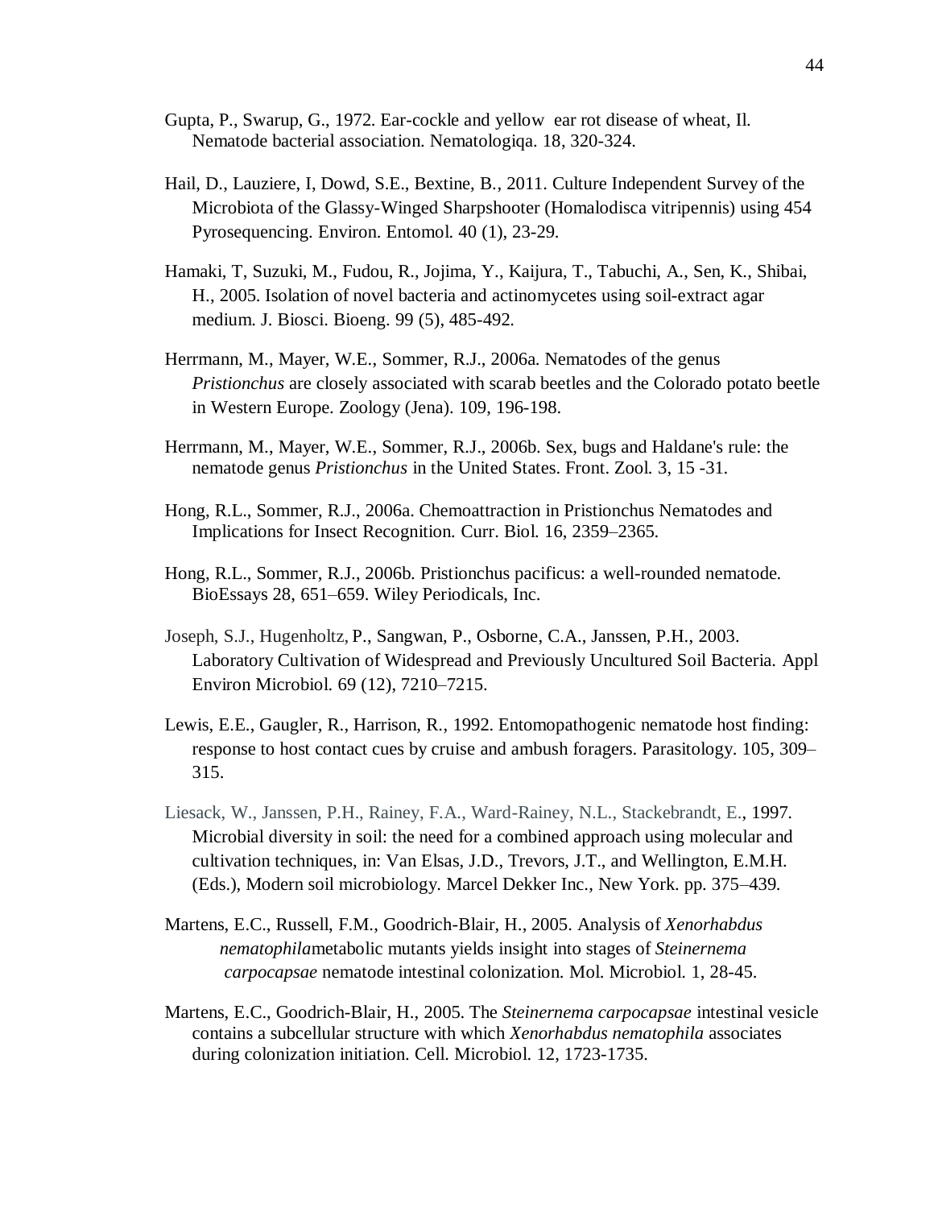Gupta, P., Swarup, G., 1972. Ear-cockle and yellow ear rot disease of wheat, Il. Nematode bacterial association. Nematologiqa. 18, 320-324.

Hail, D., Lauziere, I, Dowd, S.E., Bextine, B., 2011. Culture Independent Survey of the Microbiota of the Glassy-Winged Sharpshooter (Homalodisca vitripennis) using 454 Pyrosequencing. Environ. Entomol. 40 (1), 23-29.

Hamaki, T, Suzuki, M., Fudou, R., Jojima, Y., Kaijura, T., Tabuchi, A., Sen, K., Shibai, H., 2005. Isolation of novel bacteria and actinomycetes using soil-extract agar medium. J. Biosci. Bioeng. 99 (5), 485-492.

Herrmann, M., Mayer, W.E., Sommer, R.J., 2006a. Nematodes of the genus *Pristionchus* are closely associated with scarab beetles and the Colorado potato beetle in Western Europe. Zoology (Jena). 109, 196-198.

Herrmann, M., Mayer, W.E., Sommer, R.J., 2006b. Sex, bugs and Haldane's rule: the nematode genus *Pristionchus* in the United States. Front. Zool. 3, 15 -31.

Hong, R.L., Sommer, R.J., 2006a. Chemoattraction in Pristionchus Nematodes and Implications for Insect Recognition. Curr. Biol. 16, 2359–2365.

Hong, R.L., Sommer, R.J., 2006b. Pristionchus pacificus: a well-rounded nematode. BioEssays 28, 651–659. Wiley Periodicals, Inc.

Joseph, S.J., Hugenholtz, P., Sangwan, P., Osborne, C.A., Janssen, P.H., 2003. Laboratory Cultivation of Widespread and Previously Uncultured Soil Bacteria. Appl Environ Microbiol. 69 (12), 7210–7215.

Lewis, E.E., Gaugler, R., Harrison, R., 1992. Entomopathogenic nematode host finding: response to host contact cues by cruise and ambush foragers. Parasitology. 105, 309–315.

Liesack, W., Janssen, P.H., Rainey, F.A., Ward-Rainey, N.L., Stackebrandt, E., 1997. Microbial diversity in soil: the need for a combined approach using molecular and cultivation techniques, in: Van Elsas, J.D., Trevors, J.T., and Wellington, E.M.H. (Eds.), Modern soil microbiology. Marcel Dekker Inc., New York. pp. 375–439.

Martens, E.C., Russell, F.M., Goodrich-Blair, H., 2005. Analysis of *Xenorhabdus nematophila*metabolic mutants yields insight into stages of *Steinernema carpocapsae* nematode intestinal colonization. Mol. Microbiol. 1, 28-45.

Martens, E.C., Goodrich-Blair, H., 2005. The *Steinernema carpocapsae* intestinal vesicle contains a subcellular structure with which *Xenorhabdus nematophila* associates during colonization initiation. Cell. Microbiol. 12, 1723-1735.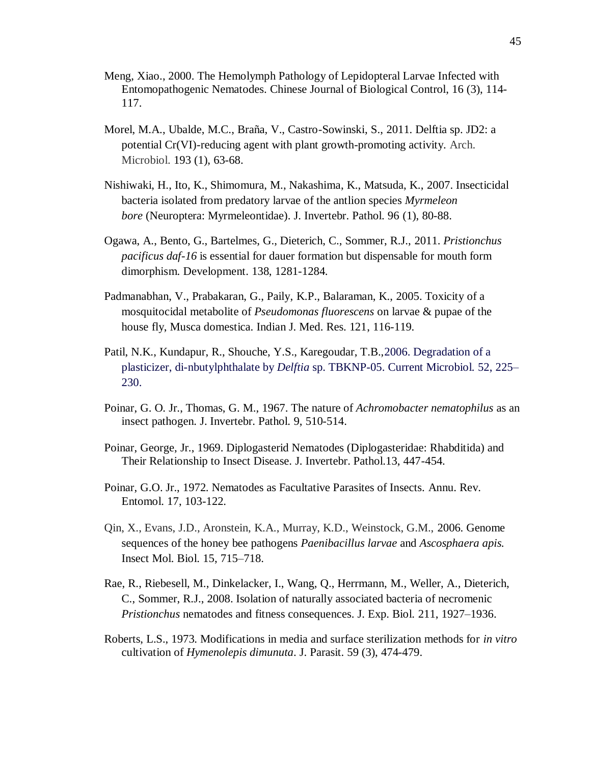Meng, Xiao., 2000. The Hemolymph Pathology of Lepidopteral Larvae Infected with Entomopathogenic Nematodes. Chinese Journal of Biological Control, 16 (3), 114-117.

Morel, M.A., Ubalde, M.C., Braña, V., Castro-Sowinski, S., 2011. Delftia sp. JD2: a potential Cr(VI)-reducing agent with plant growth-promoting activity. Arch. Microbiol. 193 (1), 63-68.

Nishiwaki, H., Ito, K., Shimomura, M., Nakashima, K., Matsuda, K., 2007. Insecticidal bacteria isolated from predatory larvae of the antlion species *Myrmeleon bore* (Neuroptera: Myrmeleontidae). J. Invertebr. Pathol. 96 (1), 80-88.

Ogawa, A., Bento, G., Bartelmes, G., Dieterich, C., Sommer, R.J., 2011. *Pristionchus pacificus daf-16* is essential for dauer formation but dispensable for mouth form dimorphism. Development. 138, 1281-1284.

Padmanabhan, V., Prabakaran, G., Paily, K.P., Balaraman, K., 2005. Toxicity of a mosquitocidal metabolite of *Pseudomonas fluorescens* on larvae & pupae of the house fly, Musca domestica. Indian J. Med. Res. 121, 116-119.

Patil, N.K., Kundapur, R., Shouche, Y.S., Karegoudar, T.B.,2006. Degradation of a plasticizer, di-nbutylphthalate by *Delftia* sp. TBKNP-05. Current Microbiol. 52, 225–230.

Poinar, G. O. Jr., Thomas, G. M., 1967. The nature of *Achromobacter nematophilus* as an insect pathogen. J. Invertebr. Pathol. 9, 510-514.

Poinar, George, Jr., 1969. Diplogasterid Nematodes (Diplogasteridae: Rhabditida) and Their Relationship to Insect Disease. J. Invertebr. Pathol.13, 447-454.

Poinar, G.O. Jr., 1972. Nematodes as Facultative Parasites of Insects. Annu. Rev. Entomol. 17, 103-122.

Qin, X., Evans, J.D., Aronstein, K.A., Murray, K.D., Weinstock, G.M., 2006. Genome sequences of the honey bee pathogens *Paenibacillus larvae* and *Ascosphaera apis.* Insect Mol. Biol. 15, 715–718.

Rae, R., Riebesell, M., Dinkelacker, I., Wang, Q., Herrmann, M., Weller, A., Dieterich, C., Sommer, R.J., 2008. Isolation of naturally associated bacteria of necromenic *Pristionchus* nematodes and fitness consequences. J. Exp. Biol. 211, 1927–1936.

Roberts, L.S., 1973. Modifications in media and surface sterilization methods for *in vitro* cultivation of *Hymenolepis dimunuta*. J. Parasit. 59 (3), 474-479.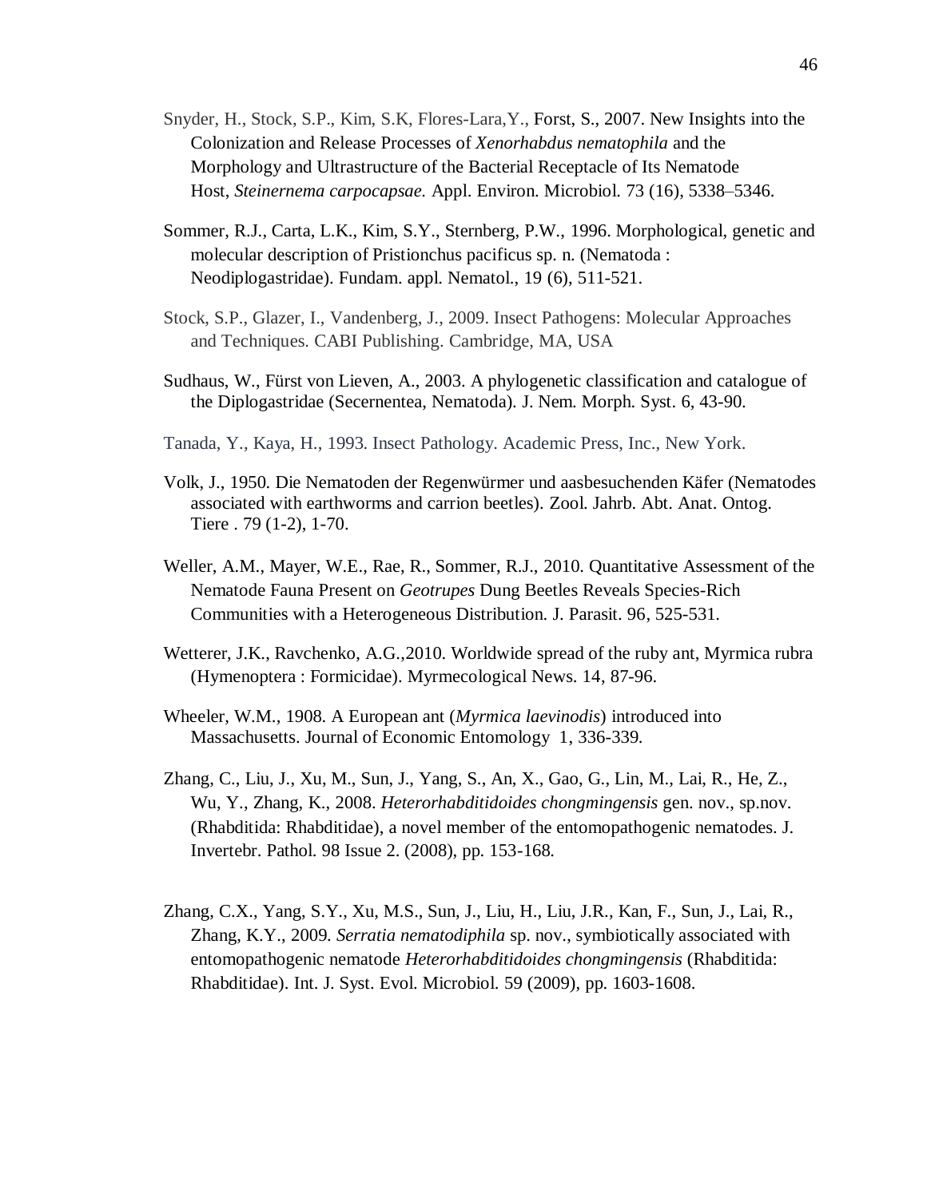Snyder, H., Stock, S.P., Kim, S.K, Flores-Lara,Y., Forst, S., 2007. New Insights into the Colonization and Release Processes of *Xenorhabdus nematophila* and the Morphology and Ultrastructure of the Bacterial Receptacle of Its Nematode Host, *Steinernema carpocapsae.* Appl. Environ. Microbiol. 73 (16), 5338–5346.

Sommer, R.J., Carta, L.K., Kim, S.Y., Sternberg, P.W., 1996. Morphological, genetic and molecular description of Pristionchus pacificus sp. n. (Nematoda : Neodiplogastridae). Fundam. appl. Nematol., 19 (6), 511-521.

Stock, S.P., Glazer, I., Vandenberg, J., 2009. Insect Pathogens: Molecular Approaches and Techniques. CABI Publishing. Cambridge, MA, USA

Sudhaus, W., Fürst von Lieven, A., 2003. A phylogenetic classification and catalogue of the Diplogastridae (Secernentea, Nematoda). J. Nem. Morph. Syst. 6, 43-90.

Tanada, Y., Kaya, H., 1993. Insect Pathology. Academic Press, Inc., New York.

Volk, J., 1950. Die Nematoden der Regenwürmer und aasbesuchenden Käfer (Nematodes associated with earthworms and carrion beetles). Zool. Jahrb. Abt. Anat. Ontog. Tiere . 79 (1-2), 1-70.

Weller, A.M., Mayer, W.E., Rae, R., Sommer, R.J., 2010. Quantitative Assessment of the Nematode Fauna Present on *Geotrupes* Dung Beetles Reveals Species-Rich Communities with a Heterogeneous Distribution. J. Parasit. 96, 525-531.

Wetterer, J.K., Ravchenko, A.G.,2010. Worldwide spread of the ruby ant, Myrmica rubra (Hymenoptera : Formicidae). Myrmecological News. 14, 87-96.

Wheeler, W.M., 1908. A European ant (*Myrmica laevinodis*) introduced into Massachusetts. Journal of Economic Entomology 1, 336-339.

Zhang, C., Liu, J., Xu, M., Sun, J., Yang, S., An, X., Gao, G., Lin, M., Lai, R., He, Z., Wu, Y., Zhang, K., 2008. *Heterorhabditidoides chongmingensis* gen. nov., sp.nov. (Rhabditida: Rhabditidae), a novel member of the entomopathogenic nematodes. J. Invertebr. Pathol. 98 Issue 2. (2008), pp. 153-168.

Zhang, C.X., Yang, S.Y., Xu, M.S., Sun, J., Liu, H., Liu, J.R., Kan, F., Sun, J., Lai, R., Zhang, K.Y., 2009. *Serratia nematodiphila* sp. nov., symbiotically associated with entomopathogenic nematode *Heterorhabditidoides chongmingensis* (Rhabditida: Rhabditidae). Int. J. Syst. Evol. Microbiol. 59 (2009), pp. 1603-1608.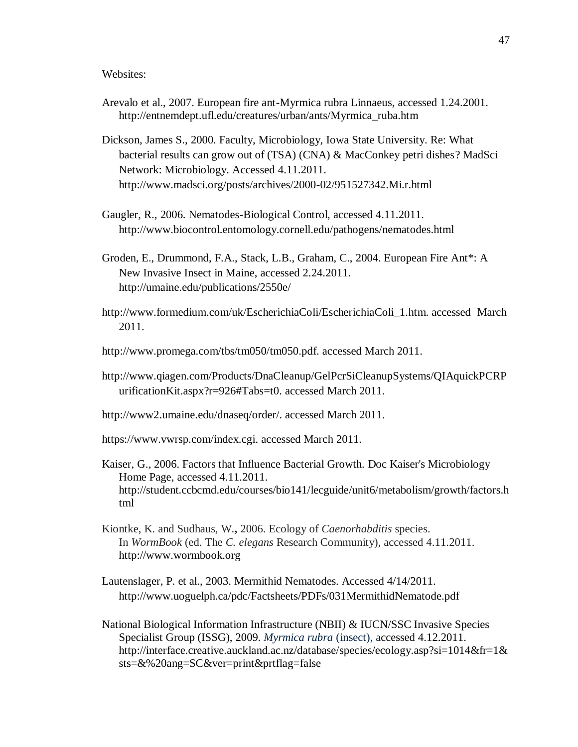Websites:

Arevalo et al., 2007. European fire ant-Myrmica rubra Linnaeus, accessed 1.24.2001. http://entnemdept.ufl.edu/creatures/urban/ants/Myrmica_ruba.htm

Dickson, James S., 2000. Faculty, Microbiology, Iowa State University. Re: What bacterial results can grow out of (TSA) (CNA) & MacConkey petri dishes? MadSci Network: Microbiology. Accessed 4.11.2011. http://www.madsci.org/posts/archives/2000-02/951527342.Mi.r.html

Gaugler, R., 2006. Nematodes-Biological Control, accessed 4.11.2011. http://www.biocontrol.entomology.cornell.edu/pathogens/nematodes.html

Groden, E., Drummond, F.A., Stack, L.B., Graham, C., 2004. European Fire Ant*: A New Invasive Insect in Maine, accessed 2.24.2011. http://umaine.edu/publications/2550e/

http://www.formedium.com/uk/EscherichiaColi/EscherichiaColi_1.htm. accessed March 2011.

http://www.promega.com/tbs/tm050/tm050.pdf. accessed March 2011.

http://www.qiagen.com/Products/DnaCleanup/GelPcrSiCleanupSystems/QIAquickPCRPurificationKit.aspx?r=926#Tabs=t0. accessed March 2011.

http://www2.umaine.edu/dnaseq/order/. accessed March 2011.

https://www.vwrsp.com/index.cgi. accessed March 2011.

Kaiser, G., 2006. Factors that Influence Bacterial Growth. Doc Kaiser's Microbiology Home Page, accessed 4.11.2011. http://student.ccbcmd.edu/courses/bio141/lecguide/unit6/metabolism/growth/factors.html

Kiontke, K. and Sudhaus, W**.,** 2006. Ecology of *Caenorhabditis* species. In *WormBook* (ed. The *C. elegans* Research Community), accessed 4.11.2011. http://www.wormbook.org

Lautenslager, P. et al., 2003. Mermithid Nematodes. Accessed 4/14/2011. http://www.uoguelph.ca/pdc/Factsheets/PDFs/031MermithidNematode.pdf

National Biological Information Infrastructure (NBII) & IUCN/SSC Invasive Species Specialist Group (ISSG), 2009. *Myrmica rubra* (insect), accessed 4.12.2011. http://interface.creative.auckland.ac.nz/database/species/ecology.asp?si=1014&fr=1&sts=&%20ang=SC&ver=print&prtflag=false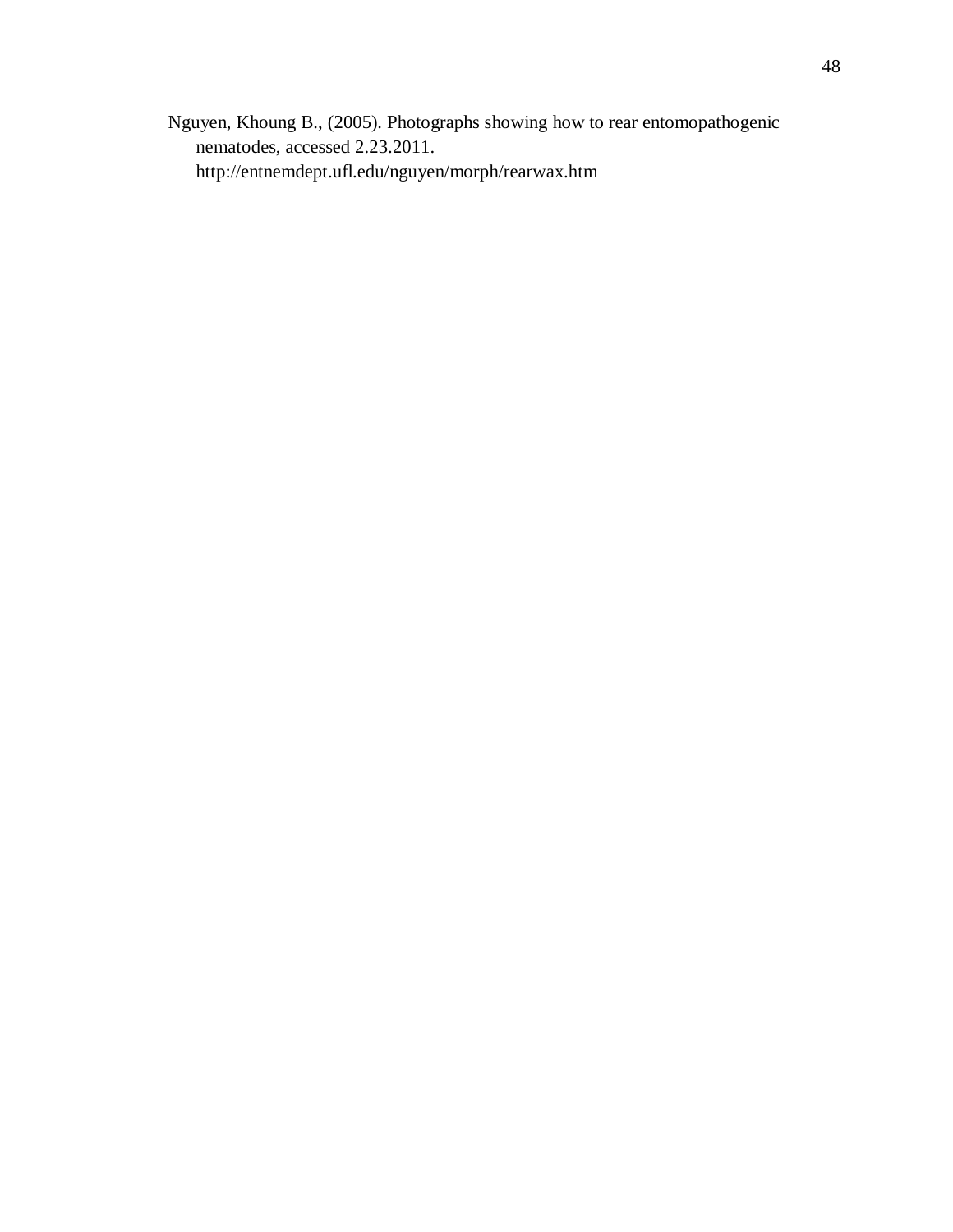Nguyen, Khoung B., (2005). Photographs showing how to rear entomopathogenic nematodes, accessed 2.23.2011. http://entnemdept.ufl.edu/nguyen/morph/rearwax.htm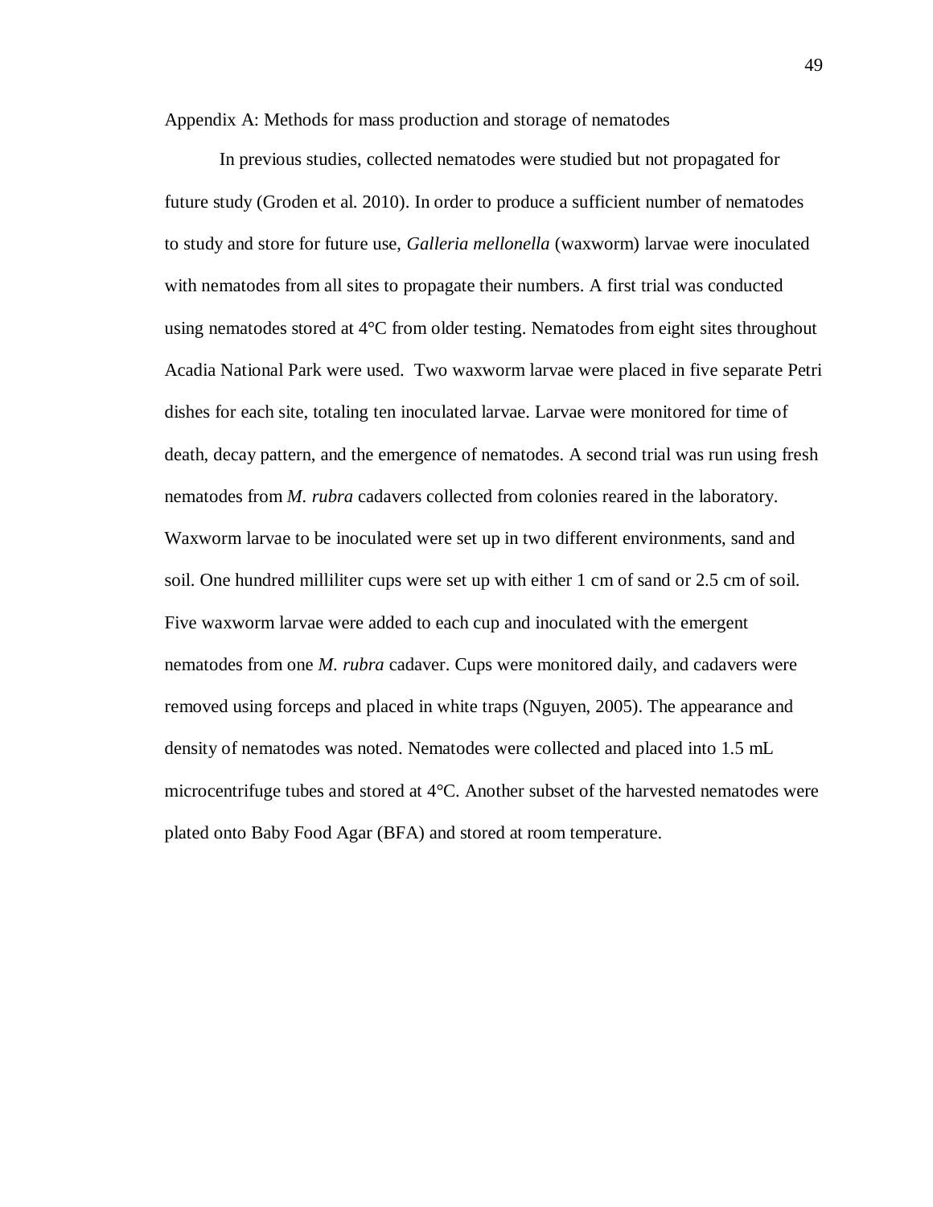# Appendix A: Methods for mass production and storage of nematodes

In previous studies, collected nematodes were studied but not propagated for future study (Groden et al. 2010). In order to produce a sufficient number of nematodes to study and store for future use, *Galleria mellonella* (waxworm) larvae were inoculated with nematodes from all sites to propagate their numbers. A first trial was conducted using nematodes stored at 4°C from older testing. Nematodes from eight sites throughout Acadia National Park were used. Two waxworm larvae were placed in five separate Petri dishes for each site, totaling ten inoculated larvae. Larvae were monitored for time of death, decay pattern, and the emergence of nematodes. A second trial was run using fresh nematodes from *M. rubra* cadavers collected from colonies reared in the laboratory. Waxworm larvae to be inoculated were set up in two different environments, sand and soil. One hundred milliliter cups were set up with either 1 cm of sand or 2.5 cm of soil. Five waxworm larvae were added to each cup and inoculated with the emergent nematodes from one *M. rubra* cadaver. Cups were monitored daily, and cadavers were removed using forceps and placed in white traps (Nguyen, 2005). The appearance and density of nematodes was noted. Nematodes were collected and placed into 1.5 mL microcentrifuge tubes and stored at 4°C. Another subset of the harvested nematodes were plated onto Baby Food Agar (BFA) and stored at room temperature.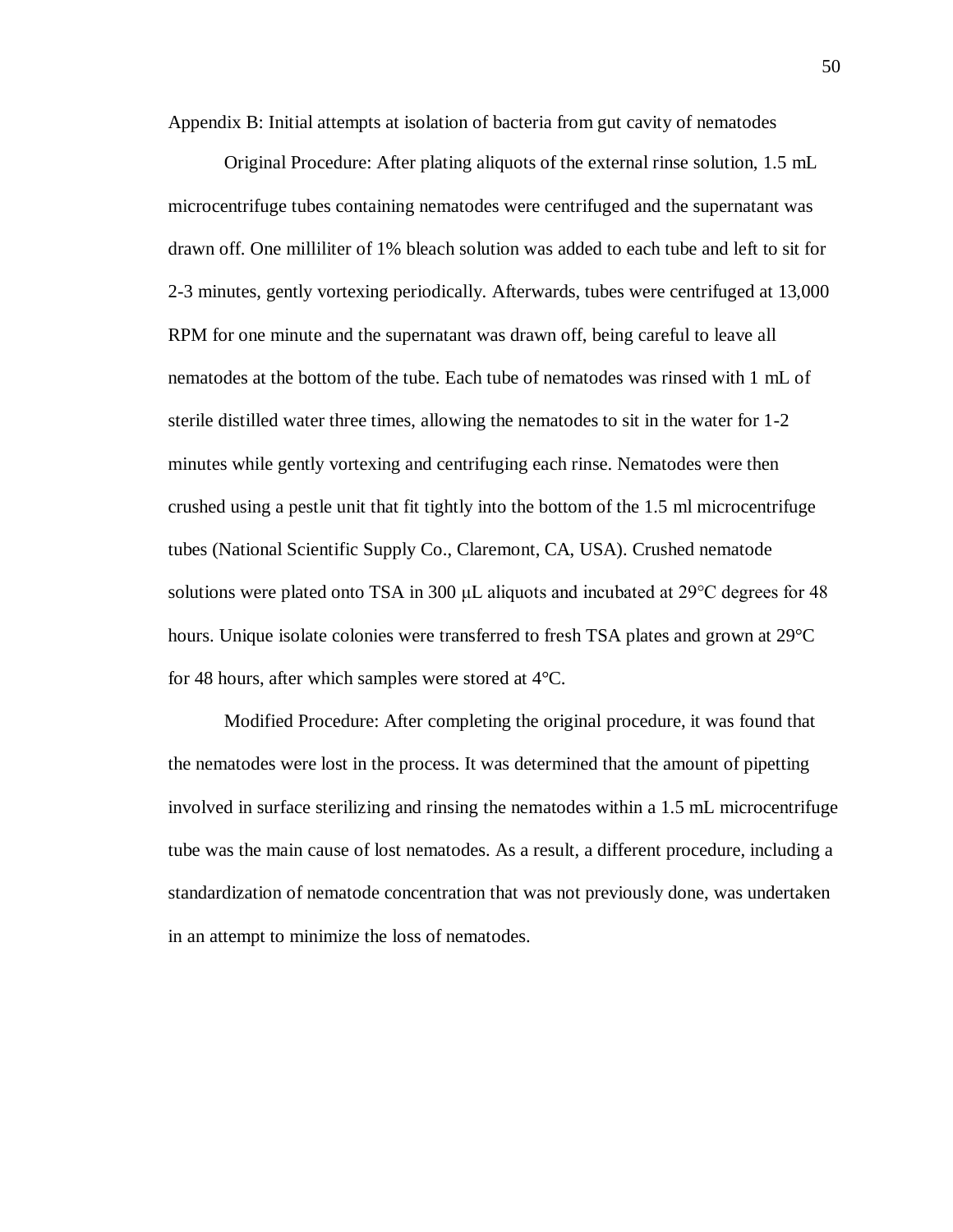## Appendix B: Initial attempts at isolation of bacteria from gut cavity of nematodes

Original Procedure: After plating aliquots of the external rinse solution, 1.5 mL microcentrifuge tubes containing nematodes were centrifuged and the supernatant was drawn off. One milliliter of 1% bleach solution was added to each tube and left to sit for 2-3 minutes, gently vortexing periodically. Afterwards, tubes were centrifuged at 13,000 RPM for one minute and the supernatant was drawn off, being careful to leave all nematodes at the bottom of the tube. Each tube of nematodes was rinsed with 1 mL of sterile distilled water three times, allowing the nematodes to sit in the water for 1-2 minutes while gently vortexing and centrifuging each rinse. Nematodes were then crushed using a pestle unit that fit tightly into the bottom of the 1.5 ml microcentrifuge tubes (National Scientific Supply Co., Claremont, CA, USA). Crushed nematode solutions were plated onto TSA in 300 μL aliquots and incubated at 29°C degrees for 48 hours. Unique isolate colonies were transferred to fresh TSA plates and grown at 29°C for 48 hours, after which samples were stored at 4°C.

Modified Procedure: After completing the original procedure, it was found that the nematodes were lost in the process. It was determined that the amount of pipetting involved in surface sterilizing and rinsing the nematodes within a 1.5 mL microcentrifuge tube was the main cause of lost nematodes. As a result, a different procedure, including a standardization of nematode concentration that was not previously done, was undertaken in an attempt to minimize the loss of nematodes.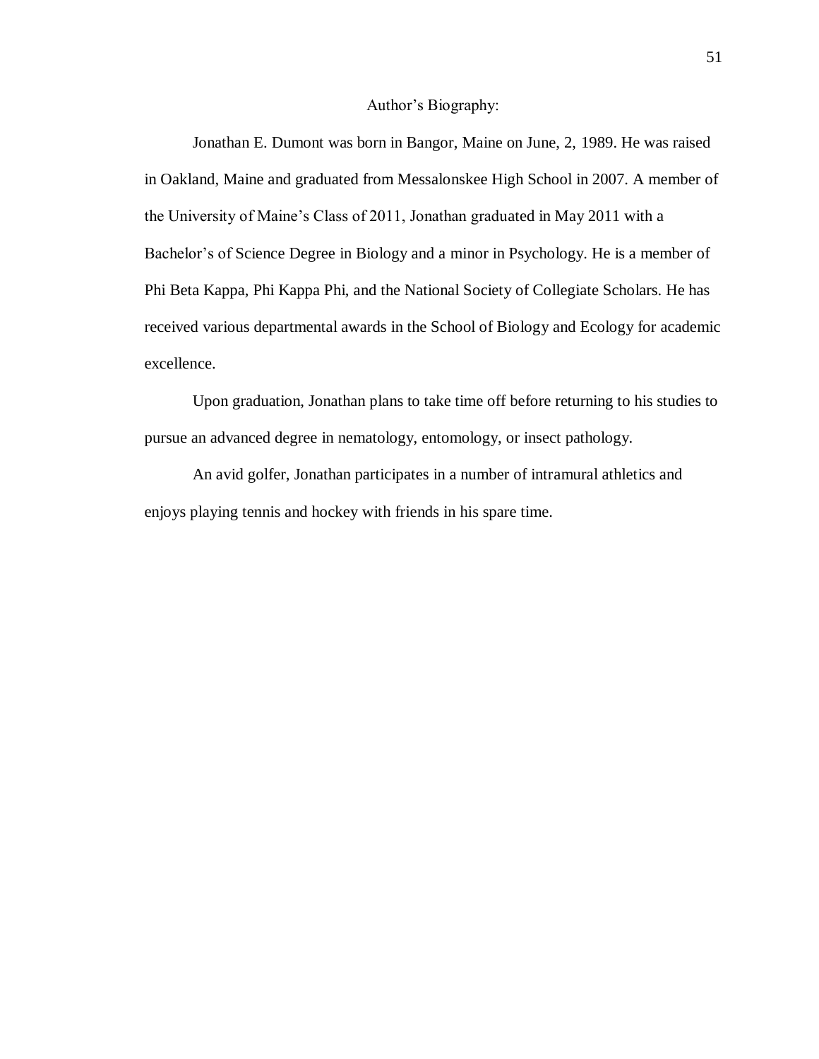# Author's Biography:

Jonathan E. Dumont was born in Bangor, Maine on June, 2, 1989. He was raised in Oakland, Maine and graduated from Messalonskee High School in 2007. A member of the University of Maine's Class of 2011, Jonathan graduated in May 2011 with a Bachelor's of Science Degree in Biology and a minor in Psychology. He is a member of Phi Beta Kappa, Phi Kappa Phi, and the National Society of Collegiate Scholars. He has received various departmental awards in the School of Biology and Ecology for academic excellence.

Upon graduation, Jonathan plans to take time off before returning to his studies to pursue an advanced degree in nematology, entomology, or insect pathology.

An avid golfer, Jonathan participates in a number of intramural athletics and enjoys playing tennis and hockey with friends in his spare time.